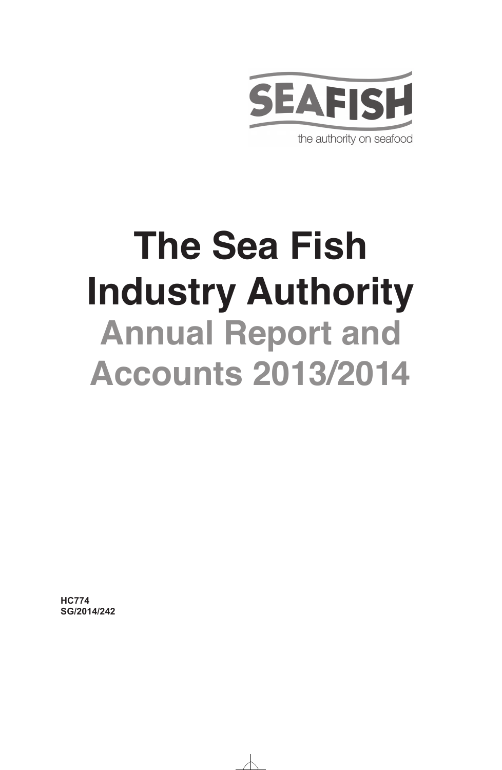SEAFISH

the authority on seafood

# The Sea Fish Industry Authority

## Annual Report and Accounts 2013/2014

**HC774**
**SG/2014/242**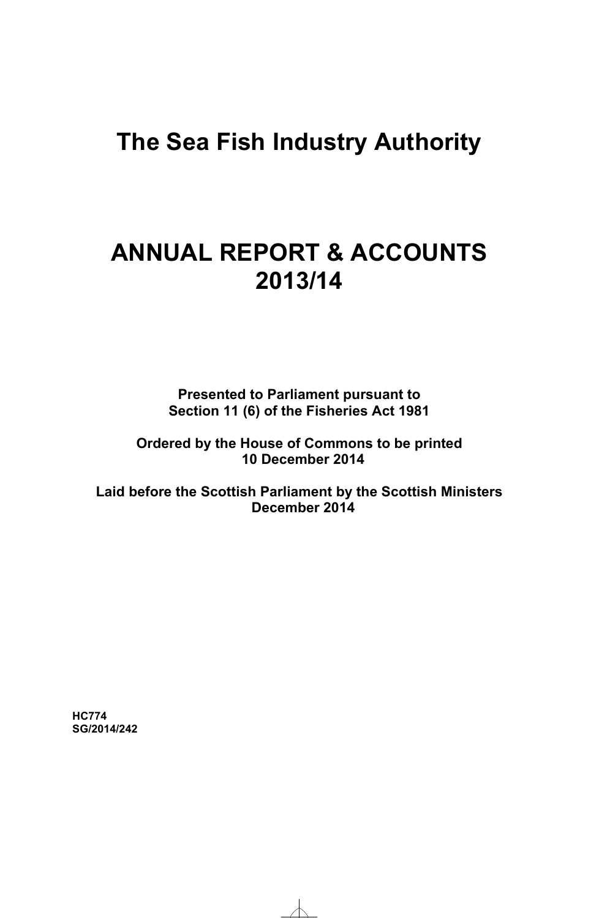# The Sea Fish Industry Authority

# ANNUAL REPORT & ACCOUNTS 2013/14

**Presented to Parliament pursuant to Section 11 (6) of the Fisheries Act 1981**

**Ordered by the House of Commons to be printed 10 December 2014**

**Laid before the Scottish Parliament by the Scottish Ministers December 2014**

**HC774**
**SG/2014/242**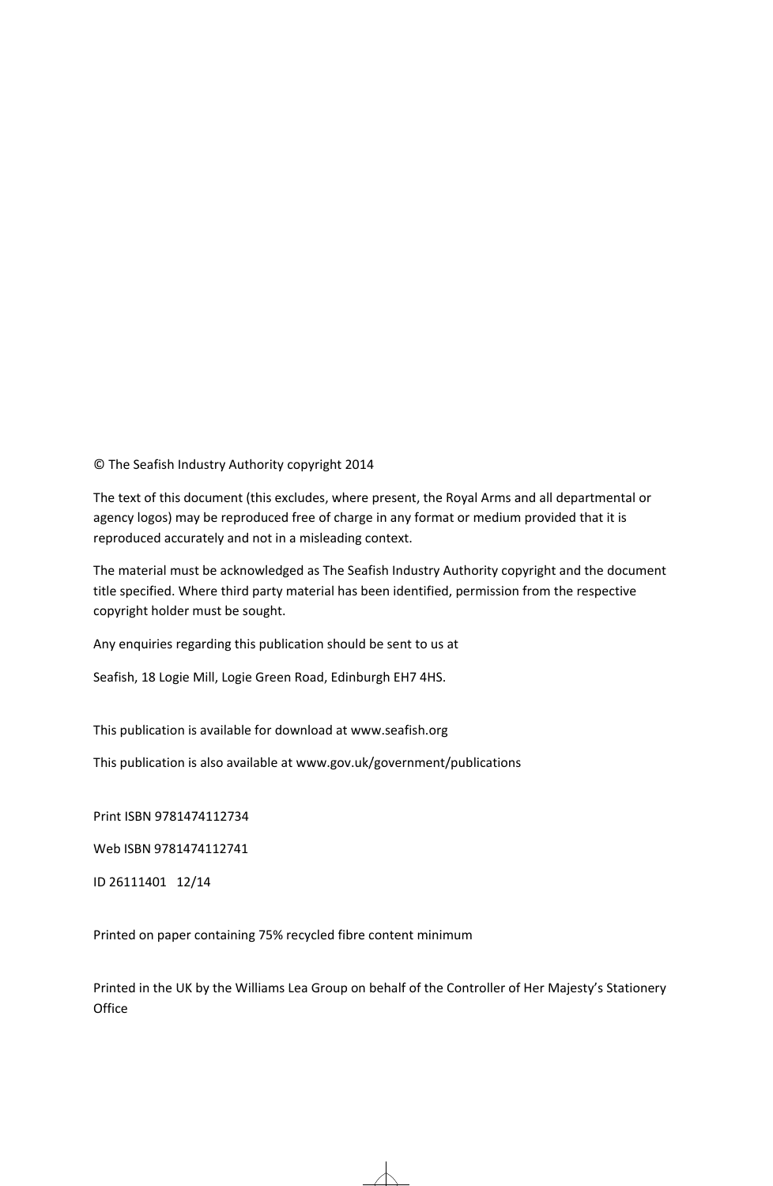© The Seafish Industry Authority copyright 2014

The text of this document (this excludes, where present, the Royal Arms and all departmental or agency logos) may be reproduced free of charge in any format or medium provided that it is reproduced accurately and not in a misleading context.

The material must be acknowledged as The Seafish Industry Authority copyright and the document title specified. Where third party material has been identified, permission from the respective copyright holder must be sought.

Any enquiries regarding this publication should be sent to us at

Seafish, 18 Logie Mill, Logie Green Road, Edinburgh EH7 4HS.

This publication is available for download at www.seafish.org

This publication is also available at www.gov.uk/government/publications

Print ISBN 9781474112734

Web ISBN 9781474112741

ID 26111401 12/14

Printed on paper containing 75% recycled fibre content minimum

Printed in the UK by the Williams Lea Group on behalf of the Controller of Her Majesty's Stationery Office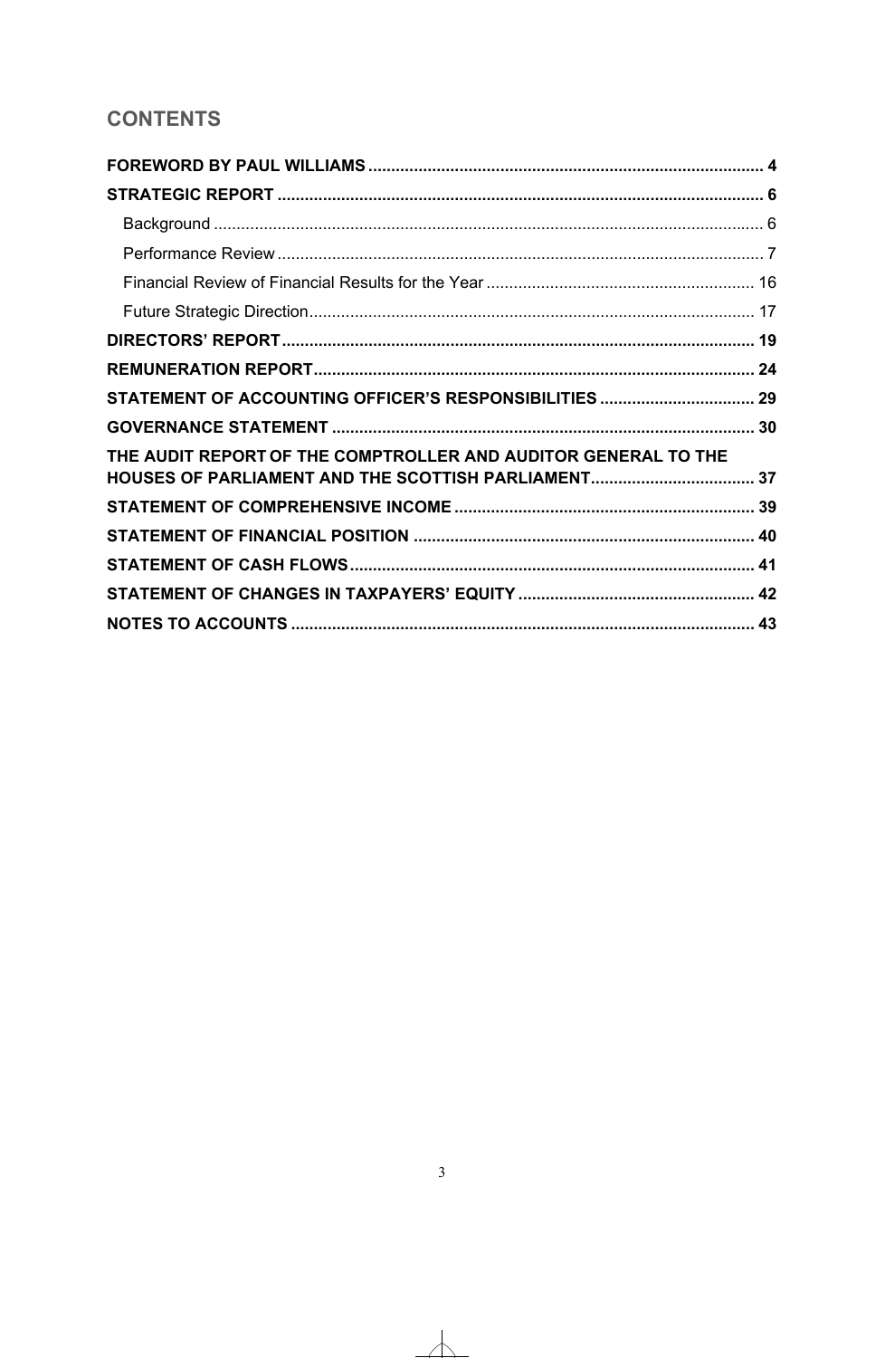## CONTENTS

**FOREWORD BY PAUL WILLIAMS** ..... **4**

**STRATEGIC REPORT** ..... **6**

- Background ..... 6
- Performance Review ..... 7
- Financial Review of Financial Results for the Year ..... 16
- Future Strategic Direction ..... 17

**DIRECTORS' REPORT** ..... **19**

**REMUNERATION REPORT** ..... **24**

**STATEMENT OF ACCOUNTING OFFICER'S RESPONSIBILITIES** ..... **29**

**GOVERNANCE STATEMENT** ..... **30**

**THE AUDIT REPORT OF THE COMPTROLLER AND AUDITOR GENERAL TO THE HOUSES OF PARLIAMENT AND THE SCOTTISH PARLIAMENT** ..... **37**

**STATEMENT OF COMPREHENSIVE INCOME** ..... **39**

**STATEMENT OF FINANCIAL POSITION** ..... **40**

**STATEMENT OF CASH FLOWS** ..... **41**

**STATEMENT OF CHANGES IN TAXPAYERS' EQUITY** ..... **42**

**NOTES TO ACCOUNTS** ..... **43**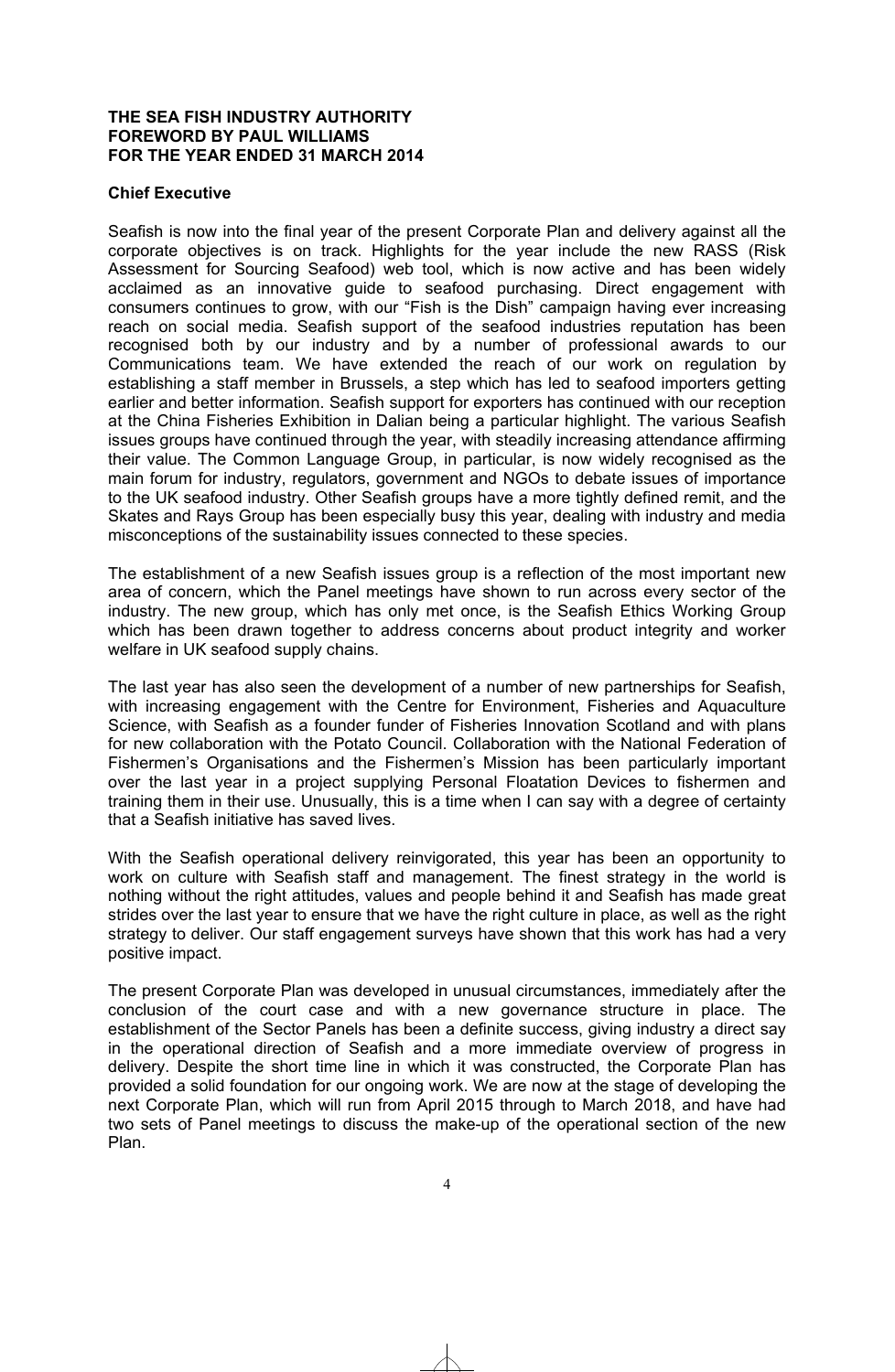**THE SEA FISH INDUSTRY AUTHORITY**
**FOREWORD BY PAUL WILLIAMS**
**FOR THE YEAR ENDED 31 MARCH 2014**

**Chief Executive**

Seafish is now into the final year of the present Corporate Plan and delivery against all the corporate objectives is on track. Highlights for the year include the new RASS (Risk Assessment for Sourcing Seafood) web tool, which is now active and has been widely acclaimed as an innovative guide to seafood purchasing. Direct engagement with consumers continues to grow, with our "Fish is the Dish" campaign having ever increasing reach on social media. Seafish support of the seafood industries reputation has been recognised both by our industry and by a number of professional awards to our Communications team. We have extended the reach of our work on regulation by establishing a staff member in Brussels, a step which has led to seafood importers getting earlier and better information. Seafish support for exporters has continued with our reception at the China Fisheries Exhibition in Dalian being a particular highlight. The various Seafish issues groups have continued through the year, with steadily increasing attendance affirming their value. The Common Language Group, in particular, is now widely recognised as the main forum for industry, regulators, government and NGOs to debate issues of importance to the UK seafood industry. Other Seafish groups have a more tightly defined remit, and the Skates and Rays Group has been especially busy this year, dealing with industry and media misconceptions of the sustainability issues connected to these species.

The establishment of a new Seafish issues group is a reflection of the most important new area of concern, which the Panel meetings have shown to run across every sector of the industry. The new group, which has only met once, is the Seafish Ethics Working Group which has been drawn together to address concerns about product integrity and worker welfare in UK seafood supply chains.

The last year has also seen the development of a number of new partnerships for Seafish, with increasing engagement with the Centre for Environment, Fisheries and Aquaculture Science, with Seafish as a founder funder of Fisheries Innovation Scotland and with plans for new collaboration with the Potato Council. Collaboration with the National Federation of Fishermen's Organisations and the Fishermen's Mission has been particularly important over the last year in a project supplying Personal Floatation Devices to fishermen and training them in their use. Unusually, this is a time when I can say with a degree of certainty that a Seafish initiative has saved lives.

With the Seafish operational delivery reinvigorated, this year has been an opportunity to work on culture with Seafish staff and management. The finest strategy in the world is nothing without the right attitudes, values and people behind it and Seafish has made great strides over the last year to ensure that we have the right culture in place, as well as the right strategy to deliver. Our staff engagement surveys have shown that this work has had a very positive impact.

The present Corporate Plan was developed in unusual circumstances, immediately after the conclusion of the court case and with a new governance structure in place. The establishment of the Sector Panels has been a definite success, giving industry a direct say in the operational direction of Seafish and a more immediate overview of progress in delivery. Despite the short time line in which it was constructed, the Corporate Plan has provided a solid foundation for our ongoing work. We are now at the stage of developing the next Corporate Plan, which will run from April 2015 through to March 2018, and have had two sets of Panel meetings to discuss the make-up of the operational section of the new Plan.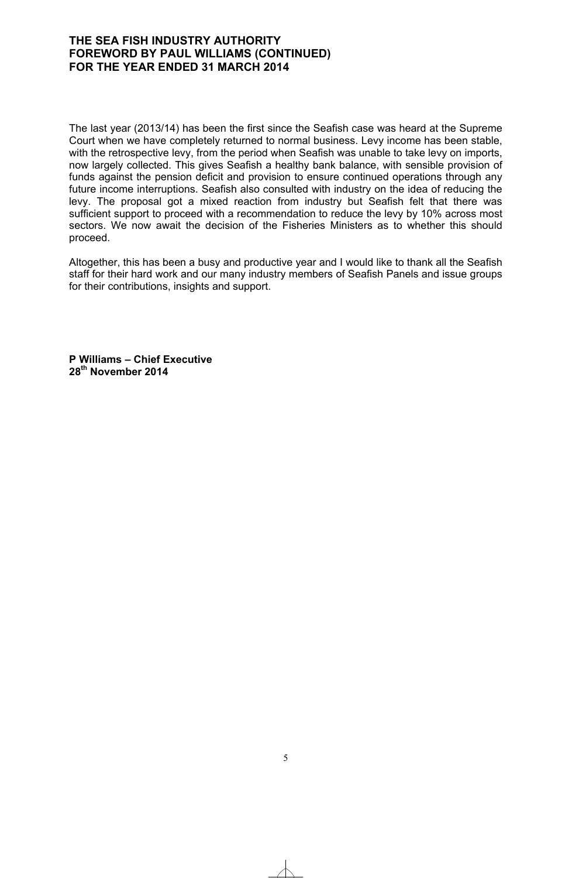The last year (2013/14) has been the first since the Seafish case was heard at the Supreme Court when we have completely returned to normal business. Levy income has been stable, with the retrospective levy, from the period when Seafish was unable to take levy on imports, now largely collected. This gives Seafish a healthy bank balance, with sensible provision of funds against the pension deficit and provision to ensure continued operations through any future income interruptions. Seafish also consulted with industry on the idea of reducing the levy. The proposal got a mixed reaction from industry but Seafish felt that there was sufficient support to proceed with a recommendation to reduce the levy by 10% across most sectors. We now await the decision of the Fisheries Ministers as to whether this should proceed.

Altogether, this has been a busy and productive year and I would like to thank all the Seafish staff for their hard work and our many industry members of Seafish Panels and issue groups for their contributions, insights and support.

**P Williams – Chief Executive**
**28th November 2014**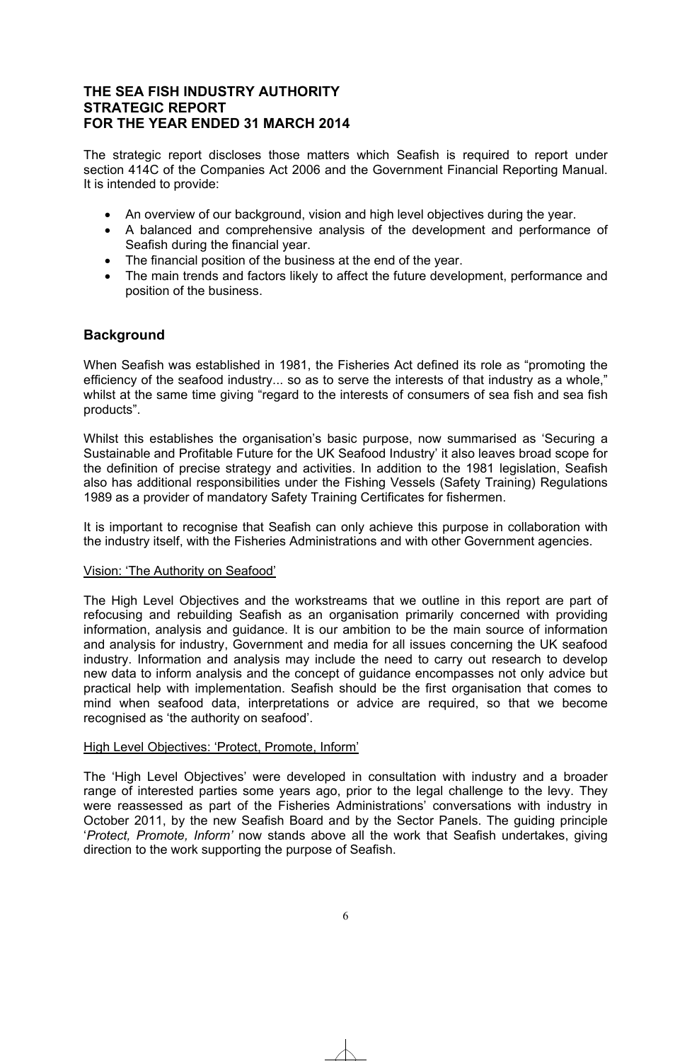# THE SEA FISH INDUSTRY AUTHORITY
# STRATEGIC REPORT
# FOR THE YEAR ENDED 31 MARCH 2014

The strategic report discloses those matters which Seafish is required to report under section 414C of the Companies Act 2006 and the Government Financial Reporting Manual. It is intended to provide:

- An overview of our background, vision and high level objectives during the year.
- A balanced and comprehensive analysis of the development and performance of Seafish during the financial year.
- The financial position of the business at the end of the year.
- The main trends and factors likely to affect the future development, performance and position of the business.

## Background

When Seafish was established in 1981, the Fisheries Act defined its role as "promoting the efficiency of the seafood industry... so as to serve the interests of that industry as a whole," whilst at the same time giving "regard to the interests of consumers of sea fish and sea fish products".

Whilst this establishes the organisation's basic purpose, now summarised as 'Securing a Sustainable and Profitable Future for the UK Seafood Industry' it also leaves broad scope for the definition of precise strategy and activities. In addition to the 1981 legislation, Seafish also has additional responsibilities under the Fishing Vessels (Safety Training) Regulations 1989 as a provider of mandatory Safety Training Certificates for fishermen.

It is important to recognise that Seafish can only achieve this purpose in collaboration with the industry itself, with the Fisheries Administrations and with other Government agencies.

Vision: 'The Authority on Seafood'

The High Level Objectives and the workstreams that we outline in this report are part of refocusing and rebuilding Seafish as an organisation primarily concerned with providing information, analysis and guidance. It is our ambition to be the main source of information and analysis for industry, Government and media for all issues concerning the UK seafood industry. Information and analysis may include the need to carry out research to develop new data to inform analysis and the concept of guidance encompasses not only advice but practical help with implementation. Seafish should be the first organisation that comes to mind when seafood data, interpretations or advice are required, so that we become recognised as 'the authority on seafood'.

High Level Objectives: 'Protect, Promote, Inform'

The 'High Level Objectives' were developed in consultation with industry and a broader range of interested parties some years ago, prior to the legal challenge to the levy. They were reassessed as part of the Fisheries Administrations' conversations with industry in October 2011, by the new Seafish Board and by the Sector Panels. The guiding principle '*Protect, Promote, Inform*' now stands above all the work that Seafish undertakes, giving direction to the work supporting the purpose of Seafish.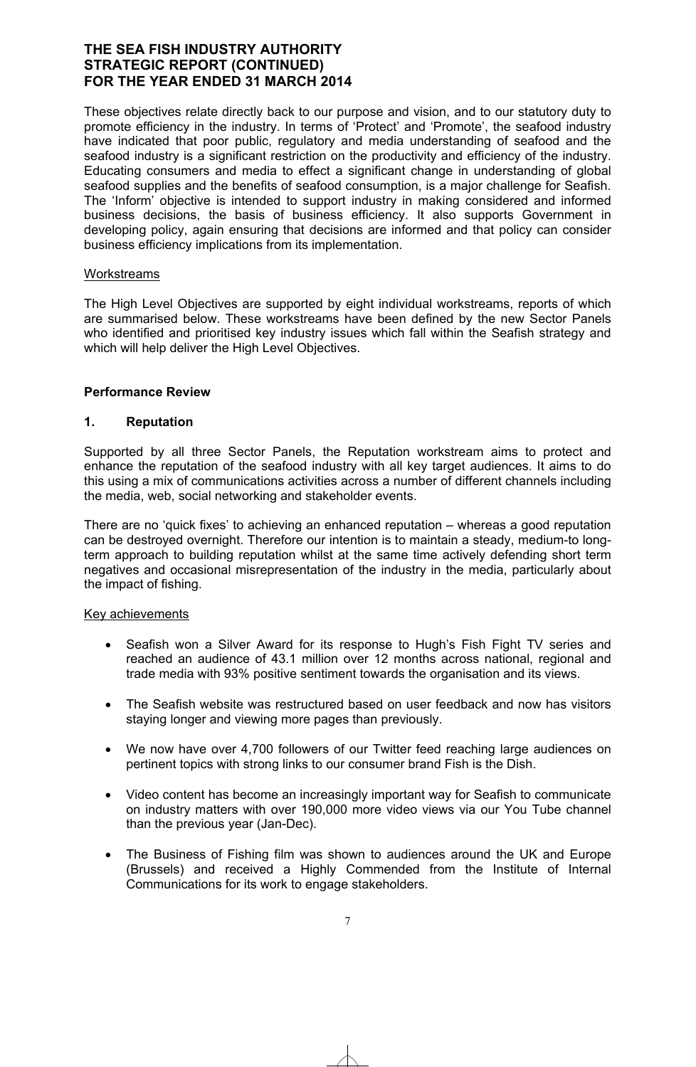These objectives relate directly back to our purpose and vision, and to our statutory duty to promote efficiency in the industry. In terms of 'Protect' and 'Promote', the seafood industry have indicated that poor public, regulatory and media understanding of seafood and the seafood industry is a significant restriction on the productivity and efficiency of the industry. Educating consumers and media to effect a significant change in understanding of global seafood supplies and the benefits of seafood consumption, is a major challenge for Seafish. The 'Inform' objective is intended to support industry in making considered and informed business decisions, the basis of business efficiency. It also supports Government in developing policy, again ensuring that decisions are informed and that policy can consider business efficiency implications from its implementation.

Workstreams

The High Level Objectives are supported by eight individual workstreams, reports of which are summarised below. These workstreams have been defined by the new Sector Panels who identified and prioritised key industry issues which fall within the Seafish strategy and which will help deliver the High Level Objectives.

## Performance Review

### 1. Reputation

Supported by all three Sector Panels, the Reputation workstream aims to protect and enhance the reputation of the seafood industry with all key target audiences. It aims to do this using a mix of communications activities across a number of different channels including the media, web, social networking and stakeholder events.

There are no 'quick fixes' to achieving an enhanced reputation – whereas a good reputation can be destroyed overnight. Therefore our intention is to maintain a steady, medium-to long-term approach to building reputation whilst at the same time actively defending short term negatives and occasional misrepresentation of the industry in the media, particularly about the impact of fishing.

Key achievements

- Seafish won a Silver Award for its response to Hugh's Fish Fight TV series and reached an audience of 43.1 million over 12 months across national, regional and trade media with 93% positive sentiment towards the organisation and its views.
- The Seafish website was restructured based on user feedback and now has visitors staying longer and viewing more pages than previously.
- We now have over 4,700 followers of our Twitter feed reaching large audiences on pertinent topics with strong links to our consumer brand Fish is the Dish.
- Video content has become an increasingly important way for Seafish to communicate on industry matters with over 190,000 more video views via our You Tube channel than the previous year (Jan-Dec).
- The Business of Fishing film was shown to audiences around the UK and Europe (Brussels) and received a Highly Commended from the Institute of Internal Communications for its work to engage stakeholders.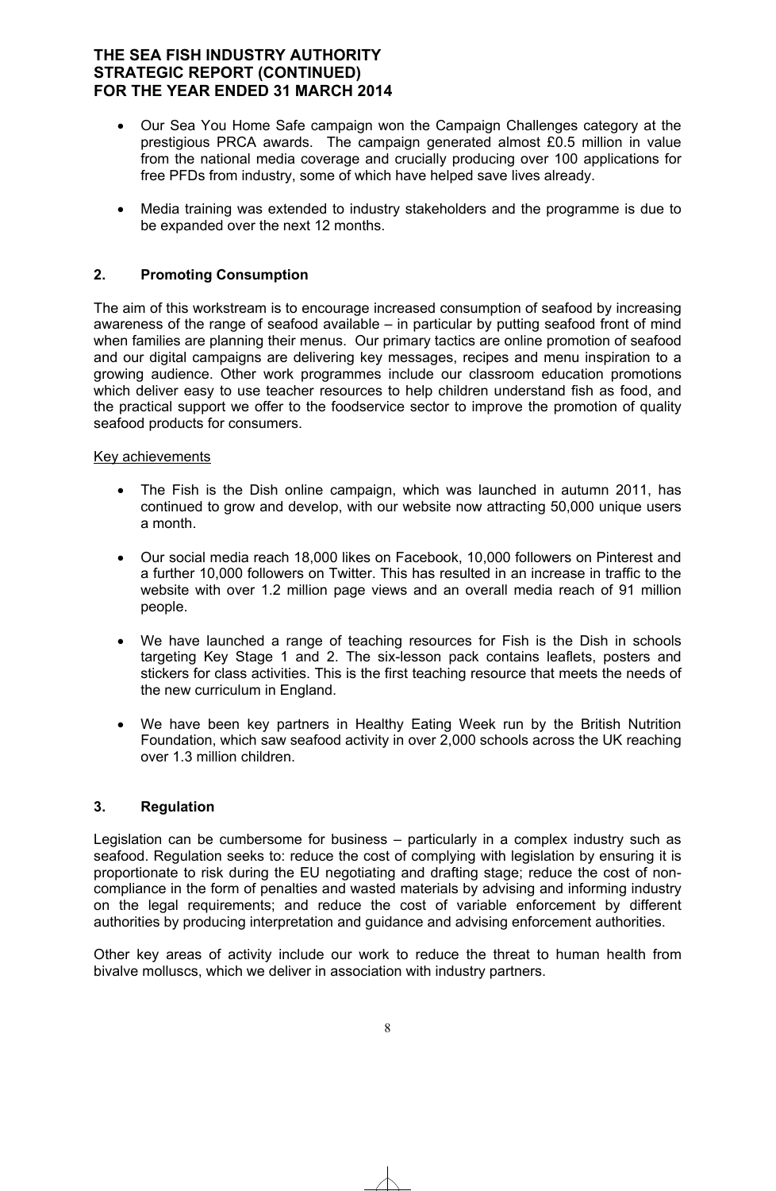- Our Sea You Home Safe campaign won the Campaign Challenges category at the prestigious PRCA awards. The campaign generated almost £0.5 million in value from the national media coverage and crucially producing over 100 applications for free PFDs from industry, some of which have helped save lives already.
- Media training was extended to industry stakeholders and the programme is due to be expanded over the next 12 months.

## 2. Promoting Consumption

The aim of this workstream is to encourage increased consumption of seafood by increasing awareness of the range of seafood available – in particular by putting seafood front of mind when families are planning their menus. Our primary tactics are online promotion of seafood and our digital campaigns are delivering key messages, recipes and menu inspiration to a growing audience. Other work programmes include our classroom education promotions which deliver easy to use teacher resources to help children understand fish as food, and the practical support we offer to the foodservice sector to improve the promotion of quality seafood products for consumers.

Key achievements

- The Fish is the Dish online campaign, which was launched in autumn 2011, has continued to grow and develop, with our website now attracting 50,000 unique users a month.
- Our social media reach 18,000 likes on Facebook, 10,000 followers on Pinterest and a further 10,000 followers on Twitter. This has resulted in an increase in traffic to the website with over 1.2 million page views and an overall media reach of 91 million people.
- We have launched a range of teaching resources for Fish is the Dish in schools targeting Key Stage 1 and 2. The six-lesson pack contains leaflets, posters and stickers for class activities. This is the first teaching resource that meets the needs of the new curriculum in England.
- We have been key partners in Healthy Eating Week run by the British Nutrition Foundation, which saw seafood activity in over 2,000 schools across the UK reaching over 1.3 million children.

## 3. Regulation

Legislation can be cumbersome for business – particularly in a complex industry such as seafood. Regulation seeks to: reduce the cost of complying with legislation by ensuring it is proportionate to risk during the EU negotiating and drafting stage; reduce the cost of non-compliance in the form of penalties and wasted materials by advising and informing industry on the legal requirements; and reduce the cost of variable enforcement by different authorities by producing interpretation and guidance and advising enforcement authorities.

Other key areas of activity include our work to reduce the threat to human health from bivalve molluscs, which we deliver in association with industry partners.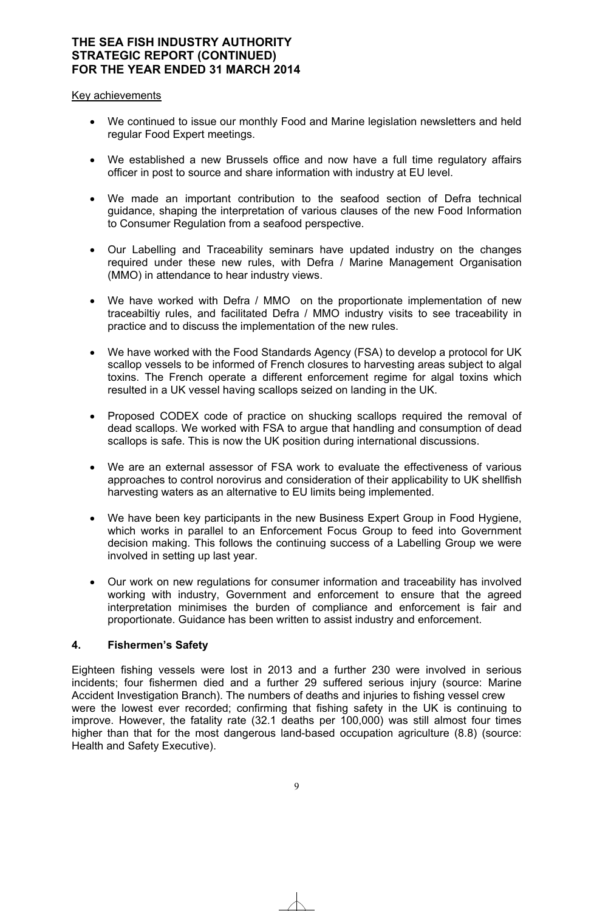Key achievements

- We continued to issue our monthly Food and Marine legislation newsletters and held regular Food Expert meetings.
- We established a new Brussels office and now have a full time regulatory affairs officer in post to source and share information with industry at EU level.
- We made an important contribution to the seafood section of Defra technical guidance, shaping the interpretation of various clauses of the new Food Information to Consumer Regulation from a seafood perspective.
- Our Labelling and Traceability seminars have updated industry on the changes required under these new rules, with Defra / Marine Management Organisation (MMO) in attendance to hear industry views.
- We have worked with Defra / MMO on the proportionate implementation of new traceabiltiy rules, and facilitated Defra / MMO industry visits to see traceability in practice and to discuss the implementation of the new rules.
- We have worked with the Food Standards Agency (FSA) to develop a protocol for UK scallop vessels to be informed of French closures to harvesting areas subject to algal toxins. The French operate a different enforcement regime for algal toxins which resulted in a UK vessel having scallops seized on landing in the UK.
- Proposed CODEX code of practice on shucking scallops required the removal of dead scallops. We worked with FSA to argue that handling and consumption of dead scallops is safe. This is now the UK position during international discussions.
- We are an external assessor of FSA work to evaluate the effectiveness of various approaches to control norovirus and consideration of their applicability to UK shellfish harvesting waters as an alternative to EU limits being implemented.
- We have been key participants in the new Business Expert Group in Food Hygiene, which works in parallel to an Enforcement Focus Group to feed into Government decision making. This follows the continuing success of a Labelling Group we were involved in setting up last year.
- Our work on new regulations for consumer information and traceability has involved working with industry, Government and enforcement to ensure that the agreed interpretation minimises the burden of compliance and enforcement is fair and proportionate. Guidance has been written to assist industry and enforcement.

## 4. Fishermen's Safety

Eighteen fishing vessels were lost in 2013 and a further 230 were involved in serious incidents; four fishermen died and a further 29 suffered serious injury (source: Marine Accident Investigation Branch). The numbers of deaths and injuries to fishing vessel crew were the lowest ever recorded; confirming that fishing safety in the UK is continuing to improve. However, the fatality rate (32.1 deaths per 100,000) was still almost four times higher than that for the most dangerous land-based occupation agriculture (8.8) (source: Health and Safety Executive).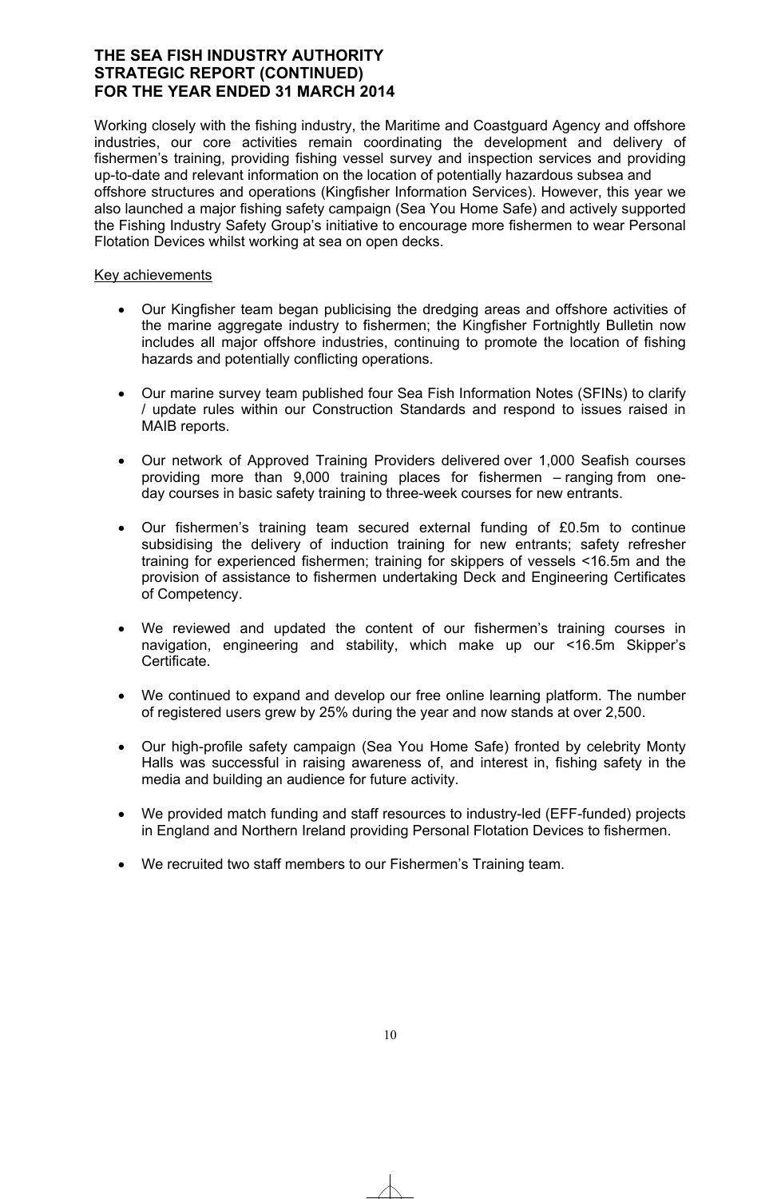Working closely with the fishing industry, the Maritime and Coastguard Agency and offshore industries, our core activities remain coordinating the development and delivery of fishermen's training, providing fishing vessel survey and inspection services and providing up-to-date and relevant information on the location of potentially hazardous subsea and offshore structures and operations (Kingfisher Information Services). However, this year we also launched a major fishing safety campaign (Sea You Home Safe) and actively supported the Fishing Industry Safety Group's initiative to encourage more fishermen to wear Personal Flotation Devices whilst working at sea on open decks.

Key achievements

- Our Kingfisher team began publicising the dredging areas and offshore activities of the marine aggregate industry to fishermen; the Kingfisher Fortnightly Bulletin now includes all major offshore industries, continuing to promote the location of fishing hazards and potentially conflicting operations.
- Our marine survey team published four Sea Fish Information Notes (SFINs) to clarify / update rules within our Construction Standards and respond to issues raised in MAIB reports.
- Our network of Approved Training Providers delivered over 1,000 Seafish courses providing more than 9,000 training places for fishermen – ranging from one-day courses in basic safety training to three-week courses for new entrants.
- Our fishermen's training team secured external funding of £0.5m to continue subsidising the delivery of induction training for new entrants; safety refresher training for experienced fishermen; training for skippers of vessels <16.5m and the provision of assistance to fishermen undertaking Deck and Engineering Certificates of Competency.
- We reviewed and updated the content of our fishermen's training courses in navigation, engineering and stability, which make up our <16.5m Skipper's Certificate.
- We continued to expand and develop our free online learning platform. The number of registered users grew by 25% during the year and now stands at over 2,500.
- Our high-profile safety campaign (Sea You Home Safe) fronted by celebrity Monty Halls was successful in raising awareness of, and interest in, fishing safety in the media and building an audience for future activity.
- We provided match funding and staff resources to industry-led (EFF-funded) projects in England and Northern Ireland providing Personal Flotation Devices to fishermen.
- We recruited two staff members to our Fishermen's Training team.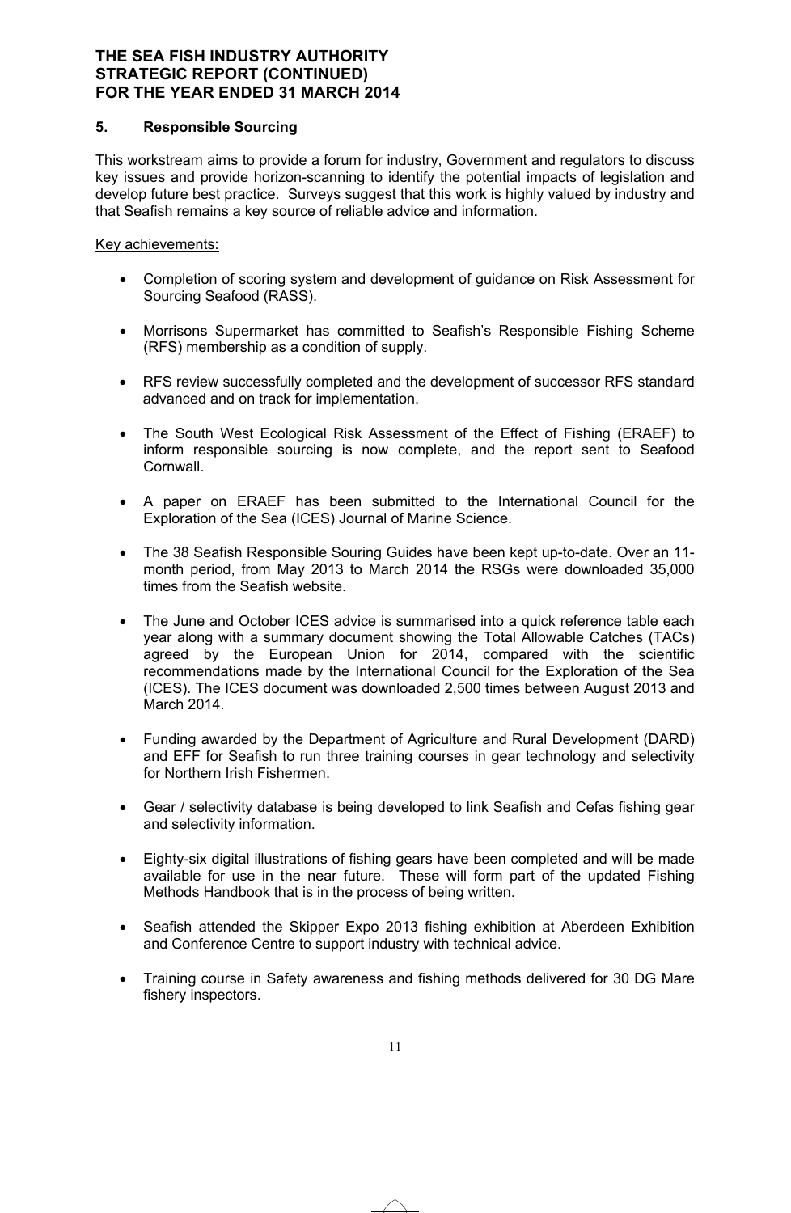## 5. Responsible Sourcing

This workstream aims to provide a forum for industry, Government and regulators to discuss key issues and provide horizon-scanning to identify the potential impacts of legislation and develop future best practice. Surveys suggest that this work is highly valued by industry and that Seafish remains a key source of reliable advice and information.

Key achievements:

- Completion of scoring system and development of guidance on Risk Assessment for Sourcing Seafood (RASS).
- Morrisons Supermarket has committed to Seafish's Responsible Fishing Scheme (RFS) membership as a condition of supply.
- RFS review successfully completed and the development of successor RFS standard advanced and on track for implementation.
- The South West Ecological Risk Assessment of the Effect of Fishing (ERAEF) to inform responsible sourcing is now complete, and the report sent to Seafood Cornwall.
- A paper on ERAEF has been submitted to the International Council for the Exploration of the Sea (ICES) Journal of Marine Science.
- The 38 Seafish Responsible Souring Guides have been kept up-to-date. Over an 11-month period, from May 2013 to March 2014 the RSGs were downloaded 35,000 times from the Seafish website.
- The June and October ICES advice is summarised into a quick reference table each year along with a summary document showing the Total Allowable Catches (TACs) agreed by the European Union for 2014, compared with the scientific recommendations made by the International Council for the Exploration of the Sea (ICES). The ICES document was downloaded 2,500 times between August 2013 and March 2014.
- Funding awarded by the Department of Agriculture and Rural Development (DARD) and EFF for Seafish to run three training courses in gear technology and selectivity for Northern Irish Fishermen.
- Gear / selectivity database is being developed to link Seafish and Cefas fishing gear and selectivity information.
- Eighty-six digital illustrations of fishing gears have been completed and will be made available for use in the near future. These will form part of the updated Fishing Methods Handbook that is in the process of being written.
- Seafish attended the Skipper Expo 2013 fishing exhibition at Aberdeen Exhibition and Conference Centre to support industry with technical advice.
- Training course in Safety awareness and fishing methods delivered for 30 DG Mare fishery inspectors.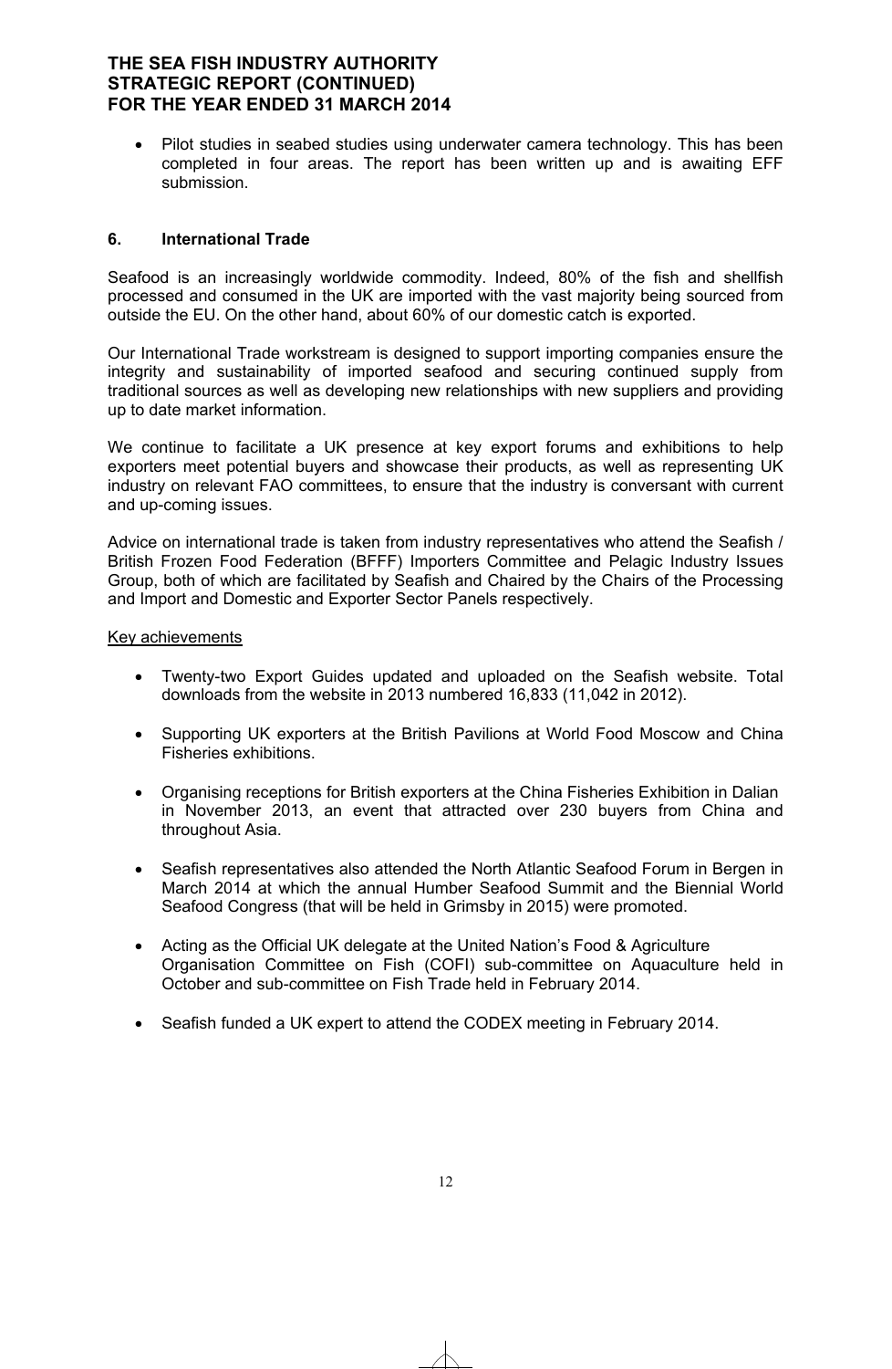- Pilot studies in seabed studies using underwater camera technology. This has been completed in four areas. The report has been written up and is awaiting EFF submission.

## 6. International Trade

Seafood is an increasingly worldwide commodity. Indeed, 80% of the fish and shellfish processed and consumed in the UK are imported with the vast majority being sourced from outside the EU. On the other hand, about 60% of our domestic catch is exported.

Our International Trade workstream is designed to support importing companies ensure the integrity and sustainability of imported seafood and securing continued supply from traditional sources as well as developing new relationships with new suppliers and providing up to date market information.

We continue to facilitate a UK presence at key export forums and exhibitions to help exporters meet potential buyers and showcase their products, as well as representing UK industry on relevant FAO committees, to ensure that the industry is conversant with current and up-coming issues.

Advice on international trade is taken from industry representatives who attend the Seafish / British Frozen Food Federation (BFFF) Importers Committee and Pelagic Industry Issues Group, both of which are facilitated by Seafish and Chaired by the Chairs of the Processing and Import and Domestic and Exporter Sector Panels respectively.

Key achievements

- Twenty-two Export Guides updated and uploaded on the Seafish website. Total downloads from the website in 2013 numbered 16,833 (11,042 in 2012).
- Supporting UK exporters at the British Pavilions at World Food Moscow and China Fisheries exhibitions.
- Organising receptions for British exporters at the China Fisheries Exhibition in Dalian in November 2013, an event that attracted over 230 buyers from China and throughout Asia.
- Seafish representatives also attended the North Atlantic Seafood Forum in Bergen in March 2014 at which the annual Humber Seafood Summit and the Biennial World Seafood Congress (that will be held in Grimsby in 2015) were promoted.
- Acting as the Official UK delegate at the United Nation's Food & Agriculture Organisation Committee on Fish (COFI) sub-committee on Aquaculture held in October and sub-committee on Fish Trade held in February 2014.
- Seafish funded a UK expert to attend the CODEX meeting in February 2014.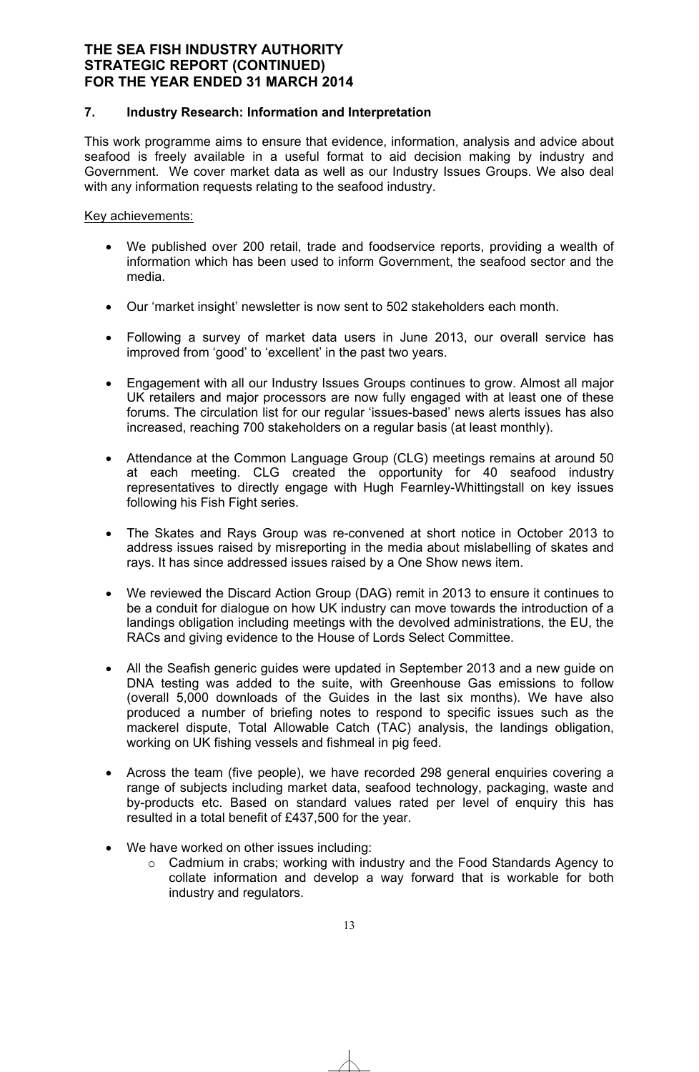## 7. Industry Research: Information and Interpretation

This work programme aims to ensure that evidence, information, analysis and advice about seafood is freely available in a useful format to aid decision making by industry and Government. We cover market data as well as our Industry Issues Groups. We also deal with any information requests relating to the seafood industry.

Key achievements:

- We published over 200 retail, trade and foodservice reports, providing a wealth of information which has been used to inform Government, the seafood sector and the media.
- Our 'market insight' newsletter is now sent to 502 stakeholders each month.
- Following a survey of market data users in June 2013, our overall service has improved from 'good' to 'excellent' in the past two years.
- Engagement with all our Industry Issues Groups continues to grow. Almost all major UK retailers and major processors are now fully engaged with at least one of these forums. The circulation list for our regular 'issues-based' news alerts issues has also increased, reaching 700 stakeholders on a regular basis (at least monthly).
- Attendance at the Common Language Group (CLG) meetings remains at around 50 at each meeting. CLG created the opportunity for 40 seafood industry representatives to directly engage with Hugh Fearnley-Whittingstall on key issues following his Fish Fight series.
- The Skates and Rays Group was re-convened at short notice in October 2013 to address issues raised by misreporting in the media about mislabelling of skates and rays. It has since addressed issues raised by a One Show news item.
- We reviewed the Discard Action Group (DAG) remit in 2013 to ensure it continues to be a conduit for dialogue on how UK industry can move towards the introduction of a landings obligation including meetings with the devolved administrations, the EU, the RACs and giving evidence to the House of Lords Select Committee.
- All the Seafish generic guides were updated in September 2013 and a new guide on DNA testing was added to the suite, with Greenhouse Gas emissions to follow (overall 5,000 downloads of the Guides in the last six months). We have also produced a number of briefing notes to respond to specific issues such as the mackerel dispute, Total Allowable Catch (TAC) analysis, the landings obligation, working on UK fishing vessels and fishmeal in pig feed.
- Across the team (five people), we have recorded 298 general enquiries covering a range of subjects including market data, seafood technology, packaging, waste and by-products etc. Based on standard values rated per level of enquiry this has resulted in a total benefit of £437,500 for the year.
- We have worked on other issues including:
  - Cadmium in crabs; working with industry and the Food Standards Agency to collate information and develop a way forward that is workable for both industry and regulators.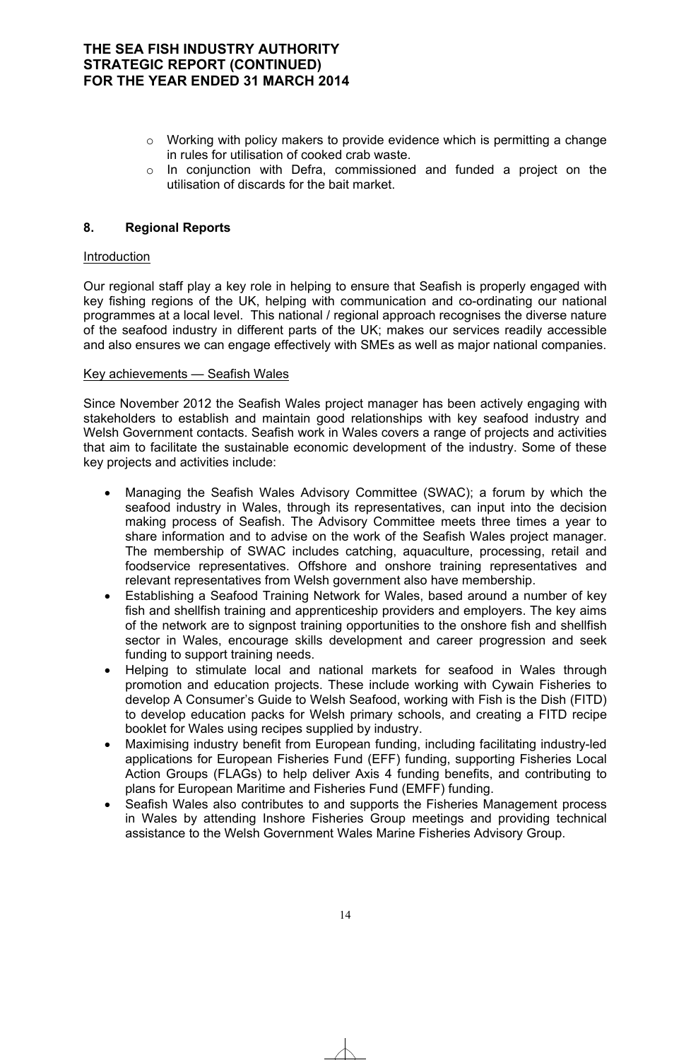- Working with policy makers to provide evidence which is permitting a change in rules for utilisation of cooked crab waste.
- In conjunction with Defra, commissioned and funded a project on the utilisation of discards for the bait market.

## 8. Regional Reports

Introduction

Our regional staff play a key role in helping to ensure that Seafish is properly engaged with key fishing regions of the UK, helping with communication and co-ordinating our national programmes at a local level. This national / regional approach recognises the diverse nature of the seafood industry in different parts of the UK; makes our services readily accessible and also ensures we can engage effectively with SMEs as well as major national companies.

Key achievements — Seafish Wales

Since November 2012 the Seafish Wales project manager has been actively engaging with stakeholders to establish and maintain good relationships with key seafood industry and Welsh Government contacts. Seafish work in Wales covers a range of projects and activities that aim to facilitate the sustainable economic development of the industry. Some of these key projects and activities include:

- Managing the Seafish Wales Advisory Committee (SWAC); a forum by which the seafood industry in Wales, through its representatives, can input into the decision making process of Seafish. The Advisory Committee meets three times a year to share information and to advise on the work of the Seafish Wales project manager. The membership of SWAC includes catching, aquaculture, processing, retail and foodservice representatives. Offshore and onshore training representatives and relevant representatives from Welsh government also have membership.
- Establishing a Seafood Training Network for Wales, based around a number of key fish and shellfish training and apprenticeship providers and employers. The key aims of the network are to signpost training opportunities to the onshore fish and shellfish sector in Wales, encourage skills development and career progression and seek funding to support training needs.
- Helping to stimulate local and national markets for seafood in Wales through promotion and education projects. These include working with Cywain Fisheries to develop A Consumer's Guide to Welsh Seafood, working with Fish is the Dish (FITD) to develop education packs for Welsh primary schools, and creating a FITD recipe booklet for Wales using recipes supplied by industry.
- Maximising industry benefit from European funding, including facilitating industry-led applications for European Fisheries Fund (EFF) funding, supporting Fisheries Local Action Groups (FLAGs) to help deliver Axis 4 funding benefits, and contributing to plans for European Maritime and Fisheries Fund (EMFF) funding.
- Seafish Wales also contributes to and supports the Fisheries Management process in Wales by attending Inshore Fisheries Group meetings and providing technical assistance to the Welsh Government Wales Marine Fisheries Advisory Group.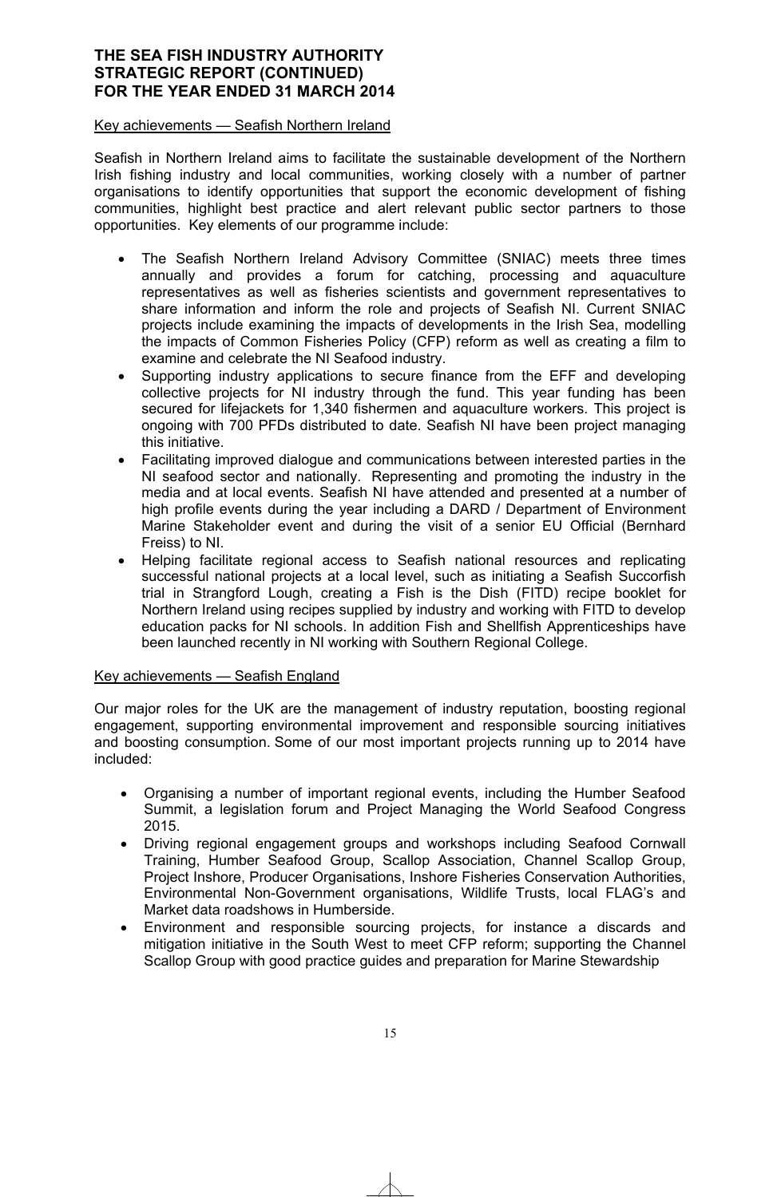**THE SEA FISH INDUSTRY AUTHORITY**
**STRATEGIC REPORT (CONTINUED)**
**FOR THE YEAR ENDED 31 MARCH 2014**

Key achievements — Seafish Northern Ireland

Seafish in Northern Ireland aims to facilitate the sustainable development of the Northern Irish fishing industry and local communities, working closely with a number of partner organisations to identify opportunities that support the economic development of fishing communities, highlight best practice and alert relevant public sector partners to those opportunities. Key elements of our programme include:

- The Seafish Northern Ireland Advisory Committee (SNIAC) meets three times annually and provides a forum for catching, processing and aquaculture representatives as well as fisheries scientists and government representatives to share information and inform the role and projects of Seafish NI. Current SNIAC projects include examining the impacts of developments in the Irish Sea, modelling the impacts of Common Fisheries Policy (CFP) reform as well as creating a film to examine and celebrate the NI Seafood industry.
- Supporting industry applications to secure finance from the EFF and developing collective projects for NI industry through the fund. This year funding has been secured for lifejackets for 1,340 fishermen and aquaculture workers. This project is ongoing with 700 PFDs distributed to date. Seafish NI have been project managing this initiative.
- Facilitating improved dialogue and communications between interested parties in the NI seafood sector and nationally. Representing and promoting the industry in the media and at local events. Seafish NI have attended and presented at a number of high profile events during the year including a DARD / Department of Environment Marine Stakeholder event and during the visit of a senior EU Official (Bernhard Freiss) to NI.
- Helping facilitate regional access to Seafish national resources and replicating successful national projects at a local level, such as initiating a Seafish Succorfish trial in Strangford Lough, creating a Fish is the Dish (FITD) recipe booklet for Northern Ireland using recipes supplied by industry and working with FITD to develop education packs for NI schools. In addition Fish and Shellfish Apprenticeships have been launched recently in NI working with Southern Regional College.

Key achievements — Seafish England

Our major roles for the UK are the management of industry reputation, boosting regional engagement, supporting environmental improvement and responsible sourcing initiatives and boosting consumption. Some of our most important projects running up to 2014 have included:

- Organising a number of important regional events, including the Humber Seafood Summit, a legislation forum and Project Managing the World Seafood Congress 2015.
- Driving regional engagement groups and workshops including Seafood Cornwall Training, Humber Seafood Group, Scallop Association, Channel Scallop Group, Project Inshore, Producer Organisations, Inshore Fisheries Conservation Authorities, Environmental Non-Government organisations, Wildlife Trusts, local FLAG's and Market data roadshows in Humberside.
- Environment and responsible sourcing projects, for instance a discards and mitigation initiative in the South West to meet CFP reform; supporting the Channel Scallop Group with good practice guides and preparation for Marine Stewardship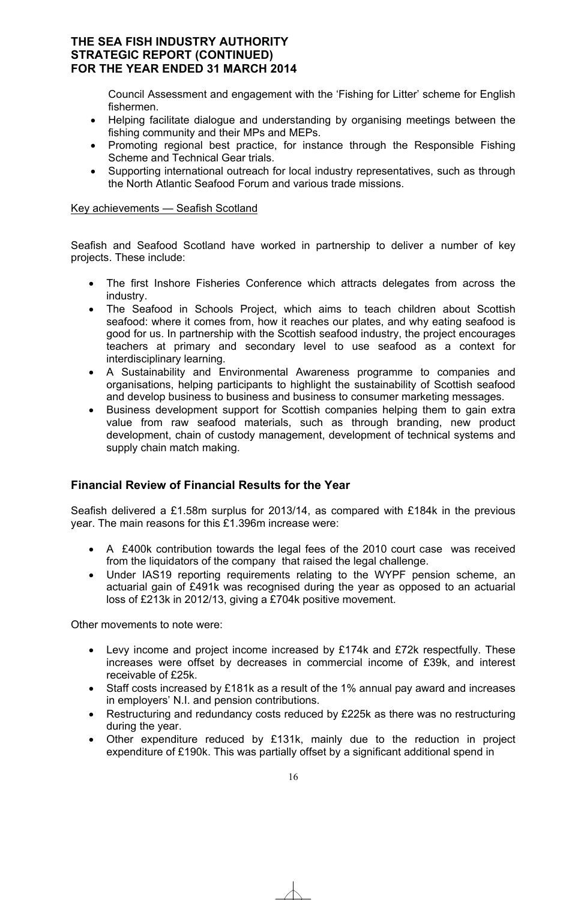Council Assessment and engagement with the 'Fishing for Litter' scheme for English fishermen.

- Helping facilitate dialogue and understanding by organising meetings between the fishing community and their MPs and MEPs.
- Promoting regional best practice, for instance through the Responsible Fishing Scheme and Technical Gear trials.
- Supporting international outreach for local industry representatives, such as through the North Atlantic Seafood Forum and various trade missions.

Key achievements — Seafish Scotland

Seafish and Seafood Scotland have worked in partnership to deliver a number of key projects. These include:

- The first Inshore Fisheries Conference which attracts delegates from across the industry.
- The Seafood in Schools Project, which aims to teach children about Scottish seafood: where it comes from, how it reaches our plates, and why eating seafood is good for us. In partnership with the Scottish seafood industry, the project encourages teachers at primary and secondary level to use seafood as a context for interdisciplinary learning.
- A Sustainability and Environmental Awareness programme to companies and organisations, helping participants to highlight the sustainability of Scottish seafood and develop business to business and business to consumer marketing messages.
- Business development support for Scottish companies helping them to gain extra value from raw seafood materials, such as through branding, new product development, chain of custody management, development of technical systems and supply chain match making.

## Financial Review of Financial Results for the Year

Seafish delivered a £1.58m surplus for 2013/14, as compared with £184k in the previous year. The main reasons for this £1.396m increase were:

- A £400k contribution towards the legal fees of the 2010 court case was received from the liquidators of the company that raised the legal challenge.
- Under IAS19 reporting requirements relating to the WYPF pension scheme, an actuarial gain of £491k was recognised during the year as opposed to an actuarial loss of £213k in 2012/13, giving a £704k positive movement.

Other movements to note were:

- Levy income and project income increased by £174k and £72k respectfully. These increases were offset by decreases in commercial income of £39k, and interest receivable of £25k.
- Staff costs increased by £181k as a result of the 1% annual pay award and increases in employers' N.I. and pension contributions.
- Restructuring and redundancy costs reduced by £225k as there was no restructuring during the year.
- Other expenditure reduced by £131k, mainly due to the reduction in project expenditure of £190k. This was partially offset by a significant additional spend in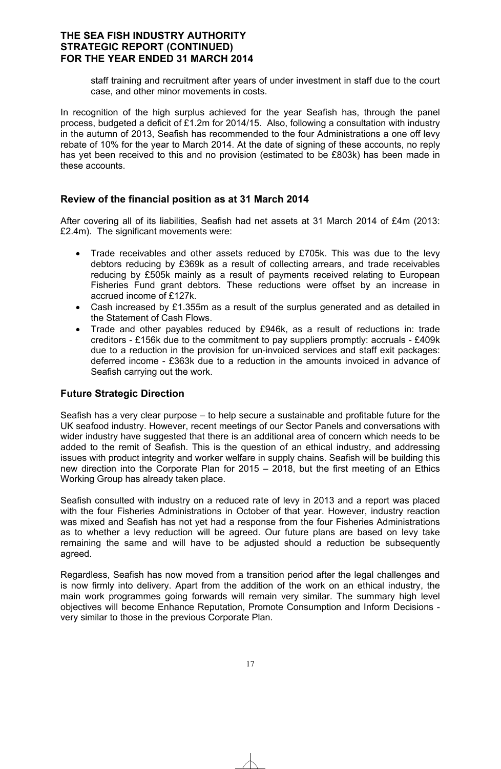staff training and recruitment after years of under investment in staff due to the court case, and other minor movements in costs.

In recognition of the high surplus achieved for the year Seafish has, through the panel process, budgeted a deficit of £1.2m for 2014/15. Also, following a consultation with industry in the autumn of 2013, Seafish has recommended to the four Administrations a one off levy rebate of 10% for the year to March 2014. At the date of signing of these accounts, no reply has yet been received to this and no provision (estimated to be £803k) has been made in these accounts.

## Review of the financial position as at 31 March 2014

After covering all of its liabilities, Seafish had net assets at 31 March 2014 of £4m (2013: £2.4m). The significant movements were:

- Trade receivables and other assets reduced by £705k. This was due to the levy debtors reducing by £369k as a result of collecting arrears, and trade receivables reducing by £505k mainly as a result of payments received relating to European Fisheries Fund grant debtors. These reductions were offset by an increase in accrued income of £127k.
- Cash increased by £1.355m as a result of the surplus generated and as detailed in the Statement of Cash Flows.
- Trade and other payables reduced by £946k, as a result of reductions in: trade creditors - £156k due to the commitment to pay suppliers promptly: accruals - £409k due to a reduction in the provision for un-invoiced services and staff exit packages: deferred income - £363k due to a reduction in the amounts invoiced in advance of Seafish carrying out the work.

## Future Strategic Direction

Seafish has a very clear purpose – to help secure a sustainable and profitable future for the UK seafood industry. However, recent meetings of our Sector Panels and conversations with wider industry have suggested that there is an additional area of concern which needs to be added to the remit of Seafish. This is the question of an ethical industry, and addressing issues with product integrity and worker welfare in supply chains. Seafish will be building this new direction into the Corporate Plan for 2015 – 2018, but the first meeting of an Ethics Working Group has already taken place.

Seafish consulted with industry on a reduced rate of levy in 2013 and a report was placed with the four Fisheries Administrations in October of that year. However, industry reaction was mixed and Seafish has not yet had a response from the four Fisheries Administrations as to whether a levy reduction will be agreed. Our future plans are based on levy take remaining the same and will have to be adjusted should a reduction be subsequently agreed.

Regardless, Seafish has now moved from a transition period after the legal challenges and is now firmly into delivery. Apart from the addition of the work on an ethical industry, the main work programmes going forwards will remain very similar. The summary high level objectives will become Enhance Reputation, Promote Consumption and Inform Decisions - very similar to those in the previous Corporate Plan.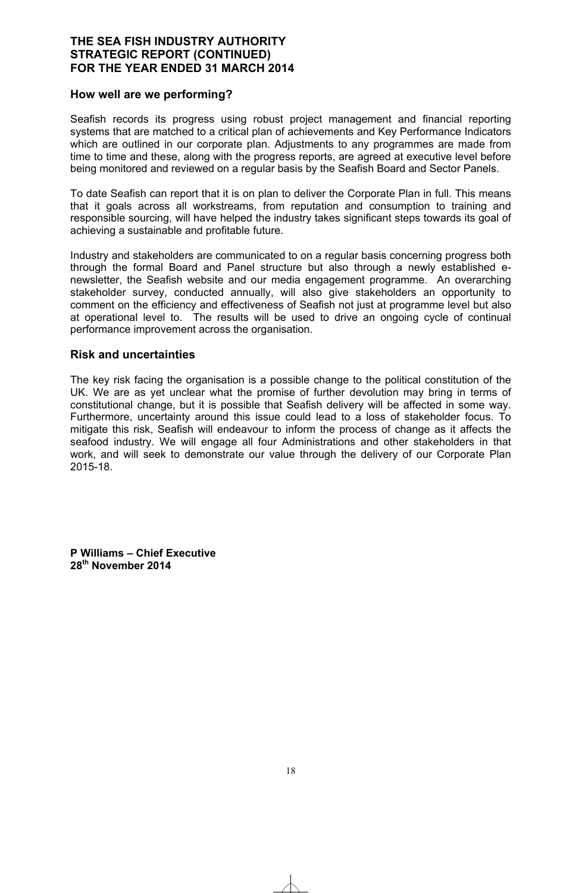**THE SEA FISH INDUSTRY AUTHORITY**
**STRATEGIC REPORT (CONTINUED)**
**FOR THE YEAR ENDED 31 MARCH 2014**

## How well are we performing?

Seafish records its progress using robust project management and financial reporting systems that are matched to a critical plan of achievements and Key Performance Indicators which are outlined in our corporate plan. Adjustments to any programmes are made from time to time and these, along with the progress reports, are agreed at executive level before being monitored and reviewed on a regular basis by the Seafish Board and Sector Panels.

To date Seafish can report that it is on plan to deliver the Corporate Plan in full. This means that it goals across all workstreams, from reputation and consumption to training and responsible sourcing, will have helped the industry takes significant steps towards its goal of achieving a sustainable and profitable future.

Industry and stakeholders are communicated to on a regular basis concerning progress both through the formal Board and Panel structure but also through a newly established e-newsletter, the Seafish website and our media engagement programme. An overarching stakeholder survey, conducted annually, will also give stakeholders an opportunity to comment on the efficiency and effectiveness of Seafish not just at programme level but also at operational level to. The results will be used to drive an ongoing cycle of continual performance improvement across the organisation.

## Risk and uncertainties

The key risk facing the organisation is a possible change to the political constitution of the UK. We are as yet unclear what the promise of further devolution may bring in terms of constitutional change, but it is possible that Seafish delivery will be affected in some way. Furthermore, uncertainty around this issue could lead to a loss of stakeholder focus. To mitigate this risk, Seafish will endeavour to inform the process of change as it affects the seafood industry. We will engage all four Administrations and other stakeholders in that work, and will seek to demonstrate our value through the delivery of our Corporate Plan 2015-18.

**P Williams – Chief Executive**
**28th November 2014**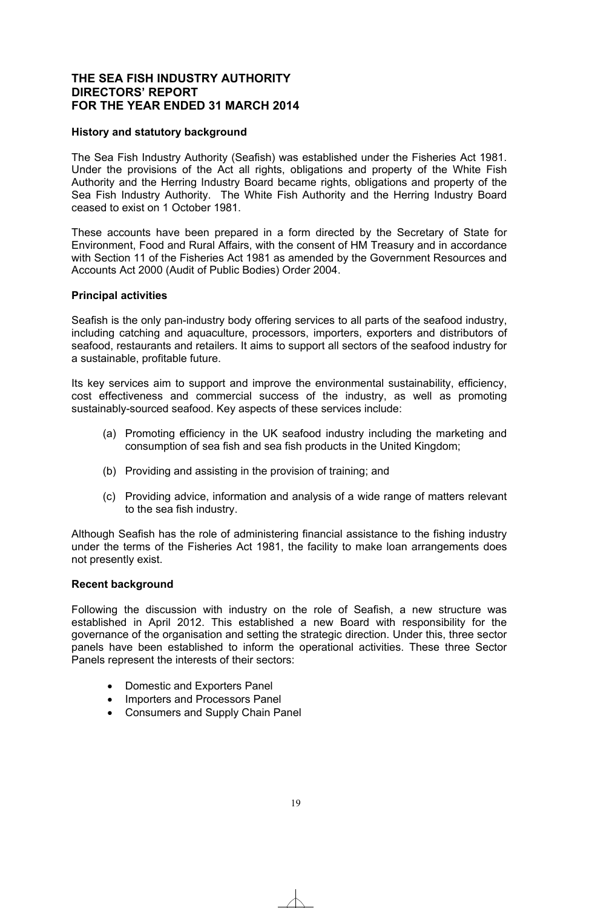# THE SEA FISH INDUSTRY AUTHORITY
# DIRECTORS' REPORT
# FOR THE YEAR ENDED 31 MARCH 2014

### History and statutory background

The Sea Fish Industry Authority (Seafish) was established under the Fisheries Act 1981. Under the provisions of the Act all rights, obligations and property of the White Fish Authority and the Herring Industry Board became rights, obligations and property of the Sea Fish Industry Authority. The White Fish Authority and the Herring Industry Board ceased to exist on 1 October 1981.

These accounts have been prepared in a form directed by the Secretary of State for Environment, Food and Rural Affairs, with the consent of HM Treasury and in accordance with Section 11 of the Fisheries Act 1981 as amended by the Government Resources and Accounts Act 2000 (Audit of Public Bodies) Order 2004.

### Principal activities

Seafish is the only pan-industry body offering services to all parts of the seafood industry, including catching and aquaculture, processors, importers, exporters and distributors of seafood, restaurants and retailers. It aims to support all sectors of the seafood industry for a sustainable, profitable future.

Its key services aim to support and improve the environmental sustainability, efficiency, cost effectiveness and commercial success of the industry, as well as promoting sustainably-sourced seafood. Key aspects of these services include:

(a) Promoting efficiency in the UK seafood industry including the marketing and consumption of sea fish and sea fish products in the United Kingdom;

(b) Providing and assisting in the provision of training; and

(c) Providing advice, information and analysis of a wide range of matters relevant to the sea fish industry.

Although Seafish has the role of administering financial assistance to the fishing industry under the terms of the Fisheries Act 1981, the facility to make loan arrangements does not presently exist.

### Recent background

Following the discussion with industry on the role of Seafish, a new structure was established in April 2012. This established a new Board with responsibility for the governance of the organisation and setting the strategic direction. Under this, three sector panels have been established to inform the operational activities. These three Sector Panels represent the interests of their sectors:

- Domestic and Exporters Panel
- Importers and Processors Panel
- Consumers and Supply Chain Panel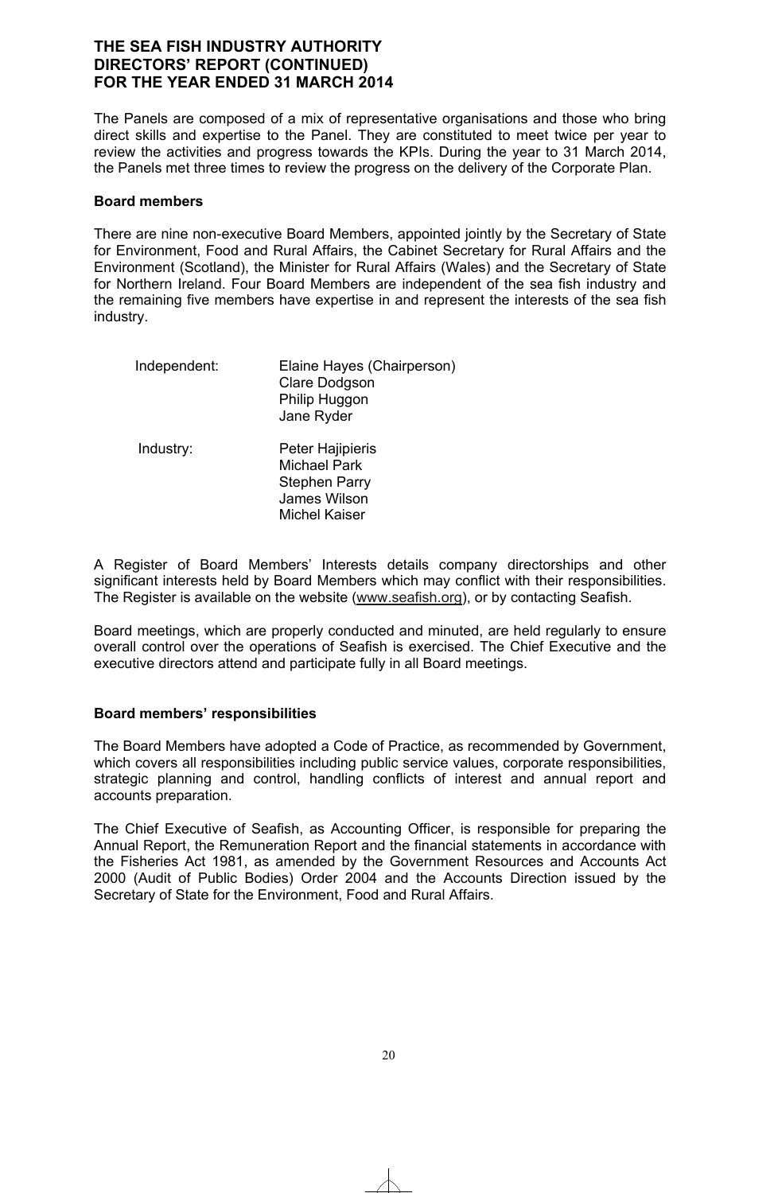The Panels are composed of a mix of representative organisations and those who bring direct skills and expertise to the Panel. They are constituted to meet twice per year to review the activities and progress towards the KPIs. During the year to 31 March 2014, the Panels met three times to review the progress on the delivery of the Corporate Plan.

**Board members**

There are nine non-executive Board Members, appointed jointly by the Secretary of State for Environment, Food and Rural Affairs, the Cabinet Secretary for Rural Affairs and the Environment (Scotland), the Minister for Rural Affairs (Wales) and the Secretary of State for Northern Ireland. Four Board Members are independent of the sea fish industry and the remaining five members have expertise in and represent the interests of the sea fish industry.

| | |
|---|---|
| Independent: | Elaine Hayes (Chairperson)<br>Clare Dodgson<br>Philip Huggon<br>Jane Ryder |
| Industry: | Peter Hajipieris<br>Michael Park<br>Stephen Parry<br>James Wilson<br>Michel Kaiser |

A Register of Board Members' Interests details company directorships and other significant interests held by Board Members which may conflict with their responsibilities. The Register is available on the website (www.seafish.org), or by contacting Seafish.

Board meetings, which are properly conducted and minuted, are held regularly to ensure overall control over the operations of Seafish is exercised. The Chief Executive and the executive directors attend and participate fully in all Board meetings.

**Board members' responsibilities**

The Board Members have adopted a Code of Practice, as recommended by Government, which covers all responsibilities including public service values, corporate responsibilities, strategic planning and control, handling conflicts of interest and annual report and accounts preparation.

The Chief Executive of Seafish, as Accounting Officer, is responsible for preparing the Annual Report, the Remuneration Report and the financial statements in accordance with the Fisheries Act 1981, as amended by the Government Resources and Accounts Act 2000 (Audit of Public Bodies) Order 2004 and the Accounts Direction issued by the Secretary of State for the Environment, Food and Rural Affairs.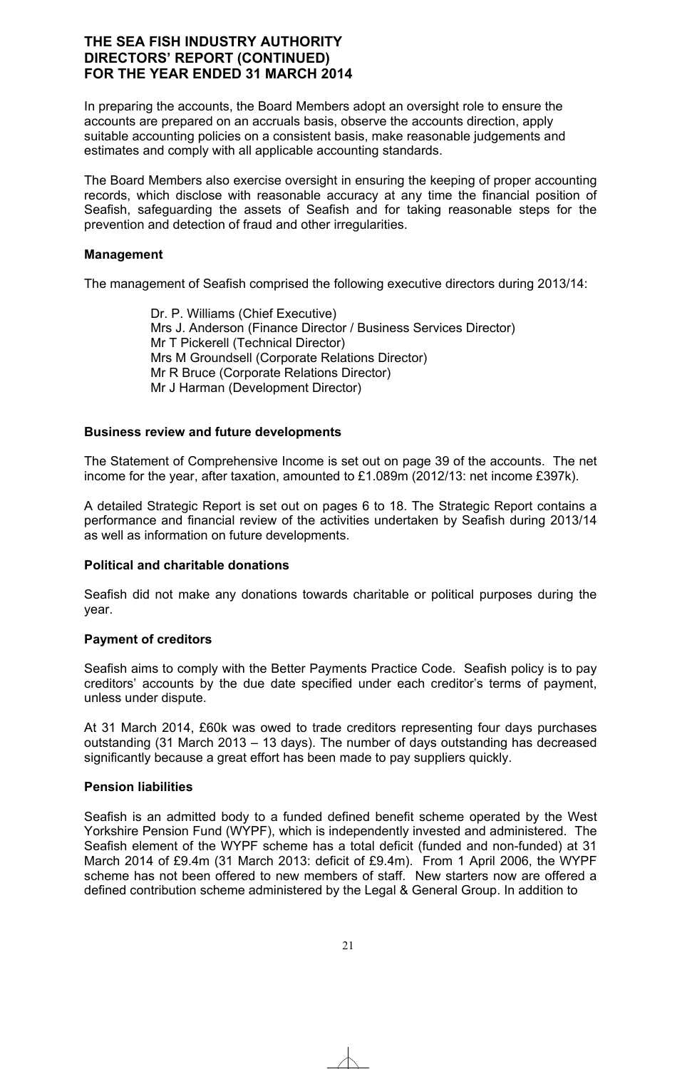# THE SEA FISH INDUSTRY AUTHORITY
# DIRECTORS' REPORT (CONTINUED)
# FOR THE YEAR ENDED 31 MARCH 2014

In preparing the accounts, the Board Members adopt an oversight role to ensure the accounts are prepared on an accruals basis, observe the accounts direction, apply suitable accounting policies on a consistent basis, make reasonable judgements and estimates and comply with all applicable accounting standards.

The Board Members also exercise oversight in ensuring the keeping of proper accounting records, which disclose with reasonable accuracy at any time the financial position of Seafish, safeguarding the assets of Seafish and for taking reasonable steps for the prevention and detection of fraud and other irregularities.

### Management

The management of Seafish comprised the following executive directors during 2013/14:

Dr. P. Williams (Chief Executive)
Mrs J. Anderson (Finance Director / Business Services Director)
Mr T Pickerell (Technical Director)
Mrs M Groundsell (Corporate Relations Director)
Mr R Bruce (Corporate Relations Director)
Mr J Harman (Development Director)

### Business review and future developments

The Statement of Comprehensive Income is set out on page 39 of the accounts. The net income for the year, after taxation, amounted to £1.089m (2012/13: net income £397k).

A detailed Strategic Report is set out on pages 6 to 18. The Strategic Report contains a performance and financial review of the activities undertaken by Seafish during 2013/14 as well as information on future developments.

### Political and charitable donations

Seafish did not make any donations towards charitable or political purposes during the year.

### Payment of creditors

Seafish aims to comply with the Better Payments Practice Code. Seafish policy is to pay creditors' accounts by the due date specified under each creditor's terms of payment, unless under dispute.

At 31 March 2014, £60k was owed to trade creditors representing four days purchases outstanding (31 March 2013 – 13 days). The number of days outstanding has decreased significantly because a great effort has been made to pay suppliers quickly.

### Pension liabilities

Seafish is an admitted body to a funded defined benefit scheme operated by the West Yorkshire Pension Fund (WYPF), which is independently invested and administered. The Seafish element of the WYPF scheme has a total deficit (funded and non-funded) at 31 March 2014 of £9.4m (31 March 2013: deficit of £9.4m). From 1 April 2006, the WYPF scheme has not been offered to new members of staff. New starters now are offered a defined contribution scheme administered by the Legal & General Group. In addition to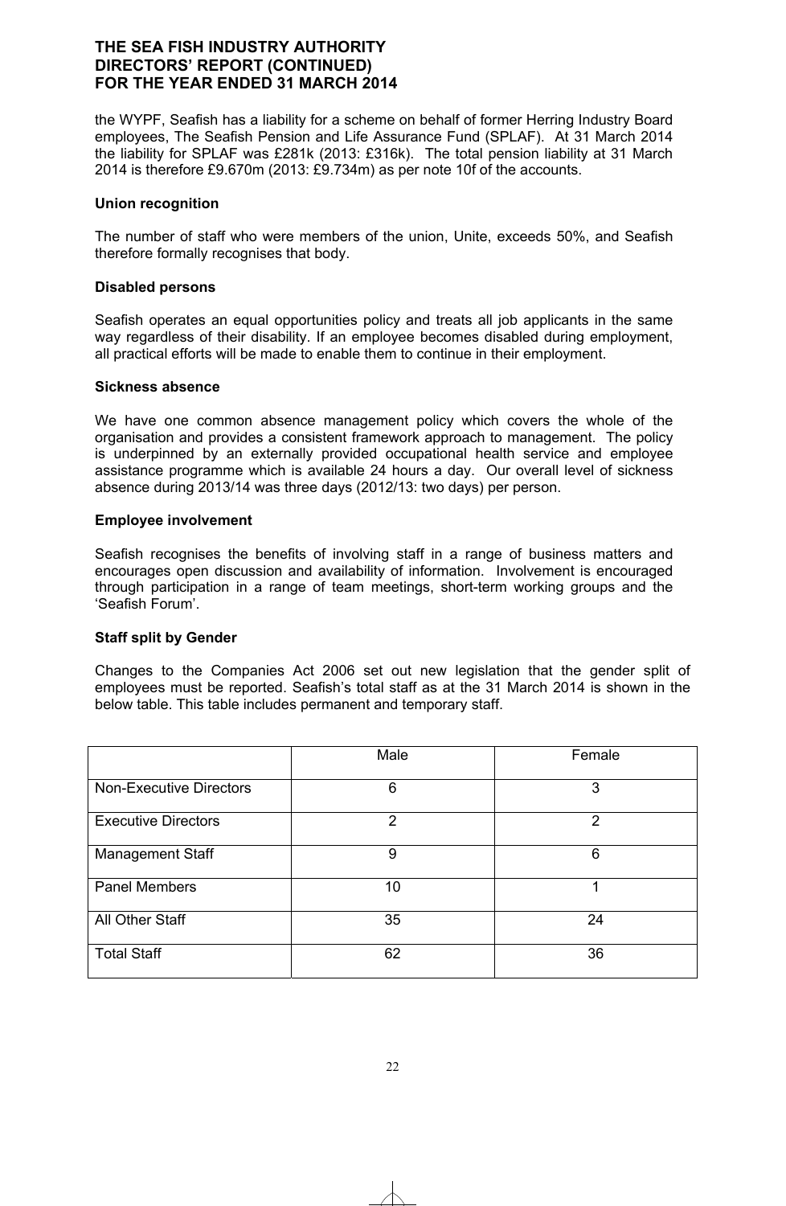the WYPF, Seafish has a liability for a scheme on behalf of former Herring Industry Board employees, The Seafish Pension and Life Assurance Fund (SPLAF). At 31 March 2014 the liability for SPLAF was £281k (2013: £316k). The total pension liability at 31 March 2014 is therefore £9.670m (2013: £9.734m) as per note 10f of the accounts.

**Union recognition**

The number of staff who were members of the union, Unite, exceeds 50%, and Seafish therefore formally recognises that body.

**Disabled persons**

Seafish operates an equal opportunities policy and treats all job applicants in the same way regardless of their disability. If an employee becomes disabled during employment, all practical efforts will be made to enable them to continue in their employment.

**Sickness absence**

We have one common absence management policy which covers the whole of the organisation and provides a consistent framework approach to management. The policy is underpinned by an externally provided occupational health service and employee assistance programme which is available 24 hours a day. Our overall level of sickness absence during 2013/14 was three days (2012/13: two days) per person.

**Employee involvement**

Seafish recognises the benefits of involving staff in a range of business matters and encourages open discussion and availability of information. Involvement is encouraged through participation in a range of team meetings, short-term working groups and the 'Seafish Forum'.

**Staff split by Gender**

Changes to the Companies Act 2006 set out new legislation that the gender split of employees must be reported. Seafish's total staff as at the 31 March 2014 is shown in the below table. This table includes permanent and temporary staff.

| | Male | Female |
|---|---|---|
| Non-Executive Directors | 6 | 3 |
| Executive Directors | 2 | 2 |
| Management Staff | 9 | 6 |
| Panel Members | 10 | 1 |
| All Other Staff | 35 | 24 |
| Total Staff | 62 | 36 |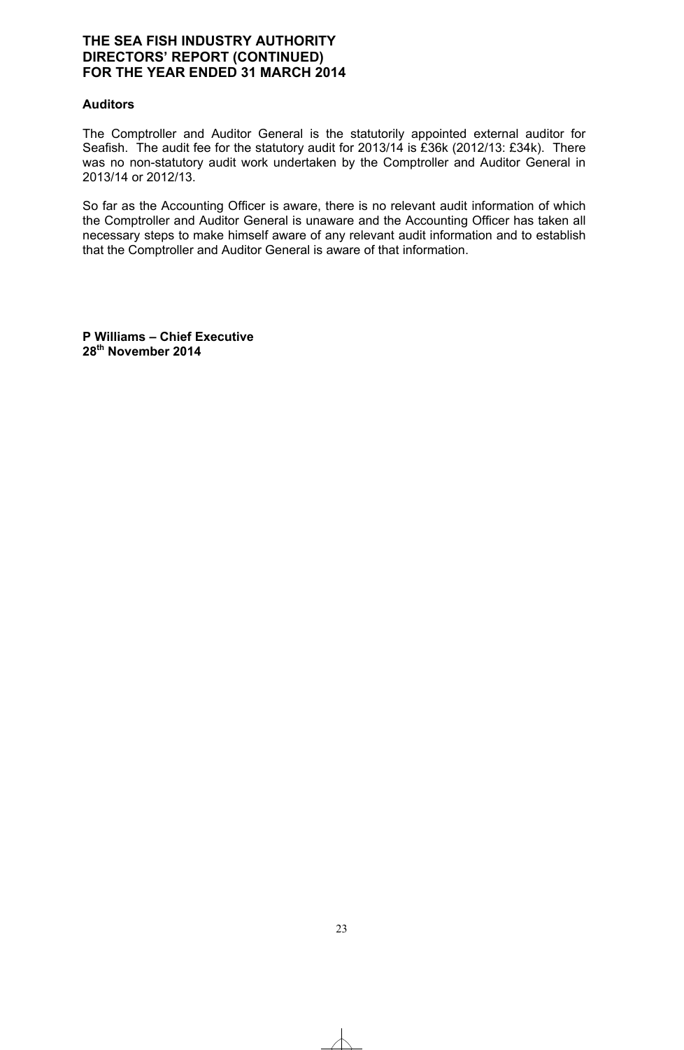# THE SEA FISH INDUSTRY AUTHORITY
# DIRECTORS' REPORT (CONTINUED)
# FOR THE YEAR ENDED 31 MARCH 2014

**Auditors**

The Comptroller and Auditor General is the statutorily appointed external auditor for Seafish. The audit fee for the statutory audit for 2013/14 is £36k (2012/13: £34k). There was no non-statutory audit work undertaken by the Comptroller and Auditor General in 2013/14 or 2012/13.

So far as the Accounting Officer is aware, there is no relevant audit information of which the Comptroller and Auditor General is unaware and the Accounting Officer has taken all necessary steps to make himself aware of any relevant audit information and to establish that the Comptroller and Auditor General is aware of that information.

**P Williams – Chief Executive**
**28th November 2014**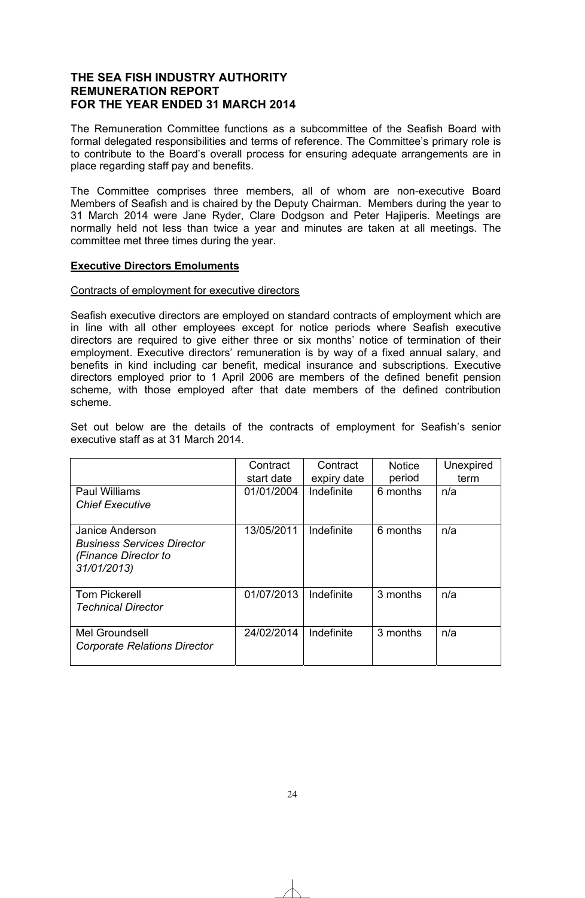# THE SEA FISH INDUSTRY AUTHORITY
# REMUNERATION REPORT
# FOR THE YEAR ENDED 31 MARCH 2014

The Remuneration Committee functions as a subcommittee of the Seafish Board with formal delegated responsibilities and terms of reference. The Committee's primary role is to contribute to the Board's overall process for ensuring adequate arrangements are in place regarding staff pay and benefits.

The Committee comprises three members, all of whom are non-executive Board Members of Seafish and is chaired by the Deputy Chairman. Members during the year to 31 March 2014 were Jane Ryder, Clare Dodgson and Peter Hajiperis. Meetings are normally held not less than twice a year and minutes are taken at all meetings. The committee met three times during the year.

## Executive Directors Emoluments

### Contracts of employment for executive directors

Seafish executive directors are employed on standard contracts of employment which are in line with all other employees except for notice periods where Seafish executive directors are required to give either three or six months' notice of termination of their employment. Executive directors' remuneration is by way of a fixed annual salary, and benefits in kind including car benefit, medical insurance and subscriptions. Executive directors employed prior to 1 April 2006 are members of the defined benefit pension scheme, with those employed after that date members of the defined contribution scheme.

Set out below are the details of the contracts of employment for Seafish's senior executive staff as at 31 March 2014.

| | Contract start date | Contract expiry date | Notice period | Unexpired term |
|---|---|---|---|---|
| Paul Williams<br>*Chief Executive* | 01/01/2004 | Indefinite | 6 months | n/a |
| Janice Anderson<br>*Business Services Director (Finance Director to 31/01/2013)* | 13/05/2011 | Indefinite | 6 months | n/a |
| Tom Pickerell<br>*Technical Director* | 01/07/2013 | Indefinite | 3 months | n/a |
| Mel Groundsell<br>*Corporate Relations Director* | 24/02/2014 | Indefinite | 3 months | n/a |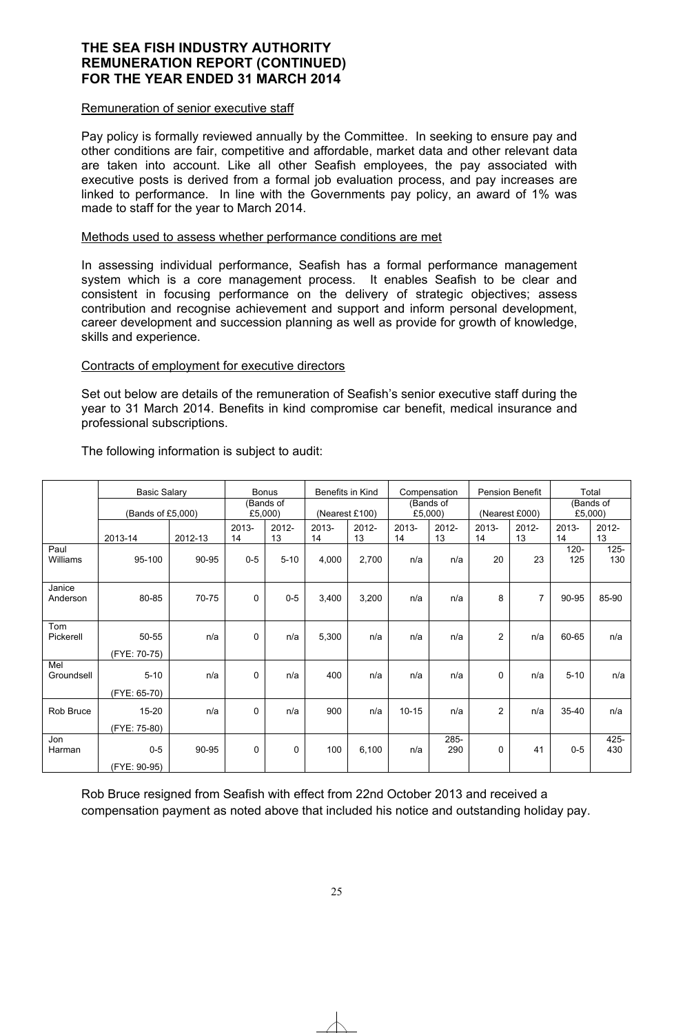# THE SEA FISH INDUSTRY AUTHORITY
# REMUNERATION REPORT (CONTINUED)
# FOR THE YEAR ENDED 31 MARCH 2014

## Remuneration of senior executive staff

Pay policy is formally reviewed annually by the Committee. In seeking to ensure pay and other conditions are fair, competitive and affordable, market data and other relevant data are taken into account. Like all other Seafish employees, the pay associated with executive posts is derived from a formal job evaluation process, and pay increases are linked to performance. In line with the Governments pay policy, an award of 1% was made to staff for the year to March 2014.

## Methods used to assess whether performance conditions are met

In assessing individual performance, Seafish has a formal performance management system which is a core management process. It enables Seafish to be clear and consistent in focusing performance on the delivery of strategic objectives; assess contribution and recognise achievement and support and inform personal development, career development and succession planning as well as provide for growth of knowledge, skills and experience.

## Contracts of employment for executive directors

Set out below are details of the remuneration of Seafish's senior executive staff during the year to 31 March 2014. Benefits in kind compromise car benefit, medical insurance and professional subscriptions.

The following information is subject to audit:

| | Basic Salary (Bands of £5,000) | | Bonus (Bands of £5,000) | | Benefits in Kind (Nearest £100) | | Compensation (Bands of £5,000) | | Pension Benefit (Nearest £000) | | Total (Bands of £5,000) | |
|---|---|---|---|---|---|---|---|---|---|---|---|---|
| | 2013-14 | 2012-13 | 2013-14 | 2012-13 | 2013-14 | 2012-13 | 2013-14 | 2012-13 | 2013-14 | 2012-13 | 2013-14 | 2012-13 |
| Paul Williams | 95-100 | 90-95 | 0-5 | 5-10 | 4,000 | 2,700 | n/a | n/a | 20 | 23 | 120-125 | 125-130 |
| Janice Anderson | 80-85 | 70-75 | 0 | 0-5 | 3,400 | 3,200 | n/a | n/a | 8 | 7 | 90-95 | 85-90 |
| Tom Pickerell | 50-55 (FYE: 70-75) | n/a | 0 | n/a | 5,300 | n/a | n/a | n/a | 2 | n/a | 60-65 | n/a |
| Mel Groundsell | 5-10 (FYE: 65-70) | n/a | 0 | n/a | 400 | n/a | n/a | n/a | 0 | n/a | 5-10 | n/a |
| Rob Bruce | 15-20 (FYE: 75-80) | n/a | 0 | n/a | 900 | n/a | 10-15 | n/a | 2 | n/a | 35-40 | n/a |
| Jon Harman | 0-5 (FYE: 90-95) | 90-95 | 0 | 0 | 100 | 6,100 | n/a | 285-290 | 0 | 41 | 0-5 | 425-430 |

Rob Bruce resigned from Seafish with effect from 22nd October 2013 and received a compensation payment as noted above that included his notice and outstanding holiday pay.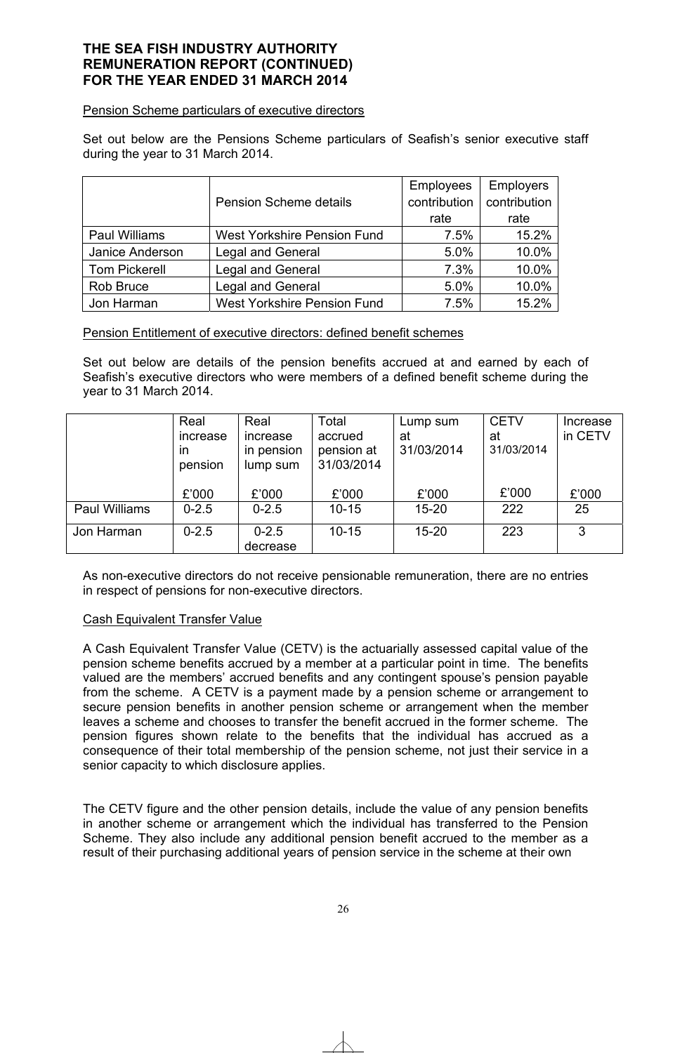**THE SEA FISH INDUSTRY AUTHORITY**
**REMUNERATION REPORT (CONTINUED)**
**FOR THE YEAR ENDED 31 MARCH 2014**

Pension Scheme particulars of executive directors

Set out below are the Pensions Scheme particulars of Seafish's senior executive staff during the year to 31 March 2014.

| | Pension Scheme details | Employees contribution rate | Employers contribution rate |
|---|---|---|---|
| Paul Williams | West Yorkshire Pension Fund | 7.5% | 15.2% |
| Janice Anderson | Legal and General | 5.0% | 10.0% |
| Tom Pickerell | Legal and General | 7.3% | 10.0% |
| Rob Bruce | Legal and General | 5.0% | 10.0% |
| Jon Harman | West Yorkshire Pension Fund | 7.5% | 15.2% |

Pension Entitlement of executive directors: defined benefit schemes

Set out below are details of the pension benefits accrued at and earned by each of Seafish's executive directors who were members of a defined benefit scheme during the year to 31 March 2014.

| | Real increase in pension | Real increase in pension lump sum | Total accrued pension at 31/03/2014 | Lump sum at 31/03/2014 | CETV at 31/03/2014 | Increase in CETV |
|---|---|---|---|---|---|---|
| | £'000 | £'000 | £'000 | £'000 | £'000 | £'000 |
| Paul Williams | 0-2.5 | 0-2.5 | 10-15 | 15-20 | 222 | 25 |
| Jon Harman | 0-2.5 | 0-2.5 decrease | 10-15 | 15-20 | 223 | 3 |

As non-executive directors do not receive pensionable remuneration, there are no entries in respect of pensions for non-executive directors.

Cash Equivalent Transfer Value

A Cash Equivalent Transfer Value (CETV) is the actuarially assessed capital value of the pension scheme benefits accrued by a member at a particular point in time. The benefits valued are the members' accrued benefits and any contingent spouse's pension payable from the scheme. A CETV is a payment made by a pension scheme or arrangement to secure pension benefits in another pension scheme or arrangement when the member leaves a scheme and chooses to transfer the benefit accrued in the former scheme. The pension figures shown relate to the benefits that the individual has accrued as a consequence of their total membership of the pension scheme, not just their service in a senior capacity to which disclosure applies.

The CETV figure and the other pension details, include the value of any pension benefits in another scheme or arrangement which the individual has transferred to the Pension Scheme. They also include any additional pension benefit accrued to the member as a result of their purchasing additional years of pension service in the scheme at their own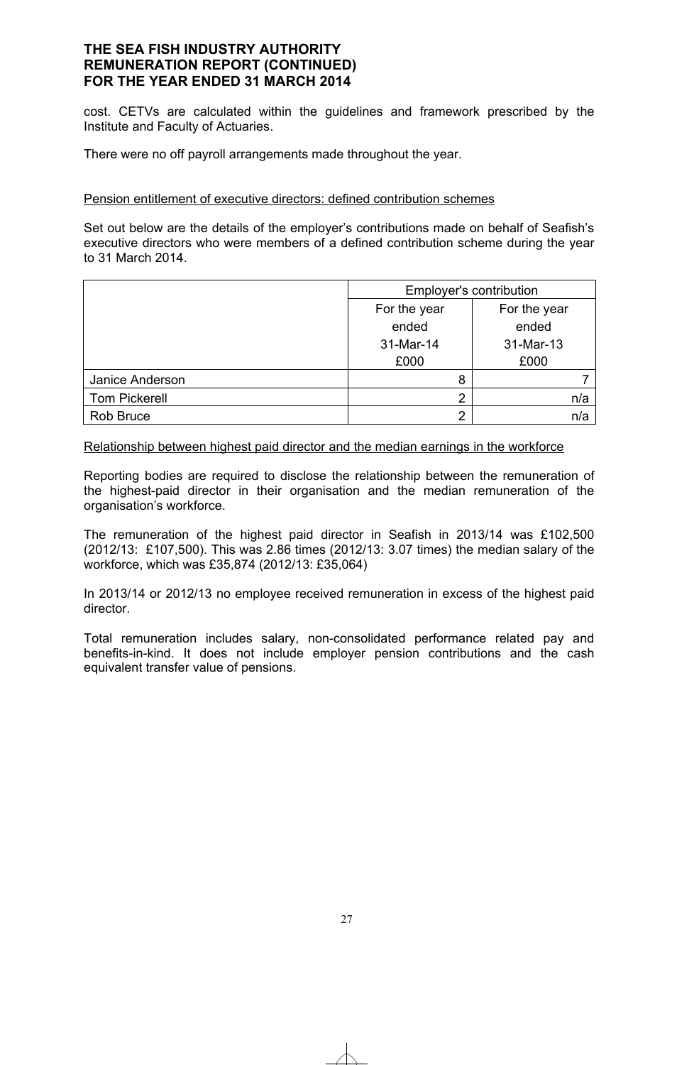cost. CETVs are calculated within the guidelines and framework prescribed by the Institute and Faculty of Actuaries.

There were no off payroll arrangements made throughout the year.

Pension entitlement of executive directors: defined contribution schemes

Set out below are the details of the employer's contributions made on behalf of Seafish's executive directors who were members of a defined contribution scheme during the year to 31 March 2014.

| | Employer's contribution | |
|---|---|---|
| | For the year ended 31-Mar-14 £000 | For the year ended 31-Mar-13 £000 |
| Janice Anderson | 8 | 7 |
| Tom Pickerell | 2 | n/a |
| Rob Bruce | 2 | n/a |

Relationship between highest paid director and the median earnings in the workforce

Reporting bodies are required to disclose the relationship between the remuneration of the highest-paid director in their organisation and the median remuneration of the organisation's workforce.

The remuneration of the highest paid director in Seafish in 2013/14 was £102,500 (2012/13: £107,500). This was 2.86 times (2012/13: 3.07 times) the median salary of the workforce, which was £35,874 (2012/13: £35,064)

In 2013/14 or 2012/13 no employee received remuneration in excess of the highest paid director.

Total remuneration includes salary, non-consolidated performance related pay and benefits-in-kind. It does not include employer pension contributions and the cash equivalent transfer value of pensions.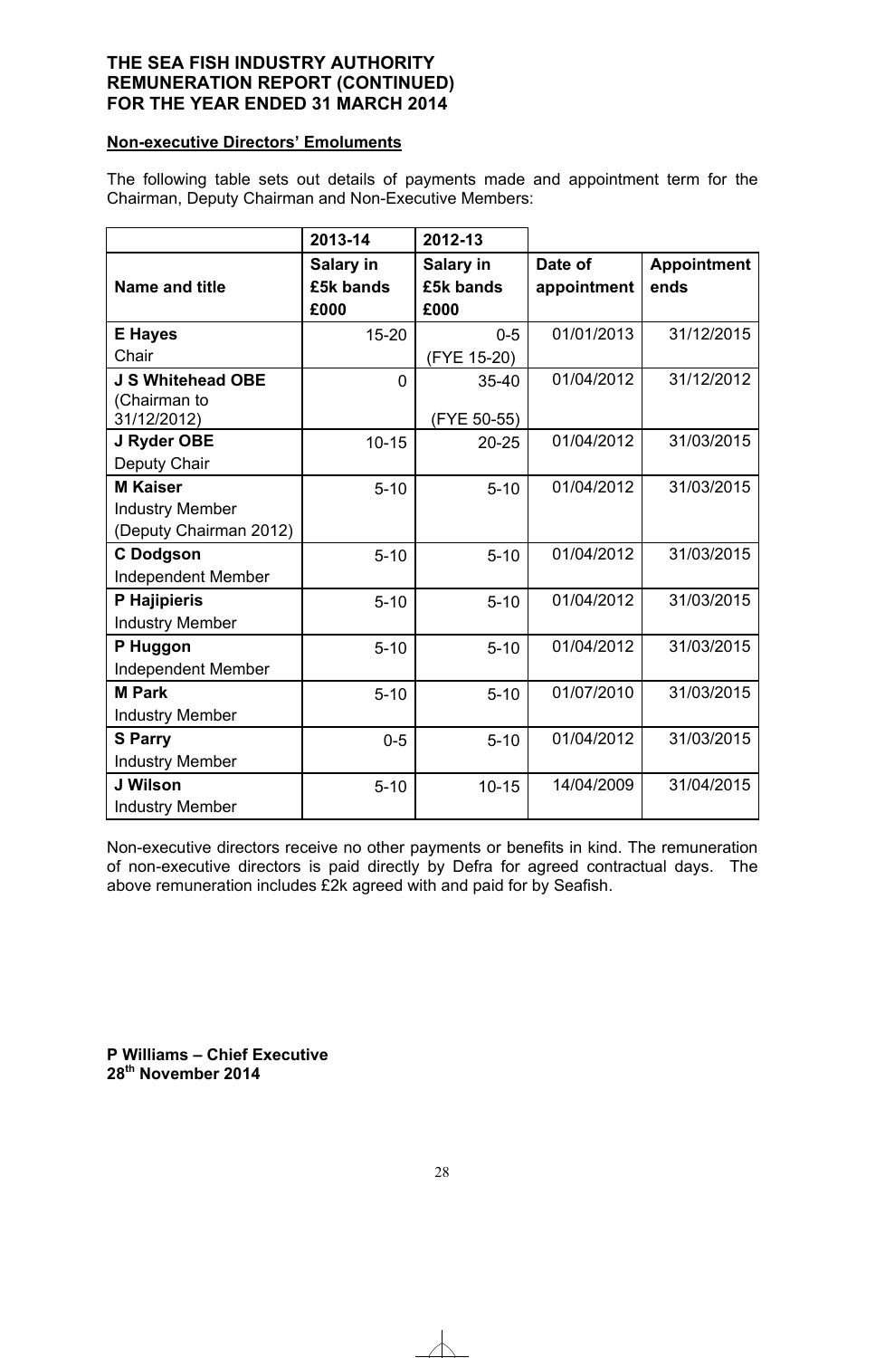**THE SEA FISH INDUSTRY AUTHORITY**
**REMUNERATION REPORT (CONTINUED)**
**FOR THE YEAR ENDED 31 MARCH 2014**

**Non-executive Directors' Emoluments**

The following table sets out details of payments made and appointment term for the Chairman, Deputy Chairman and Non-Executive Members:

| | 2013-14 | 2012-13 | | |
|---|---|---|---|---|
| **Name and title** | **Salary in £5k bands £000** | **Salary in £5k bands £000** | **Date of appointment** | **Appointment ends** |
| **E Hayes** Chair | 15-20 | 0-5 (FYE 15-20) | 01/01/2013 | 31/12/2015 |
| **J S Whitehead OBE** (Chairman to 31/12/2012) | 0 | 35-40 (FYE 50-55) | 01/04/2012 | 31/12/2012 |
| **J Ryder OBE** Deputy Chair | 10-15 | 20-25 | 01/04/2012 | 31/03/2015 |
| **M Kaiser** Industry Member (Deputy Chairman 2012) | 5-10 | 5-10 | 01/04/2012 | 31/03/2015 |
| **C Dodgson** Independent Member | 5-10 | 5-10 | 01/04/2012 | 31/03/2015 |
| **P Hajipieris** Industry Member | 5-10 | 5-10 | 01/04/2012 | 31/03/2015 |
| **P Huggon** Independent Member | 5-10 | 5-10 | 01/04/2012 | 31/03/2015 |
| **M Park** Industry Member | 5-10 | 5-10 | 01/07/2010 | 31/03/2015 |
| **S Parry** Industry Member | 0-5 | 5-10 | 01/04/2012 | 31/03/2015 |
| **J Wilson** Industry Member | 5-10 | 10-15 | 14/04/2009 | 31/04/2015 |

Non-executive directors receive no other payments or benefits in kind. The remuneration of non-executive directors is paid directly by Defra for agreed contractual days. The above remuneration includes £2k agreed with and paid for by Seafish.

**P Williams – Chief Executive**
**28th November 2014**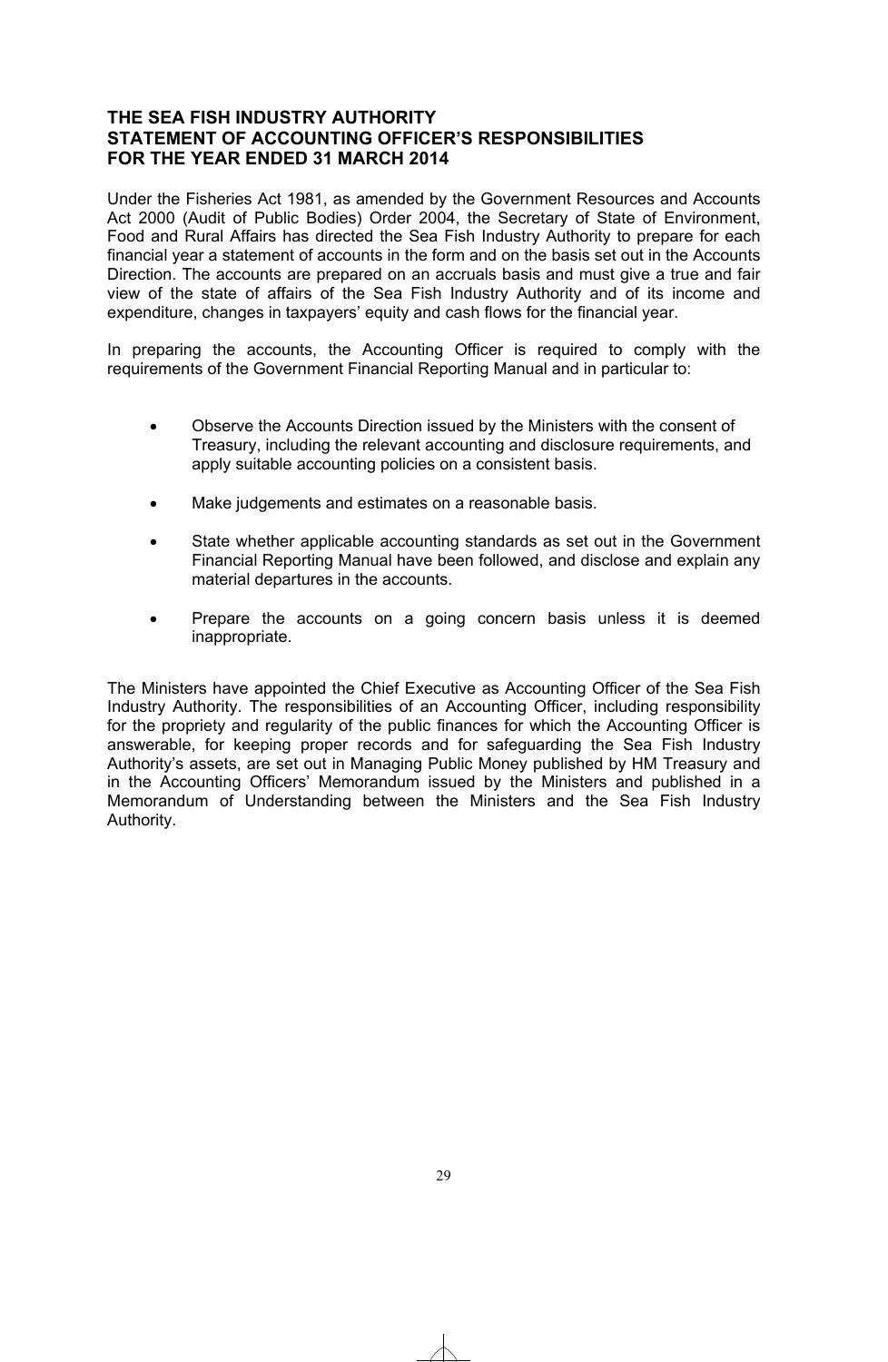## THE SEA FISH INDUSTRY AUTHORITY
## STATEMENT OF ACCOUNTING OFFICER'S RESPONSIBILITIES
## FOR THE YEAR ENDED 31 MARCH 2014

Under the Fisheries Act 1981, as amended by the Government Resources and Accounts Act 2000 (Audit of Public Bodies) Order 2004, the Secretary of State of Environment, Food and Rural Affairs has directed the Sea Fish Industry Authority to prepare for each financial year a statement of accounts in the form and on the basis set out in the Accounts Direction. The accounts are prepared on an accruals basis and must give a true and fair view of the state of affairs of the Sea Fish Industry Authority and of its income and expenditure, changes in taxpayers' equity and cash flows for the financial year.

In preparing the accounts, the Accounting Officer is required to comply with the requirements of the Government Financial Reporting Manual and in particular to:

- Observe the Accounts Direction issued by the Ministers with the consent of Treasury, including the relevant accounting and disclosure requirements, and apply suitable accounting policies on a consistent basis.
- Make judgements and estimates on a reasonable basis.
- State whether applicable accounting standards as set out in the Government Financial Reporting Manual have been followed, and disclose and explain any material departures in the accounts.
- Prepare the accounts on a going concern basis unless it is deemed inappropriate.

The Ministers have appointed the Chief Executive as Accounting Officer of the Sea Fish Industry Authority. The responsibilities of an Accounting Officer, including responsibility for the propriety and regularity of the public finances for which the Accounting Officer is answerable, for keeping proper records and for safeguarding the Sea Fish Industry Authority's assets, are set out in Managing Public Money published by HM Treasury and in the Accounting Officers' Memorandum issued by the Ministers and published in a Memorandum of Understanding between the Ministers and the Sea Fish Industry Authority.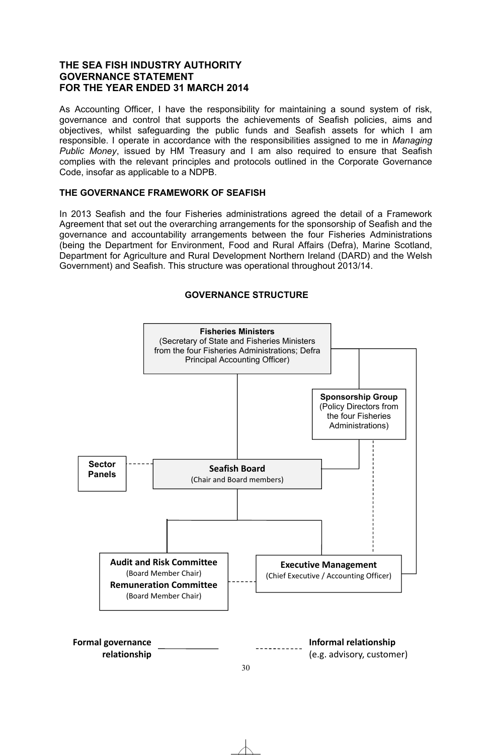# THE SEA FISH INDUSTRY AUTHORITY
# GOVERNANCE STATEMENT
# FOR THE YEAR ENDED 31 MARCH 2014

As Accounting Officer, I have the responsibility for maintaining a sound system of risk, governance and control that supports the achievements of Seafish policies, aims and objectives, whilst safeguarding the public funds and Seafish assets for which I am responsible. I operate in accordance with the responsibilities assigned to me in *Managing Public Money*, issued by HM Treasury and I am also required to ensure that Seafish complies with the relevant principles and protocols outlined in the Corporate Governance Code, insofar as applicable to a NDPB.

## THE GOVERNANCE FRAMEWORK OF SEAFISH

In 2013 Seafish and the four Fisheries administrations agreed the detail of a Framework Agreement that set out the overarching arrangements for the sponsorship of Seafish and the governance and accountability arrangements between the four Fisheries Administrations (being the Department for Environment, Food and Rural Affairs (Defra), Marine Scotland, Department for Agriculture and Rural Development Northern Ireland (DARD) and the Welsh Government) and Seafish. This structure was operational throughout 2013/14.

### GOVERNANCE STRUCTURE

**Fisheries Ministers**
(Secretary of State and Fisheries Ministers from the four Fisheries Administrations; Defra Principal Accounting Officer)

**Sponsorship Group**
(Policy Directors from the four Fisheries Administrations)

**Sector Panels**

**Seafish Board**
(Chair and Board members)

**Audit and Risk Committee**
(Board Member Chair)
**Remuneration Committee**
(Board Member Chair)

**Executive Management**
(Chief Executive / Accounting Officer)

**Formal governance relationship** ———

**Informal relationship** - - - - (e.g. advisory, customer)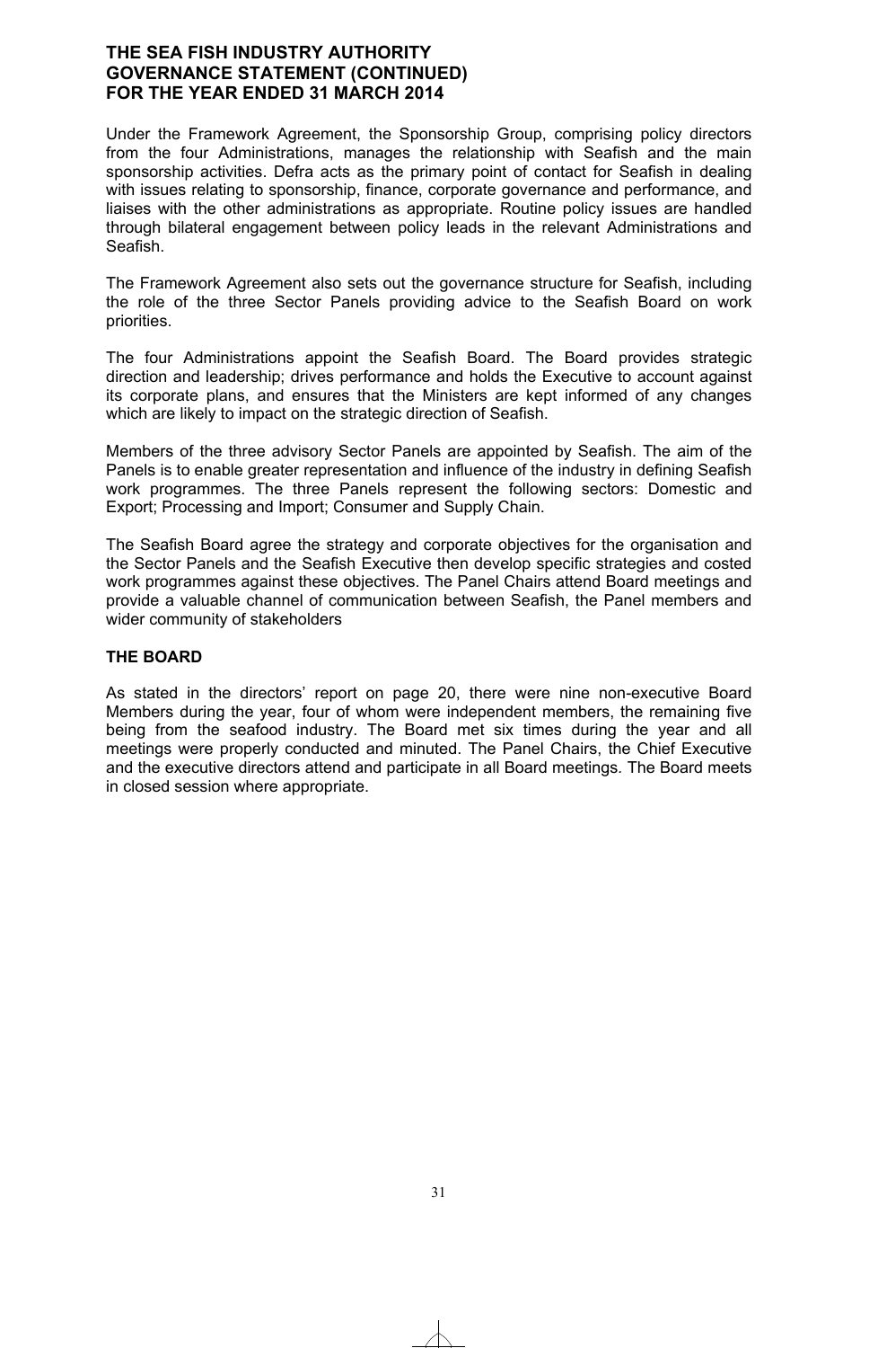Under the Framework Agreement, the Sponsorship Group, comprising policy directors from the four Administrations, manages the relationship with Seafish and the main sponsorship activities. Defra acts as the primary point of contact for Seafish in dealing with issues relating to sponsorship, finance, corporate governance and performance, and liaises with the other administrations as appropriate. Routine policy issues are handled through bilateral engagement between policy leads in the relevant Administrations and Seafish.

The Framework Agreement also sets out the governance structure for Seafish, including the role of the three Sector Panels providing advice to the Seafish Board on work priorities.

The four Administrations appoint the Seafish Board. The Board provides strategic direction and leadership; drives performance and holds the Executive to account against its corporate plans, and ensures that the Ministers are kept informed of any changes which are likely to impact on the strategic direction of Seafish.

Members of the three advisory Sector Panels are appointed by Seafish. The aim of the Panels is to enable greater representation and influence of the industry in defining Seafish work programmes. The three Panels represent the following sectors: Domestic and Export; Processing and Import; Consumer and Supply Chain.

The Seafish Board agree the strategy and corporate objectives for the organisation and the Sector Panels and the Seafish Executive then develop specific strategies and costed work programmes against these objectives. The Panel Chairs attend Board meetings and provide a valuable channel of communication between Seafish, the Panel members and wider community of stakeholders

## THE BOARD

As stated in the directors' report on page 20, there were nine non-executive Board Members during the year, four of whom were independent members, the remaining five being from the seafood industry. The Board met six times during the year and all meetings were properly conducted and minuted. The Panel Chairs, the Chief Executive and the executive directors attend and participate in all Board meetings. The Board meets in closed session where appropriate.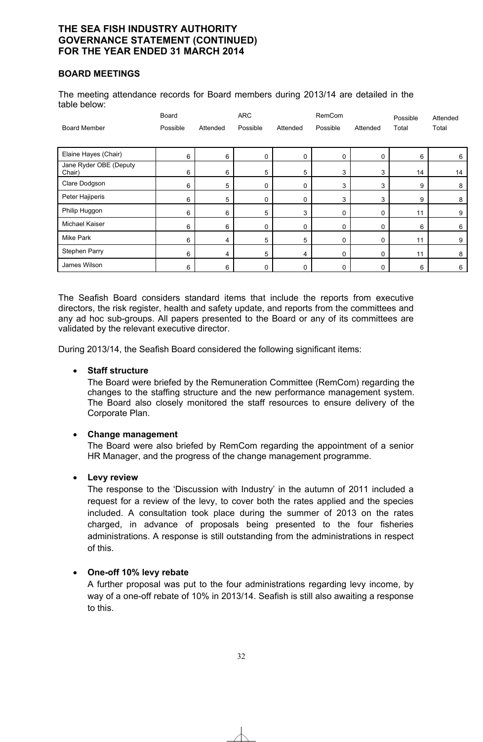# THE SEA FISH INDUSTRY AUTHORITY
# GOVERNANCE STATEMENT (CONTINUED)
# FOR THE YEAR ENDED 31 MARCH 2014

## BOARD MEETINGS

The meeting attendance records for Board members during 2013/14 are detailed in the table below:

| Board Member | Board Possible | Board Attended | ARC Possible | ARC Attended | RemCom Possible | RemCom Attended | Possible Total | Attended Total |
|---|---|---|---|---|---|---|---|---|
| Elaine Hayes (Chair) | 6 | 6 | 0 | 0 | 0 | 0 | 6 | 6 |
| Jane Ryder OBE (Deputy Chair) | 6 | 6 | 5 | 5 | 3 | 3 | 14 | 14 |
| Clare Dodgson | 6 | 5 | 0 | 0 | 3 | 3 | 9 | 8 |
| Peter Hajiperis | 6 | 5 | 0 | 0 | 3 | 3 | 9 | 8 |
| Philip Huggon | 6 | 6 | 5 | 3 | 0 | 0 | 11 | 9 |
| Michael Kaiser | 6 | 6 | 0 | 0 | 0 | 0 | 6 | 6 |
| Mike Park | 6 | 4 | 5 | 5 | 0 | 0 | 11 | 9 |
| Stephen Parry | 6 | 4 | 5 | 4 | 0 | 0 | 11 | 8 |
| James Wilson | 6 | 6 | 0 | 0 | 0 | 0 | 6 | 6 |

The Seafish Board considers standard items that include the reports from executive directors, the risk register, health and safety update, and reports from the committees and any ad hoc sub-groups. All papers presented to the Board or any of its committees are validated by the relevant executive director.

During 2013/14, the Seafish Board considered the following significant items:

- **Staff structure**
  The Board were briefed by the Remuneration Committee (RemCom) regarding the changes to the staffing structure and the new performance management system. The Board also closely monitored the staff resources to ensure delivery of the Corporate Plan.

- **Change management**
  The Board were also briefed by RemCom regarding the appointment of a senior HR Manager, and the progress of the change management programme.

- **Levy review**
  The response to the 'Discussion with Industry' in the autumn of 2011 included a request for a review of the levy, to cover both the rates applied and the species included. A consultation took place during the summer of 2013 on the rates charged, in advance of proposals being presented to the four fisheries administrations. A response is still outstanding from the administrations in respect of this.

- **One-off 10% levy rebate**
  A further proposal was put to the four administrations regarding levy income, by way of a one-off rebate of 10% in 2013/14. Seafish is still also awaiting a response to this.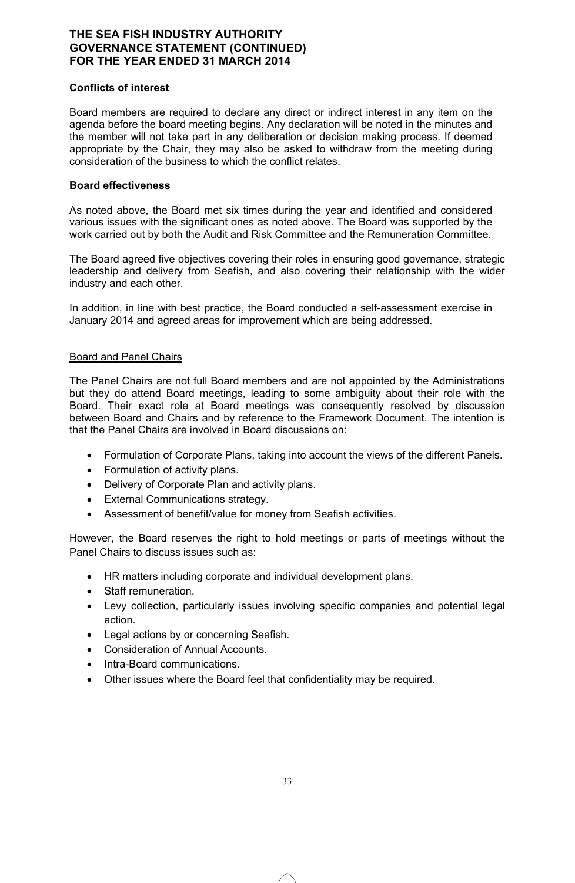### Conflicts of interest

Board members are required to declare any direct or indirect interest in any item on the agenda before the board meeting begins. Any declaration will be noted in the minutes and the member will not take part in any deliberation or decision making process. If deemed appropriate by the Chair, they may also be asked to withdraw from the meeting during consideration of the business to which the conflict relates.

### Board effectiveness

As noted above, the Board met six times during the year and identified and considered various issues with the significant ones as noted above. The Board was supported by the work carried out by both the Audit and Risk Committee and the Remuneration Committee.

The Board agreed five objectives covering their roles in ensuring good governance, strategic leadership and delivery from Seafish, and also covering their relationship with the wider industry and each other.

In addition, in line with best practice, the Board conducted a self-assessment exercise in January 2014 and agreed areas for improvement which are being addressed.

#### Board and Panel Chairs

The Panel Chairs are not full Board members and are not appointed by the Administrations but they do attend Board meetings, leading to some ambiguity about their role with the Board. Their exact role at Board meetings was consequently resolved by discussion between Board and Chairs and by reference to the Framework Document. The intention is that the Panel Chairs are involved in Board discussions on:

- Formulation of Corporate Plans, taking into account the views of the different Panels.
- Formulation of activity plans.
- Delivery of Corporate Plan and activity plans.
- External Communications strategy.
- Assessment of benefit/value for money from Seafish activities.

However, the Board reserves the right to hold meetings or parts of meetings without the Panel Chairs to discuss issues such as:

- HR matters including corporate and individual development plans.
- Staff remuneration.
- Levy collection, particularly issues involving specific companies and potential legal action.
- Legal actions by or concerning Seafish.
- Consideration of Annual Accounts.
- Intra-Board communications.
- Other issues where the Board feel that confidentiality may be required.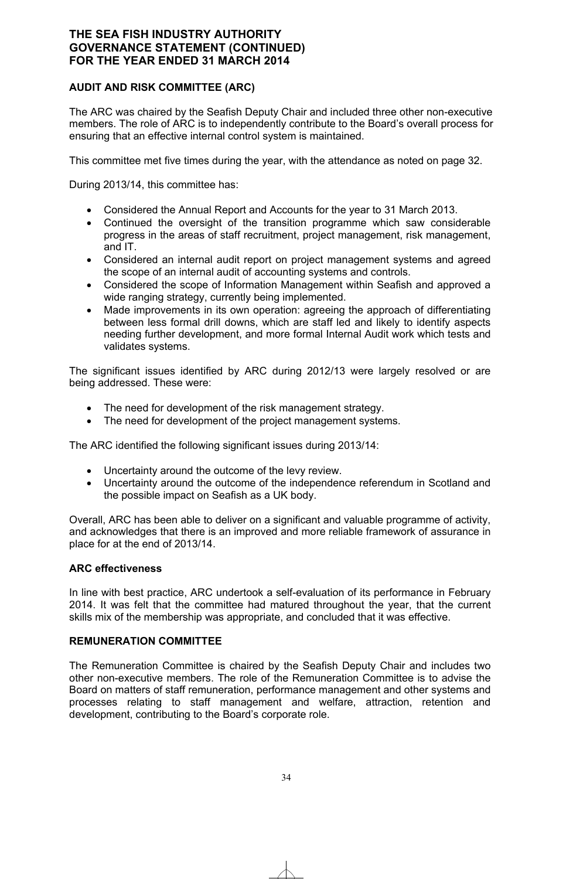# THE SEA FISH INDUSTRY AUTHORITY
# GOVERNANCE STATEMENT (CONTINUED)
# FOR THE YEAR ENDED 31 MARCH 2014

## AUDIT AND RISK COMMITTEE (ARC)

The ARC was chaired by the Seafish Deputy Chair and included three other non-executive members. The role of ARC is to independently contribute to the Board's overall process for ensuring that an effective internal control system is maintained.

This committee met five times during the year, with the attendance as noted on page 32.

During 2013/14, this committee has:

- Considered the Annual Report and Accounts for the year to 31 March 2013.
- Continued the oversight of the transition programme which saw considerable progress in the areas of staff recruitment, project management, risk management, and IT.
- Considered an internal audit report on project management systems and agreed the scope of an internal audit of accounting systems and controls.
- Considered the scope of Information Management within Seafish and approved a wide ranging strategy, currently being implemented.
- Made improvements in its own operation: agreeing the approach of differentiating between less formal drill downs, which are staff led and likely to identify aspects needing further development, and more formal Internal Audit work which tests and validates systems.

The significant issues identified by ARC during 2012/13 were largely resolved or are being addressed. These were:

- The need for development of the risk management strategy.
- The need for development of the project management systems.

The ARC identified the following significant issues during 2013/14:

- Uncertainty around the outcome of the levy review.
- Uncertainty around the outcome of the independence referendum in Scotland and the possible impact on Seafish as a UK body.

Overall, ARC has been able to deliver on a significant and valuable programme of activity, and acknowledges that there is an improved and more reliable framework of assurance in place for at the end of 2013/14.

### ARC effectiveness

In line with best practice, ARC undertook a self-evaluation of its performance in February 2014. It was felt that the committee had matured throughout the year, that the current skills mix of the membership was appropriate, and concluded that it was effective.

## REMUNERATION COMMITTEE

The Remuneration Committee is chaired by the Seafish Deputy Chair and includes two other non-executive members. The role of the Remuneration Committee is to advise the Board on matters of staff remuneration, performance management and other systems and processes relating to staff management and welfare, attraction, retention and development, contributing to the Board's corporate role.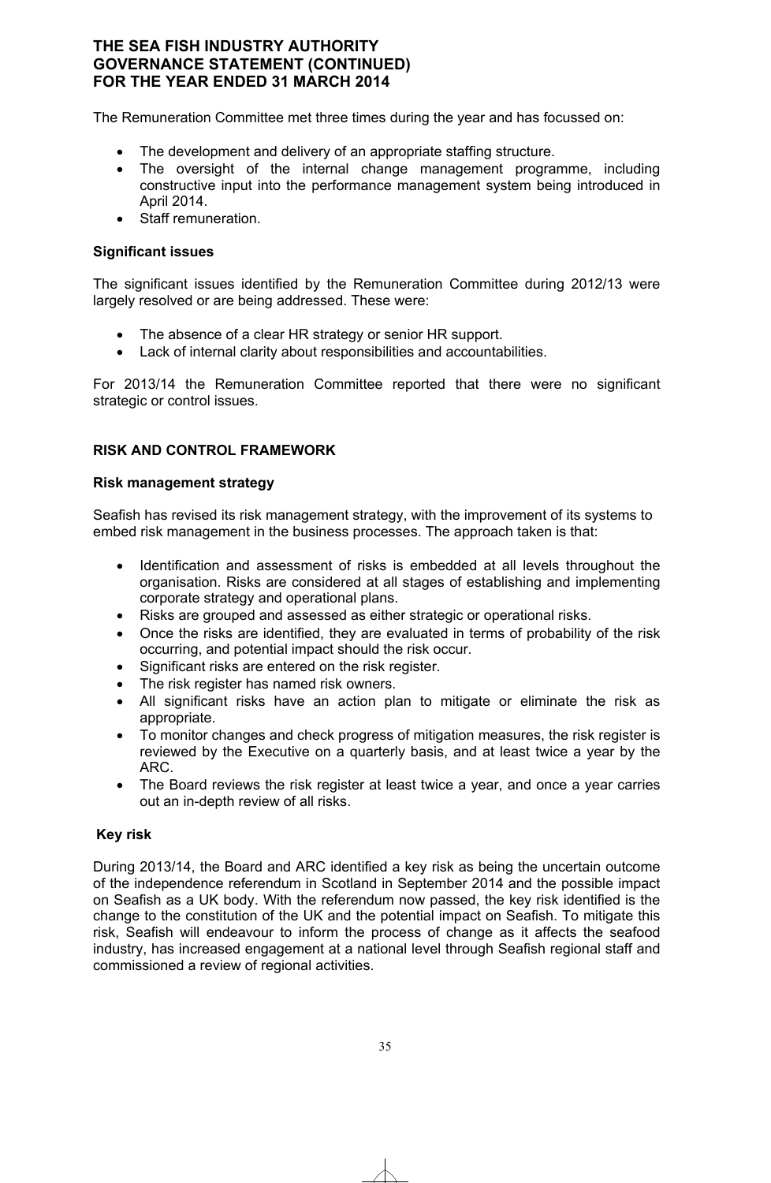The Remuneration Committee met three times during the year and has focussed on:

- The development and delivery of an appropriate staffing structure.
- The oversight of the internal change management programme, including constructive input into the performance management system being introduced in April 2014.
- Staff remuneration.

**Significant issues**

The significant issues identified by the Remuneration Committee during 2012/13 were largely resolved or are being addressed. These were:

- The absence of a clear HR strategy or senior HR support.
- Lack of internal clarity about responsibilities and accountabilities.

For 2013/14 the Remuneration Committee reported that there were no significant strategic or control issues.

## RISK AND CONTROL FRAMEWORK

**Risk management strategy**

Seafish has revised its risk management strategy, with the improvement of its systems to embed risk management in the business processes. The approach taken is that:

- Identification and assessment of risks is embedded at all levels throughout the organisation. Risks are considered at all stages of establishing and implementing corporate strategy and operational plans.
- Risks are grouped and assessed as either strategic or operational risks.
- Once the risks are identified, they are evaluated in terms of probability of the risk occurring, and potential impact should the risk occur.
- Significant risks are entered on the risk register.
- The risk register has named risk owners.
- All significant risks have an action plan to mitigate or eliminate the risk as appropriate.
- To monitor changes and check progress of mitigation measures, the risk register is reviewed by the Executive on a quarterly basis, and at least twice a year by the ARC.
- The Board reviews the risk register at least twice a year, and once a year carries out an in-depth review of all risks.

**Key risk**

During 2013/14, the Board and ARC identified a key risk as being the uncertain outcome of the independence referendum in Scotland in September 2014 and the possible impact on Seafish as a UK body. With the referendum now passed, the key risk identified is the change to the constitution of the UK and the potential impact on Seafish. To mitigate this risk, Seafish will endeavour to inform the process of change as it affects the seafood industry, has increased engagement at a national level through Seafish regional staff and commissioned a review of regional activities.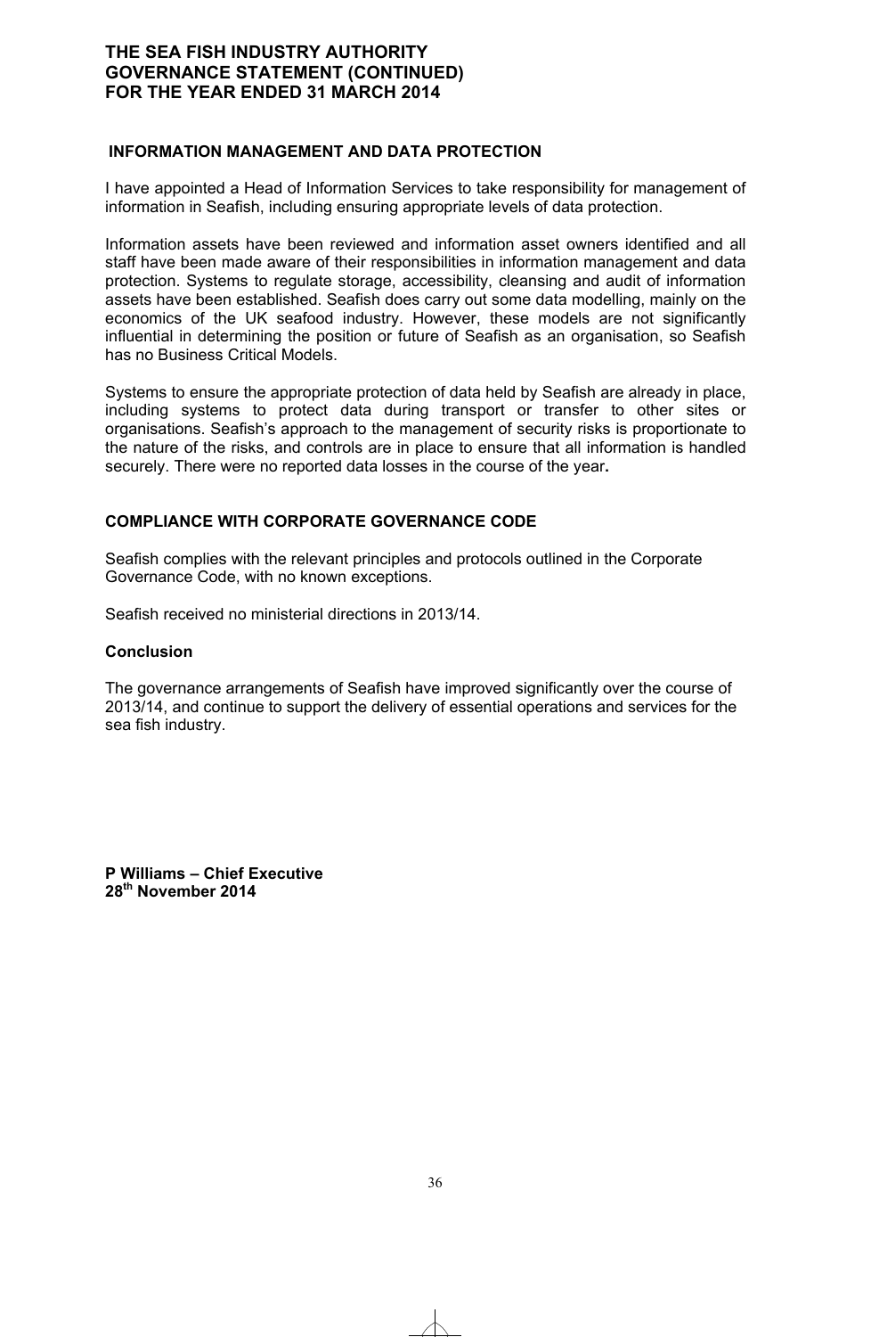## INFORMATION MANAGEMENT AND DATA PROTECTION

I have appointed a Head of Information Services to take responsibility for management of information in Seafish, including ensuring appropriate levels of data protection.

Information assets have been reviewed and information asset owners identified and all staff have been made aware of their responsibilities in information management and data protection. Systems to regulate storage, accessibility, cleansing and audit of information assets have been established. Seafish does carry out some data modelling, mainly on the economics of the UK seafood industry. However, these models are not significantly influential in determining the position or future of Seafish as an organisation, so Seafish has no Business Critical Models.

Systems to ensure the appropriate protection of data held by Seafish are already in place, including systems to protect data during transport or transfer to other sites or organisations. Seafish's approach to the management of security risks is proportionate to the nature of the risks, and controls are in place to ensure that all information is handled securely. There were no reported data losses in the course of the year**.**

## COMPLIANCE WITH CORPORATE GOVERNANCE CODE

Seafish complies with the relevant principles and protocols outlined in the Corporate Governance Code, with no known exceptions.

Seafish received no ministerial directions in 2013/14.

### Conclusion

The governance arrangements of Seafish have improved significantly over the course of 2013/14, and continue to support the delivery of essential operations and services for the sea fish industry.

**P Williams – Chief Executive**
**28th November 2014**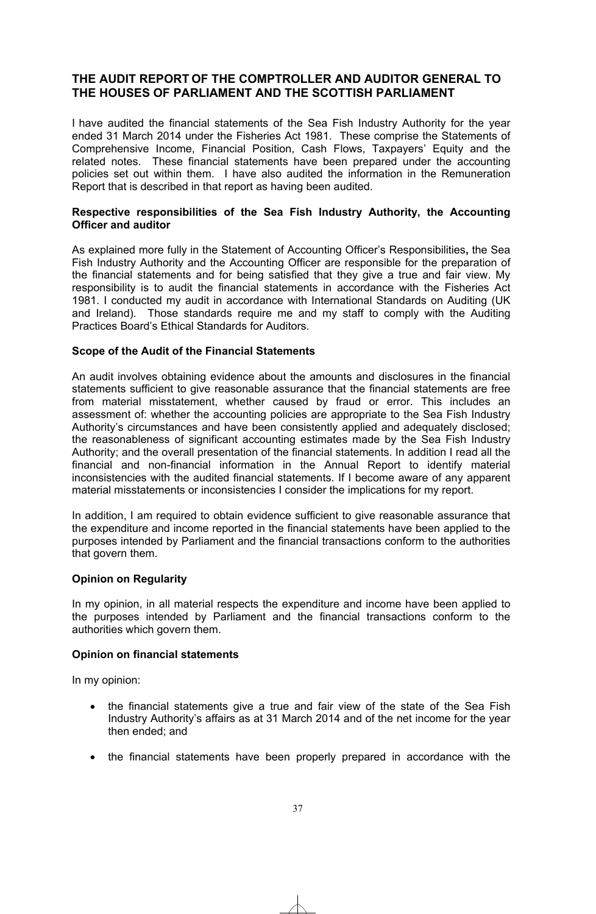## THE AUDIT REPORT OF THE COMPTROLLER AND AUDITOR GENERAL TO THE HOUSES OF PARLIAMENT AND THE SCOTTISH PARLIAMENT

I have audited the financial statements of the Sea Fish Industry Authority for the year ended 31 March 2014 under the Fisheries Act 1981. These comprise the Statements of Comprehensive Income, Financial Position, Cash Flows, Taxpayers' Equity and the related notes. These financial statements have been prepared under the accounting policies set out within them. I have also audited the information in the Remuneration Report that is described in that report as having been audited.

### Respective responsibilities of the Sea Fish Industry Authority, the Accounting Officer and auditor

As explained more fully in the Statement of Accounting Officer's Responsibilities**,** the Sea Fish Industry Authority and the Accounting Officer are responsible for the preparation of the financial statements and for being satisfied that they give a true and fair view. My responsibility is to audit the financial statements in accordance with the Fisheries Act 1981. I conducted my audit in accordance with International Standards on Auditing (UK and Ireland). Those standards require me and my staff to comply with the Auditing Practices Board's Ethical Standards for Auditors.

### Scope of the Audit of the Financial Statements

An audit involves obtaining evidence about the amounts and disclosures in the financial statements sufficient to give reasonable assurance that the financial statements are free from material misstatement, whether caused by fraud or error. This includes an assessment of: whether the accounting policies are appropriate to the Sea Fish Industry Authority's circumstances and have been consistently applied and adequately disclosed; the reasonableness of significant accounting estimates made by the Sea Fish Industry Authority; and the overall presentation of the financial statements. In addition I read all the financial and non-financial information in the Annual Report to identify material inconsistencies with the audited financial statements. If I become aware of any apparent material misstatements or inconsistencies I consider the implications for my report.

In addition, I am required to obtain evidence sufficient to give reasonable assurance that the expenditure and income reported in the financial statements have been applied to the purposes intended by Parliament and the financial transactions conform to the authorities that govern them.

### Opinion on Regularity

In my opinion, in all material respects the expenditure and income have been applied to the purposes intended by Parliament and the financial transactions conform to the authorities which govern them.

### Opinion on financial statements

In my opinion:

- the financial statements give a true and fair view of the state of the Sea Fish Industry Authority's affairs as at 31 March 2014 and of the net income for the year then ended; and
- the financial statements have been properly prepared in accordance with the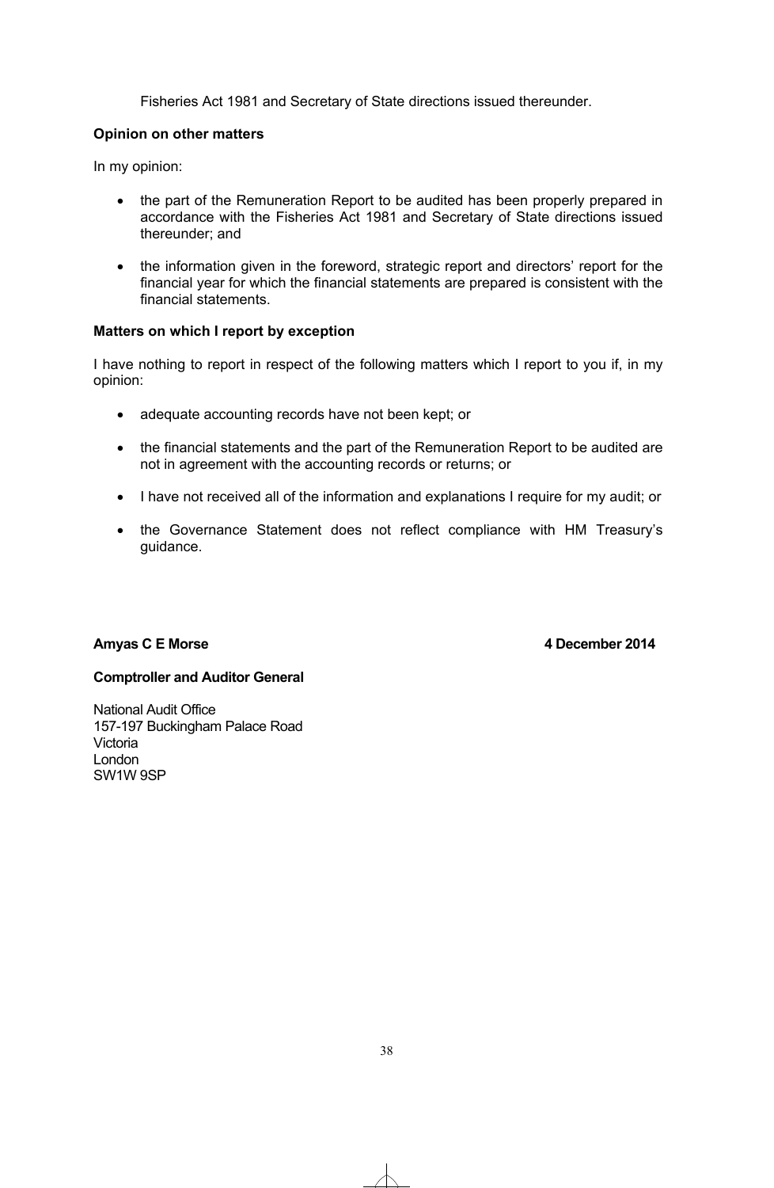Fisheries Act 1981 and Secretary of State directions issued thereunder.

**Opinion on other matters**

In my opinion:

- the part of the Remuneration Report to be audited has been properly prepared in accordance with the Fisheries Act 1981 and Secretary of State directions issued thereunder; and
- the information given in the foreword, strategic report and directors' report for the financial year for which the financial statements are prepared is consistent with the financial statements.

**Matters on which I report by exception**

I have nothing to report in respect of the following matters which I report to you if, in my opinion:

- adequate accounting records have not been kept; or
- the financial statements and the part of the Remuneration Report to be audited are not in agreement with the accounting records or returns; or
- I have not received all of the information and explanations I require for my audit; or
- the Governance Statement does not reflect compliance with HM Treasury's guidance.

**Amyas C E Morse** **4 December 2014**

**Comptroller and Auditor General**

National Audit Office
157-197 Buckingham Palace Road
Victoria
London
SW1W 9SP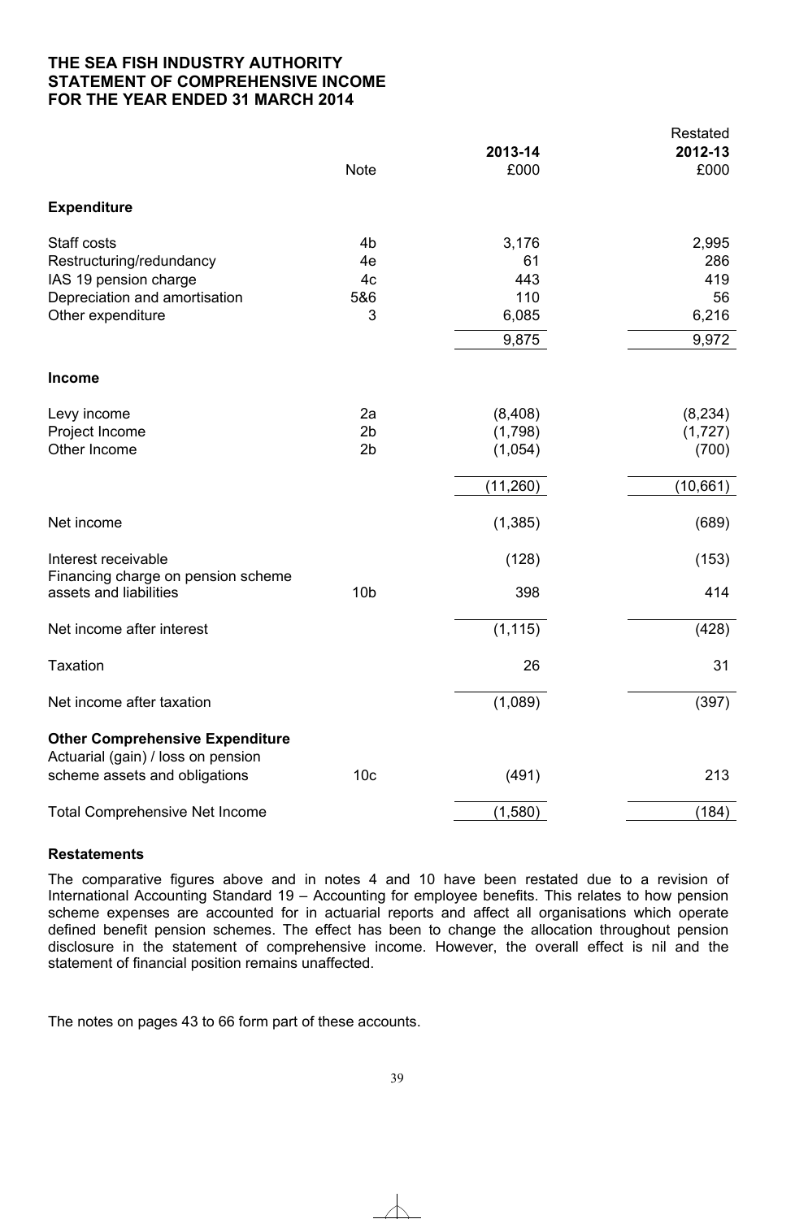**THE SEA FISH INDUSTRY AUTHORITY**
**STATEMENT OF COMPREHENSIVE INCOME**
**FOR THE YEAR ENDED 31 MARCH 2014**

| | Note | 2013-14 £000 | Restated 2012-13 £000 |
|---|---|---|---|
| **Expenditure** | | | |
| Staff costs | 4b | 3,176 | 2,995 |
| Restructuring/redundancy | 4e | 61 | 286 |
| IAS 19 pension charge | 4c | 443 | 419 |
| Depreciation and amortisation | 5&6 | 110 | 56 |
| Other expenditure | 3 | 6,085 | 6,216 |
| | | 9,875 | 9,972 |
| **Income** | | | |
| Levy income | 2a | (8,408) | (8,234) |
| Project Income | 2b | (1,798) | (1,727) |
| Other Income | 2b | (1,054) | (700) |
| | | (11,260) | (10,661) |
| Net income | | (1,385) | (689) |
| Interest receivable | | (128) | (153) |
| Financing charge on pension scheme assets and liabilities | 10b | 398 | 414 |
| Net income after interest | | (1,115) | (428) |
| Taxation | | 26 | 31 |
| Net income after taxation | | (1,089) | (397) |
| **Other Comprehensive Expenditure** | | | |
| Actuarial (gain) / loss on pension scheme assets and obligations | 10c | (491) | 213 |
| Total Comprehensive Net Income | | (1,580) | (184) |

**Restatements**

The comparative figures above and in notes 4 and 10 have been restated due to a revision of International Accounting Standard 19 – Accounting for employee benefits. This relates to how pension scheme expenses are accounted for in actuarial reports and affect all organisations which operate defined benefit pension schemes. The effect has been to change the allocation throughout pension disclosure in the statement of comprehensive income. However, the overall effect is nil and the statement of financial position remains unaffected.

The notes on pages 43 to 66 form part of these accounts.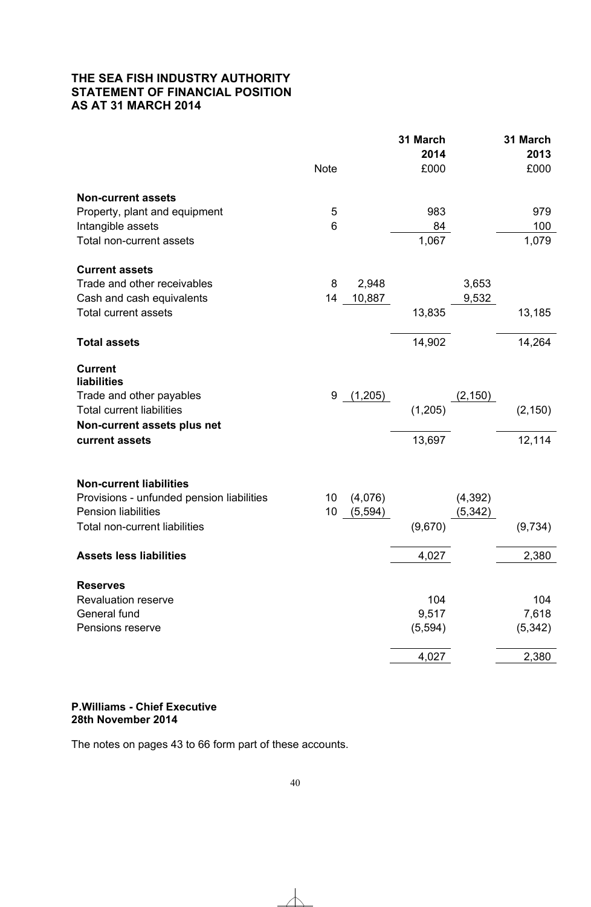# THE SEA FISH INDUSTRY AUTHORITY
# STATEMENT OF FINANCIAL POSITION
# AS AT 31 MARCH 2014

| | Note | | 31 March 2014 £000 | | 31 March 2013 £000 |
|---|---|---|---|---|---|
| **Non-current assets** | | | | | |
| Property, plant and equipment | 5 | | 983 | | 979 |
| Intangible assets | 6 | | 84 | | 100 |
| Total non-current assets | | | 1,067 | | 1,079 |
| **Current assets** | | | | | |
| Trade and other receivables | 8 | 2,948 | | 3,653 | |
| Cash and cash equivalents | 14 | 10,887 | | 9,532 | |
| Total current assets | | | 13,835 | | 13,185 |
| **Total assets** | | | 14,902 | | 14,264 |
| **Current liabilities** | | | | | |
| Trade and other payables | 9 | (1,205) | | (2,150) | |
| Total current liabilities | | | (1,205) | | (2,150) |
| **Non-current assets plus net current assets** | | | 13,697 | | 12,114 |
| **Non-current liabilities** | | | | | |
| Provisions - unfunded pension liabilities | 10 | (4,076) | | (4,392) | |
| Pension liabilities | 10 | (5,594) | | (5,342) | |
| Total non-current liabilities | | | (9,670) | | (9,734) |
| **Assets less liabilities** | | | 4,027 | | 2,380 |
| **Reserves** | | | | | |
| Revaluation reserve | | | 104 | | 104 |
| General fund | | | 9,517 | | 7,618 |
| Pensions reserve | | | (5,594) | | (5,342) |
| | | | 4,027 | | 2,380 |

**P.Williams - Chief Executive**
**28th November 2014**

The notes on pages 43 to 66 form part of these accounts.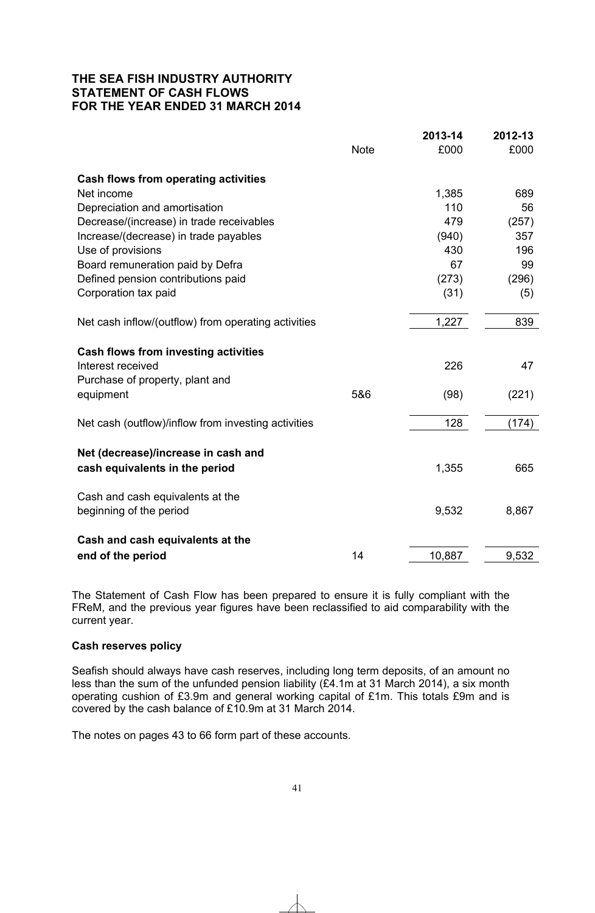**THE SEA FISH INDUSTRY AUTHORITY**
**STATEMENT OF CASH FLOWS**
**FOR THE YEAR ENDED 31 MARCH 2014**

| | Note | 2013-14 £000 | 2012-13 £000 |
|---|---|---|---|
| **Cash flows from operating activities** | | | |
| Net income | | 1,385 | 689 |
| Depreciation and amortisation | | 110 | 56 |
| Decrease/(increase) in trade receivables | | 479 | (257) |
| Increase/(decrease) in trade payables | | (940) | 357 |
| Use of provisions | | 430 | 196 |
| Board remuneration paid by Defra | | 67 | 99 |
| Defined pension contributions paid | | (273) | (296) |
| Corporation tax paid | | (31) | (5) |
| Net cash inflow/(outflow) from operating activities | | 1,227 | 839 |
| **Cash flows from investing activities** | | | |
| Interest received | | 226 | 47 |
| Purchase of property, plant and equipment | 5&6 | (98) | (221) |
| Net cash (outflow)/inflow from investing activities | | 128 | (174) |
| **Net (decrease)/increase in cash and cash equivalents in the period** | | 1,355 | 665 |
| Cash and cash equivalents at the beginning of the period | | 9,532 | 8,867 |
| **Cash and cash equivalents at the end of the period** | 14 | 10,887 | 9,532 |

The Statement of Cash Flow has been prepared to ensure it is fully compliant with the FReM, and the previous year figures have been reclassified to aid comparability with the current year.

**Cash reserves policy**

Seafish should always have cash reserves, including long term deposits, of an amount no less than the sum of the unfunded pension liability (£4.1m at 31 March 2014), a six month operating cushion of £3.9m and general working capital of £1m. This totals £9m and is covered by the cash balance of £10.9m at 31 March 2014.

The notes on pages 43 to 66 form part of these accounts.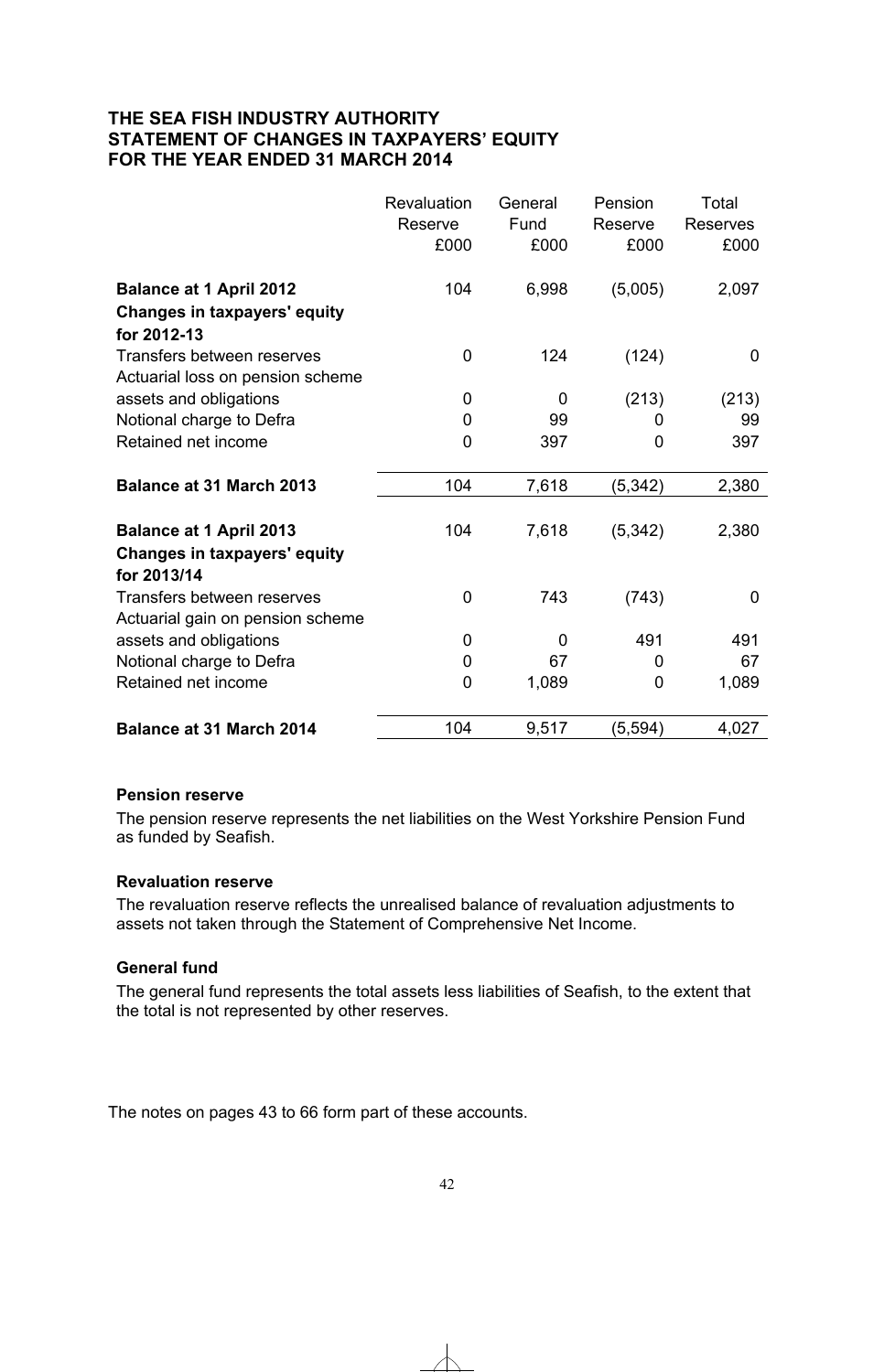# THE SEA FISH INDUSTRY AUTHORITY
# STATEMENT OF CHANGES IN TAXPAYERS' EQUITY
# FOR THE YEAR ENDED 31 MARCH 2014

| | Revaluation Reserve £000 | General Fund £000 | Pension Reserve £000 | Total Reserves £000 |
|---|---|---|---|---|
| **Balance at 1 April 2012** | 104 | 6,998 | (5,005) | 2,097 |
| **Changes in taxpayers' equity for 2012-13** | | | | |
| Transfers between reserves | 0 | 124 | (124) | 0 |
| Actuarial loss on pension scheme assets and obligations | 0 | 0 | (213) | (213) |
| Notional charge to Defra | 0 | 99 | 0 | 99 |
| Retained net income | 0 | 397 | 0 | 397 |
| **Balance at 31 March 2013** | 104 | 7,618 | (5,342) | 2,380 |
| **Balance at 1 April 2013** | 104 | 7,618 | (5,342) | 2,380 |
| **Changes in taxpayers' equity for 2013/14** | | | | |
| Transfers between reserves | 0 | 743 | (743) | 0 |
| Actuarial gain on pension scheme assets and obligations | 0 | 0 | 491 | 491 |
| Notional charge to Defra | 0 | 67 | 0 | 67 |
| Retained net income | 0 | 1,089 | 0 | 1,089 |
| **Balance at 31 March 2014** | 104 | 9,517 | (5,594) | 4,027 |

**Pension reserve**

The pension reserve represents the net liabilities on the West Yorkshire Pension Fund as funded by Seafish.

**Revaluation reserve**

The revaluation reserve reflects the unrealised balance of revaluation adjustments to assets not taken through the Statement of Comprehensive Net Income.

**General fund**

The general fund represents the total assets less liabilities of Seafish, to the extent that the total is not represented by other reserves.

The notes on pages 43 to 66 form part of these accounts.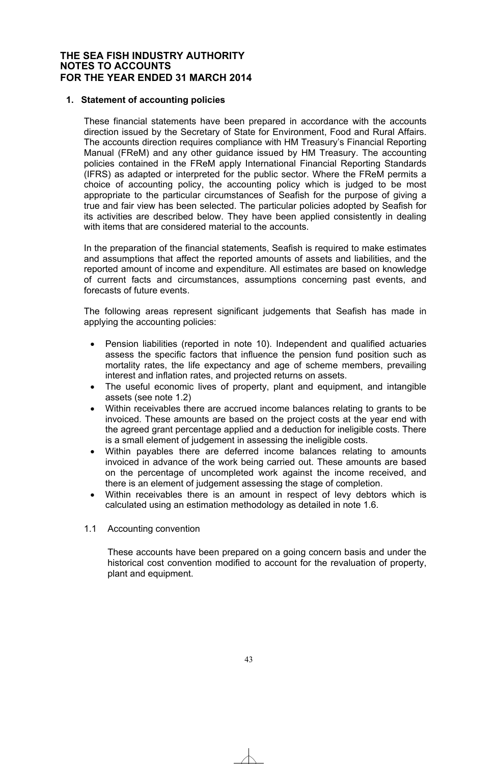**THE SEA FISH INDUSTRY AUTHORITY**
**NOTES TO ACCOUNTS**
**FOR THE YEAR ENDED 31 MARCH 2014**

## 1. Statement of accounting policies

These financial statements have been prepared in accordance with the accounts direction issued by the Secretary of State for Environment, Food and Rural Affairs. The accounts direction requires compliance with HM Treasury's Financial Reporting Manual (FReM) and any other guidance issued by HM Treasury. The accounting policies contained in the FReM apply International Financial Reporting Standards (IFRS) as adapted or interpreted for the public sector. Where the FReM permits a choice of accounting policy, the accounting policy which is judged to be most appropriate to the particular circumstances of Seafish for the purpose of giving a true and fair view has been selected. The particular policies adopted by Seafish for its activities are described below. They have been applied consistently in dealing with items that are considered material to the accounts.

In the preparation of the financial statements, Seafish is required to make estimates and assumptions that affect the reported amounts of assets and liabilities, and the reported amount of income and expenditure. All estimates are based on knowledge of current facts and circumstances, assumptions concerning past events, and forecasts of future events.

The following areas represent significant judgements that Seafish has made in applying the accounting policies:

- Pension liabilities (reported in note 10). Independent and qualified actuaries assess the specific factors that influence the pension fund position such as mortality rates, the life expectancy and age of scheme members, prevailing interest and inflation rates, and projected returns on assets.
- The useful economic lives of property, plant and equipment, and intangible assets (see note 1.2)
- Within receivables there are accrued income balances relating to grants to be invoiced. These amounts are based on the project costs at the year end with the agreed grant percentage applied and a deduction for ineligible costs. There is a small element of judgement in assessing the ineligible costs.
- Within payables there are deferred income balances relating to amounts invoiced in advance of the work being carried out. These amounts are based on the percentage of uncompleted work against the income received, and there is an element of judgement assessing the stage of completion.
- Within receivables there is an amount in respect of levy debtors which is calculated using an estimation methodology as detailed in note 1.6.

### 1.1 Accounting convention

These accounts have been prepared on a going concern basis and under the historical cost convention modified to account for the revaluation of property, plant and equipment.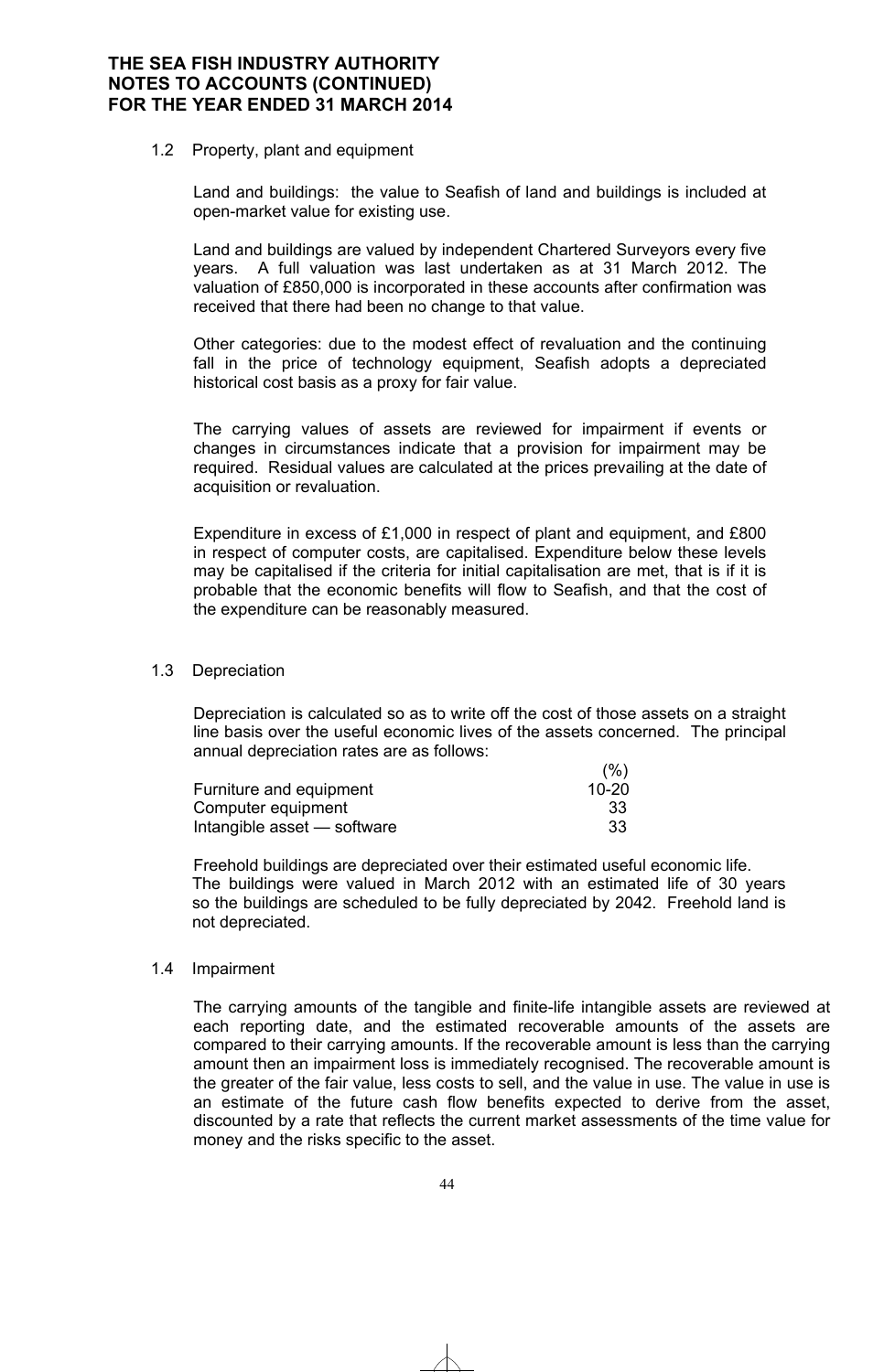## THE SEA FISH INDUSTRY AUTHORITY NOTES TO ACCOUNTS (CONTINUED) FOR THE YEAR ENDED 31 MARCH 2014

### 1.2 Property, plant and equipment

Land and buildings: the value to Seafish of land and buildings is included at open-market value for existing use.

Land and buildings are valued by independent Chartered Surveyors every five years. A full valuation was last undertaken as at 31 March 2012. The valuation of £850,000 is incorporated in these accounts after confirmation was received that there had been no change to that value.

Other categories: due to the modest effect of revaluation and the continuing fall in the price of technology equipment, Seafish adopts a depreciated historical cost basis as a proxy for fair value.

The carrying values of assets are reviewed for impairment if events or changes in circumstances indicate that a provision for impairment may be required. Residual values are calculated at the prices prevailing at the date of acquisition or revaluation.

Expenditure in excess of £1,000 in respect of plant and equipment, and £800 in respect of computer costs, are capitalised. Expenditure below these levels may be capitalised if the criteria for initial capitalisation are met, that is if it is probable that the economic benefits will flow to Seafish, and that the cost of the expenditure can be reasonably measured.

### 1.3 Depreciation

Depreciation is calculated so as to write off the cost of those assets on a straight line basis over the useful economic lives of the assets concerned. The principal annual depreciation rates are as follows:

| | (%) |
|---|---|
| Furniture and equipment | 10-20 |
| Computer equipment | 33 |
| Intangible asset — software | 33 |

Freehold buildings are depreciated over their estimated useful economic life. The buildings were valued in March 2012 with an estimated life of 30 years so the buildings are scheduled to be fully depreciated by 2042. Freehold land is not depreciated.

### 1.4 Impairment

The carrying amounts of the tangible and finite-life intangible assets are reviewed at each reporting date, and the estimated recoverable amounts of the assets are compared to their carrying amounts. If the recoverable amount is less than the carrying amount then an impairment loss is immediately recognised. The recoverable amount is the greater of the fair value, less costs to sell, and the value in use. The value in use is an estimate of the future cash flow benefits expected to derive from the asset, discounted by a rate that reflects the current market assessments of the time value for money and the risks specific to the asset.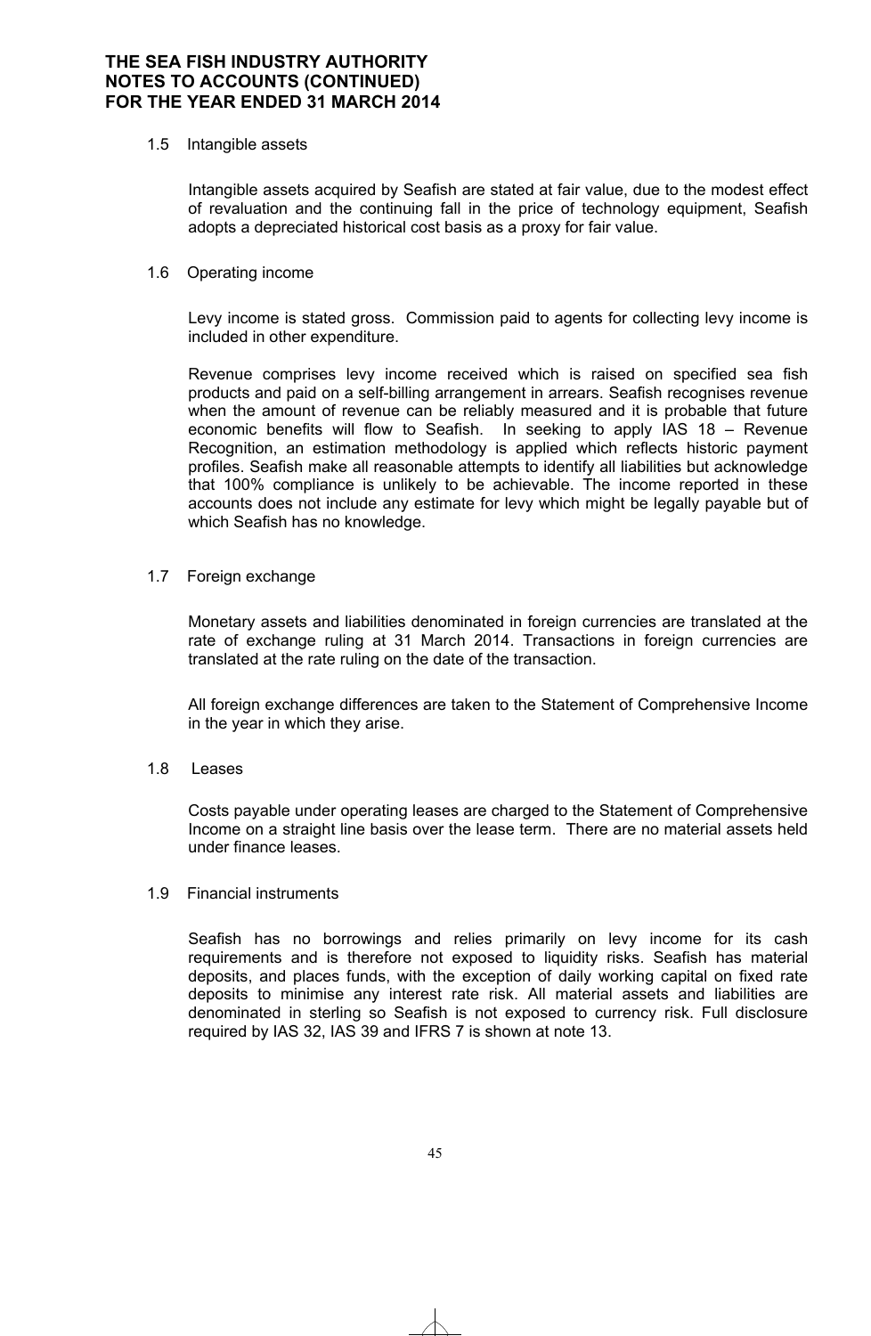### 1.5 Intangible assets

Intangible assets acquired by Seafish are stated at fair value, due to the modest effect of revaluation and the continuing fall in the price of technology equipment, Seafish adopts a depreciated historical cost basis as a proxy for fair value.

### 1.6 Operating income

Levy income is stated gross. Commission paid to agents for collecting levy income is included in other expenditure.

Revenue comprises levy income received which is raised on specified sea fish products and paid on a self-billing arrangement in arrears. Seafish recognises revenue when the amount of revenue can be reliably measured and it is probable that future economic benefits will flow to Seafish. In seeking to apply IAS 18 – Revenue Recognition, an estimation methodology is applied which reflects historic payment profiles. Seafish make all reasonable attempts to identify all liabilities but acknowledge that 100% compliance is unlikely to be achievable. The income reported in these accounts does not include any estimate for levy which might be legally payable but of which Seafish has no knowledge.

### 1.7 Foreign exchange

Monetary assets and liabilities denominated in foreign currencies are translated at the rate of exchange ruling at 31 March 2014. Transactions in foreign currencies are translated at the rate ruling on the date of the transaction.

All foreign exchange differences are taken to the Statement of Comprehensive Income in the year in which they arise.

### 1.8 Leases

Costs payable under operating leases are charged to the Statement of Comprehensive Income on a straight line basis over the lease term. There are no material assets held under finance leases.

### 1.9 Financial instruments

Seafish has no borrowings and relies primarily on levy income for its cash requirements and is therefore not exposed to liquidity risks. Seafish has material deposits, and places funds, with the exception of daily working capital on fixed rate deposits to minimise any interest rate risk. All material assets and liabilities are denominated in sterling so Seafish is not exposed to currency risk. Full disclosure required by IAS 32, IAS 39 and IFRS 7 is shown at note 13.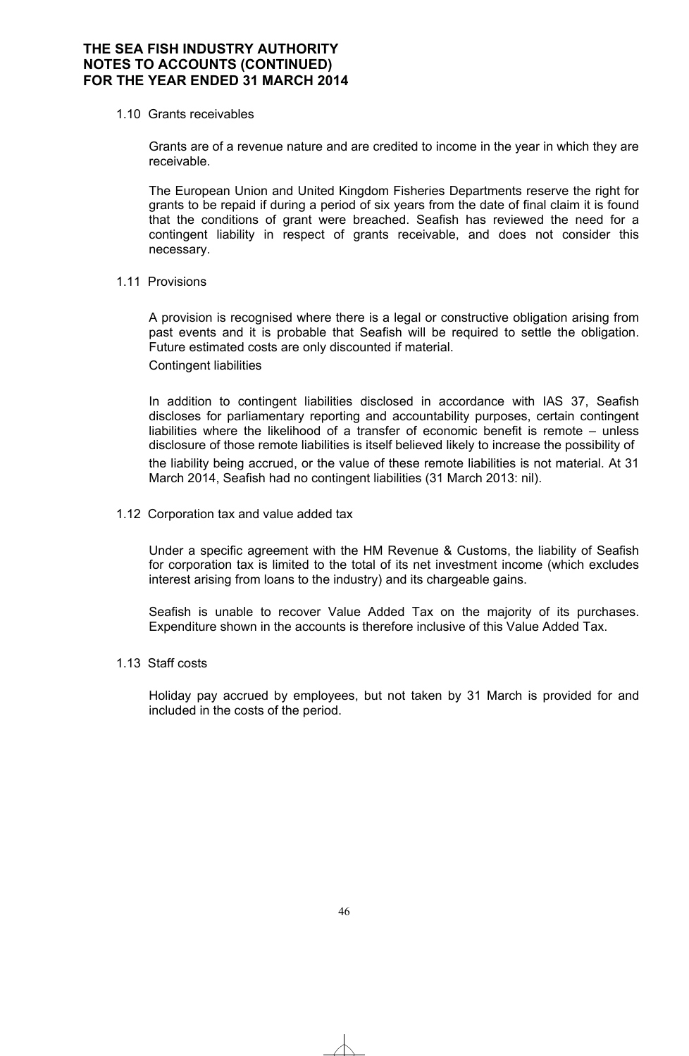### 1.10 Grants receivables

Grants are of a revenue nature and are credited to income in the year in which they are receivable.

The European Union and United Kingdom Fisheries Departments reserve the right for grants to be repaid if during a period of six years from the date of final claim it is found that the conditions of grant were breached. Seafish has reviewed the need for a contingent liability in respect of grants receivable, and does not consider this necessary.

### 1.11 Provisions

A provision is recognised where there is a legal or constructive obligation arising from past events and it is probable that Seafish will be required to settle the obligation. Future estimated costs are only discounted if material.

Contingent liabilities

In addition to contingent liabilities disclosed in accordance with IAS 37, Seafish discloses for parliamentary reporting and accountability purposes, certain contingent liabilities where the likelihood of a transfer of economic benefit is remote – unless disclosure of those remote liabilities is itself believed likely to increase the possibility of the liability being accrued, or the value of these remote liabilities is not material. At 31 March 2014, Seafish had no contingent liabilities (31 March 2013: nil).

### 1.12 Corporation tax and value added tax

Under a specific agreement with the HM Revenue & Customs, the liability of Seafish for corporation tax is limited to the total of its net investment income (which excludes interest arising from loans to the industry) and its chargeable gains.

Seafish is unable to recover Value Added Tax on the majority of its purchases. Expenditure shown in the accounts is therefore inclusive of this Value Added Tax.

### 1.13 Staff costs

Holiday pay accrued by employees, but not taken by 31 March is provided for and included in the costs of the period.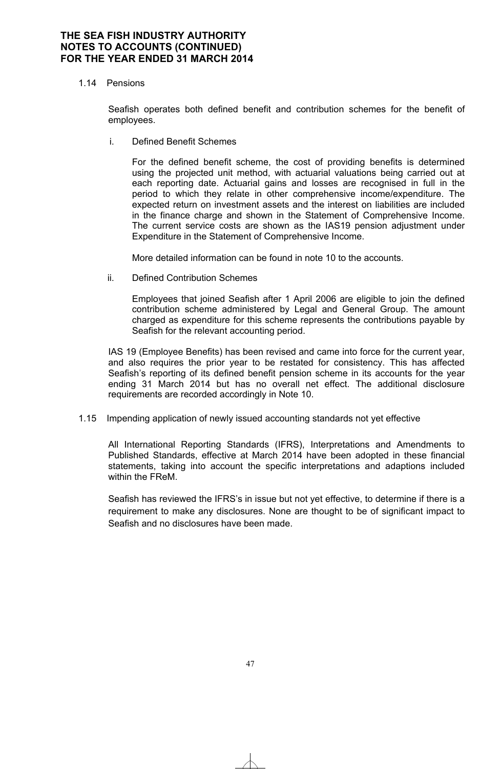### 1.14 Pensions

Seafish operates both defined benefit and contribution schemes for the benefit of employees.

i. Defined Benefit Schemes

For the defined benefit scheme, the cost of providing benefits is determined using the projected unit method, with actuarial valuations being carried out at each reporting date. Actuarial gains and losses are recognised in full in the period to which they relate in other comprehensive income/expenditure. The expected return on investment assets and the interest on liabilities are included in the finance charge and shown in the Statement of Comprehensive Income. The current service costs are shown as the IAS19 pension adjustment under Expenditure in the Statement of Comprehensive Income.

More detailed information can be found in note 10 to the accounts.

ii. Defined Contribution Schemes

Employees that joined Seafish after 1 April 2006 are eligible to join the defined contribution scheme administered by Legal and General Group. The amount charged as expenditure for this scheme represents the contributions payable by Seafish for the relevant accounting period.

IAS 19 (Employee Benefits) has been revised and came into force for the current year, and also requires the prior year to be restated for consistency. This has affected Seafish's reporting of its defined benefit pension scheme in its accounts for the year ending 31 March 2014 but has no overall net effect. The additional disclosure requirements are recorded accordingly in Note 10.

### 1.15 Impending application of newly issued accounting standards not yet effective

All International Reporting Standards (IFRS), Interpretations and Amendments to Published Standards, effective at March 2014 have been adopted in these financial statements, taking into account the specific interpretations and adaptions included within the FReM.

Seafish has reviewed the IFRS's in issue but not yet effective, to determine if there is a requirement to make any disclosures. None are thought to be of significant impact to Seafish and no disclosures have been made.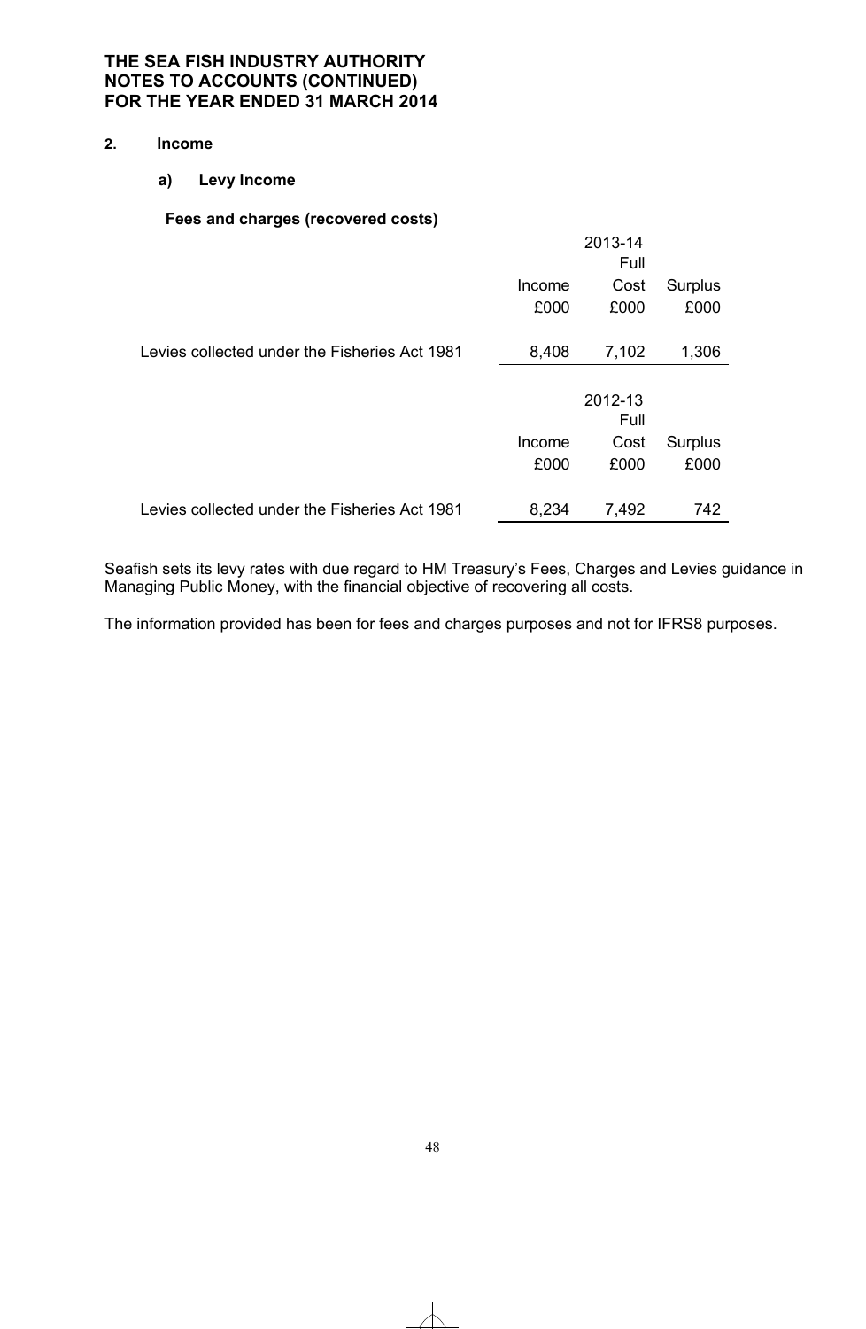**THE SEA FISH INDUSTRY AUTHORITY**
**NOTES TO ACCOUNTS (CONTINUED)**
**FOR THE YEAR ENDED 31 MARCH 2014**

## 2. Income

### a) Levy Income

**Fees and charges (recovered costs)**

| | 2013-14 | | |
|---|---|---|---|
| | Income | Full Cost | Surplus |
| | £000 | £000 | £000 |
| Levies collected under the Fisheries Act 1981 | 8,408 | 7,102 | 1,306 |

| | 2012-13 | | |
|---|---|---|---|
| | Income | Full Cost | Surplus |
| | £000 | £000 | £000 |
| Levies collected under the Fisheries Act 1981 | 8,234 | 7,492 | 742 |

Seafish sets its levy rates with due regard to HM Treasury's Fees, Charges and Levies guidance in Managing Public Money, with the financial objective of recovering all costs.

The information provided has been for fees and charges purposes and not for IFRS8 purposes.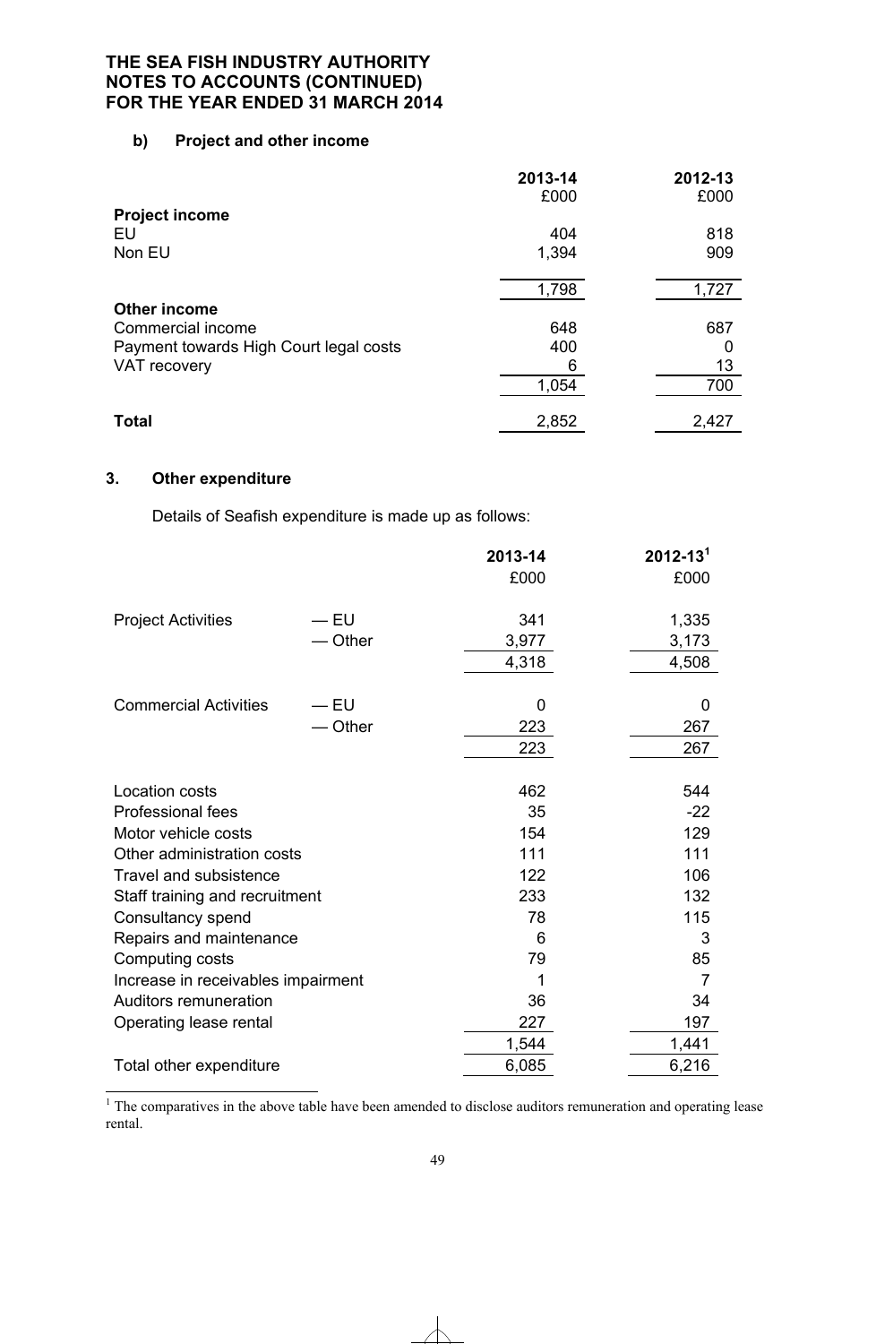**THE SEA FISH INDUSTRY AUTHORITY**
**NOTES TO ACCOUNTS (CONTINUED)**
**FOR THE YEAR ENDED 31 MARCH 2014**

### b) Project and other income

| | 2013-14 £000 | 2012-13 £000 |
|---|---|---|
| **Project income** | | |
| EU | 404 | 818 |
| Non EU | 1,394 | 909 |
| | 1,798 | 1,727 |
| **Other income** | | |
| Commercial income | 648 | 687 |
| Payment towards High Court legal costs | 400 | 0 |
| VAT recovery | 6 | 13 |
| | 1,054 | 700 |
| **Total** | 2,852 | 2,427 |

## 3. Other expenditure

Details of Seafish expenditure is made up as follows:

| | | 2013-14 £000 | 2012-13[1] £000 |
|---|---|---|---|
| Project Activities | — EU | 341 | 1,335 |
| | — Other | 3,977 | 3,173 |
| | | 4,318 | 4,508 |
| Commercial Activities | — EU | 0 | 0 |
| | — Other | 223 | 267 |
| | | 223 | 267 |
| Location costs | | 462 | 544 |
| Professional fees | | 35 | -22 |
| Motor vehicle costs | | 154 | 129 |
| Other administration costs | | 111 | 111 |
| Travel and subsistence | | 122 | 106 |
| Staff training and recruitment | | 233 | 132 |
| Consultancy spend | | 78 | 115 |
| Repairs and maintenance | | 6 | 3 |
| Computing costs | | 79 | 85 |
| Increase in receivables impairment | | 1 | 7 |
| Auditors remuneration | | 36 | 34 |
| Operating lease rental | | 227 | 197 |
| | | 1,544 | 1,441 |
| Total other expenditure | | 6,085 | 6,216 |

[1] The comparatives in the above table have been amended to disclose auditors remuneration and operating lease rental.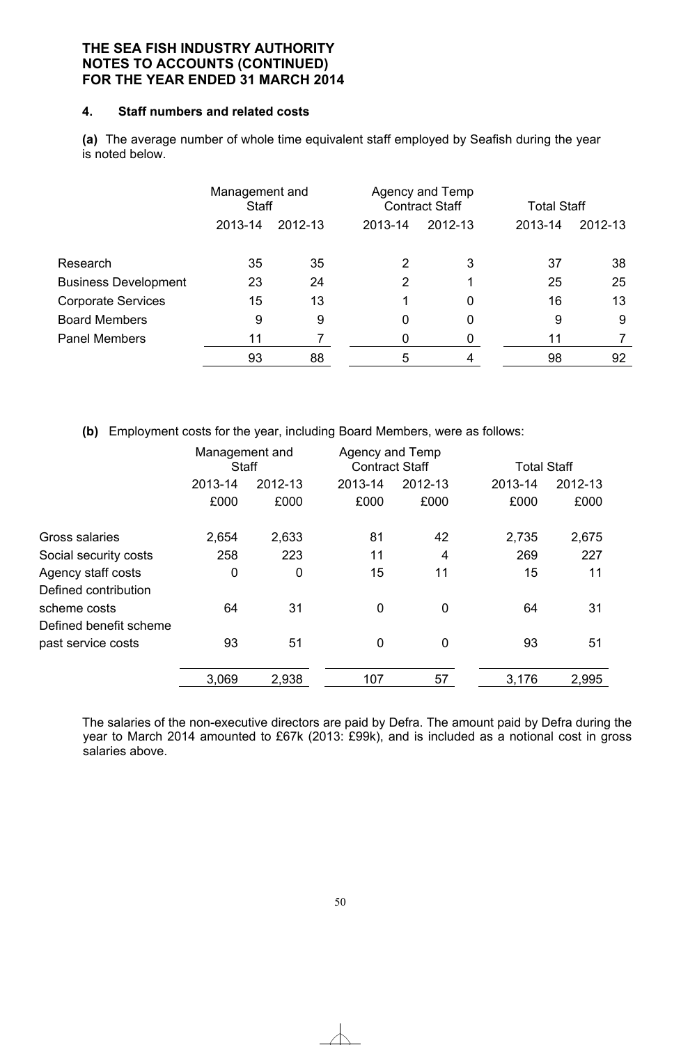**THE SEA FISH INDUSTRY AUTHORITY**
**NOTES TO ACCOUNTS (CONTINUED)**
**FOR THE YEAR ENDED 31 MARCH 2014**

#### 4. Staff numbers and related costs

**(a)** The average number of whole time equivalent staff employed by Seafish during the year is noted below.

| | Management and Staff | | Agency and Temp Contract Staff | | Total Staff | |
|---|---|---|---|---|---|---|
| | 2013-14 | 2012-13 | 2013-14 | 2012-13 | 2013-14 | 2012-13 |
| Research | 35 | 35 | 2 | 3 | 37 | 38 |
| Business Development | 23 | 24 | 2 | 1 | 25 | 25 |
| Corporate Services | 15 | 13 | 1 | 0 | 16 | 13 |
| Board Members | 9 | 9 | 0 | 0 | 9 | 9 |
| Panel Members | 11 | 7 | 0 | 0 | 11 | 7 |
| | 93 | 88 | 5 | 4 | 98 | 92 |

**(b)** Employment costs for the year, including Board Members, were as follows:

| | Management and Staff | | Agency and Temp Contract Staff | | Total Staff | |
|---|---|---|---|---|---|---|
| | 2013-14 | 2012-13 | 2013-14 | 2012-13 | 2013-14 | 2012-13 |
| | £000 | £000 | £000 | £000 | £000 | £000 |
| Gross salaries | 2,654 | 2,633 | 81 | 42 | 2,735 | 2,675 |
| Social security costs | 258 | 223 | 11 | 4 | 269 | 227 |
| Agency staff costs | 0 | 0 | 15 | 11 | 15 | 11 |
| Defined contribution scheme costs | 64 | 31 | 0 | 0 | 64 | 31 |
| Defined benefit scheme past service costs | 93 | 51 | 0 | 0 | 93 | 51 |
| | 3,069 | 2,938 | 107 | 57 | 3,176 | 2,995 |

The salaries of the non-executive directors are paid by Defra. The amount paid by Defra during the year to March 2014 amounted to £67k (2013: £99k), and is included as a notional cost in gross salaries above.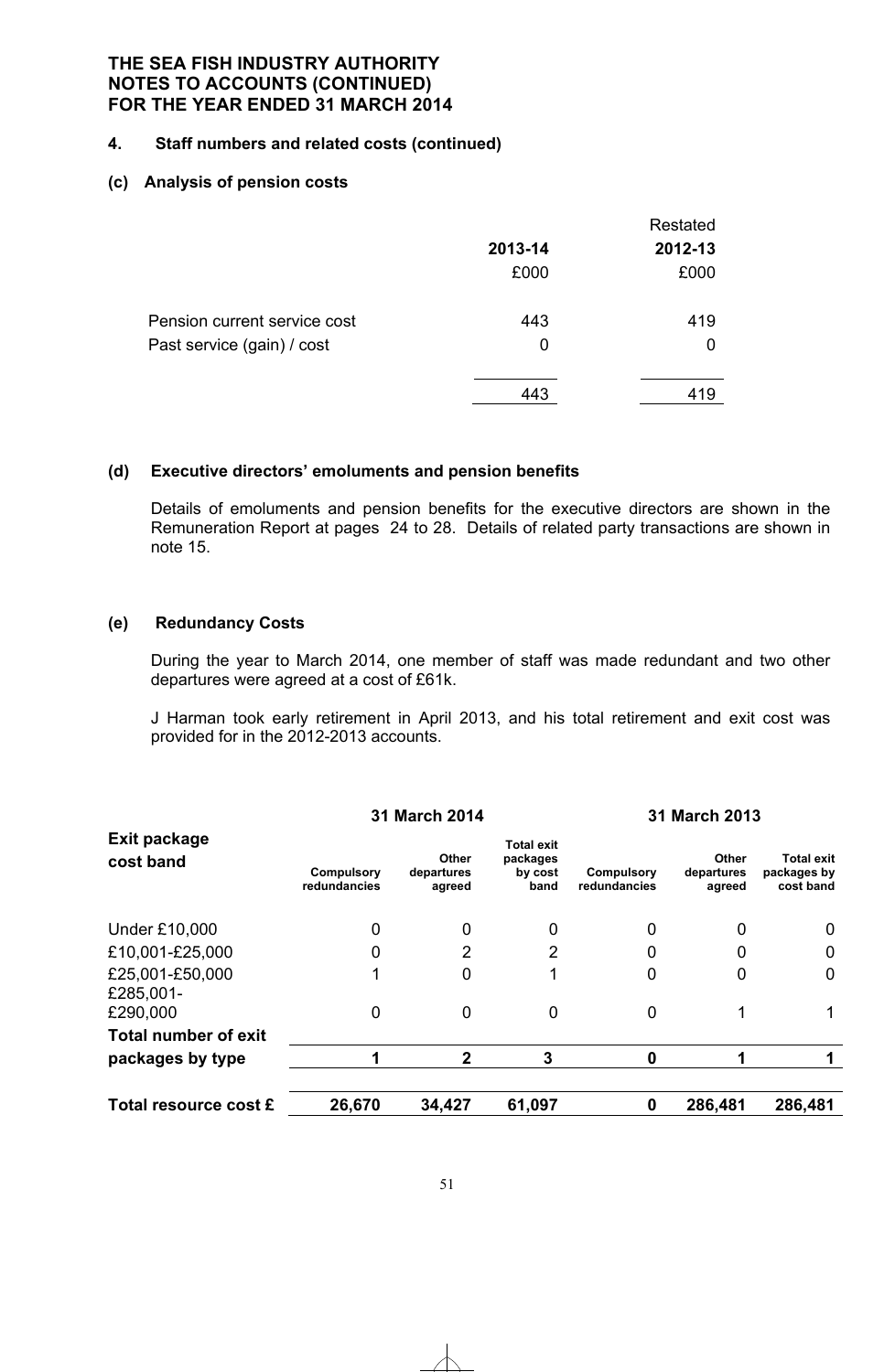**THE SEA FISH INDUSTRY AUTHORITY**
**NOTES TO ACCOUNTS (CONTINUED)**
**FOR THE YEAR ENDED 31 MARCH 2014**

#### 4. Staff numbers and related costs (continued)

#### (c) Analysis of pension costs

| | 2013-14 | Restated 2012-13 |
|---|---|---|
| | £000 | £000 |
| Pension current service cost | 443 | 419 |
| Past service (gain) / cost | 0 | 0 |
| | 443 | 419 |

#### (d) Executive directors' emoluments and pension benefits

Details of emoluments and pension benefits for the executive directors are shown in the Remuneration Report at pages 24 to 28. Details of related party transactions are shown in note 15.

#### (e) Redundancy Costs

During the year to March 2014, one member of staff was made redundant and two other departures were agreed at a cost of £61k.

J Harman took early retirement in April 2013, and his total retirement and exit cost was provided for in the 2012-2013 accounts.

| Exit package cost band | 31 March 2014 | | | 31 March 2013 | | |
|---|---|---|---|---|---|---|
| | Compulsory redundancies | Other departures agreed | Total exit packages by cost band | Compulsory redundancies | Other departures agreed | Total exit packages by cost band |
| Under £10,000 | 0 | 0 | 0 | 0 | 0 | 0 |
| £10,001-£25,000 | 0 | 2 | 2 | 0 | 0 | 0 |
| £25,001-£50,000 | 1 | 0 | 1 | 0 | 0 | 0 |
| £285,001-£290,000 | 0 | 0 | 0 | 0 | 1 | 1 |
| **Total number of exit packages by type** | **1** | **2** | **3** | **0** | **1** | **1** |
| **Total resource cost £** | **26,670** | **34,427** | **61,097** | **0** | **286,481** | **286,481** |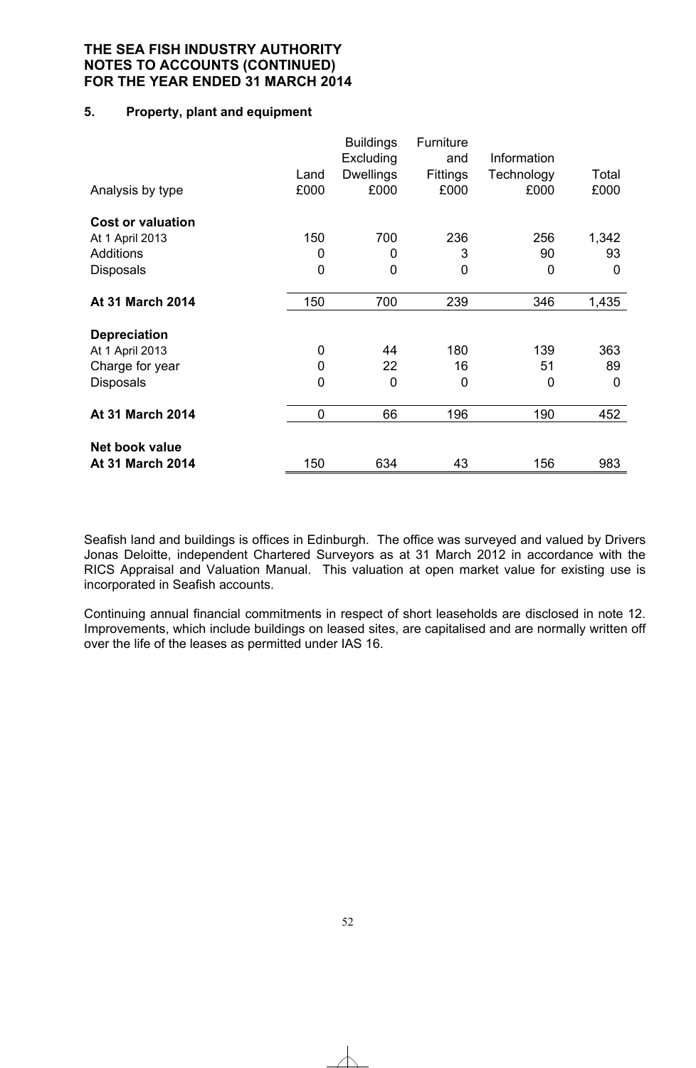**THE SEA FISH INDUSTRY AUTHORITY**
**NOTES TO ACCOUNTS (CONTINUED)**
**FOR THE YEAR ENDED 31 MARCH 2014**

## 5. Property, plant and equipment

| Analysis by type | Land £000 | Buildings Excluding Dwellings £000 | Furniture and Fittings £000 | Information Technology £000 | Total £000 |
|---|---|---|---|---|---|
| **Cost or valuation** | | | | | |
| At 1 April 2013 | 150 | 700 | 236 | 256 | 1,342 |
| Additions | 0 | 0 | 3 | 90 | 93 |
| Disposals | 0 | 0 | 0 | 0 | 0 |
| **At 31 March 2014** | 150 | 700 | 239 | 346 | 1,435 |
| **Depreciation** | | | | | |
| At 1 April 2013 | 0 | 44 | 180 | 139 | 363 |
| Charge for year | 0 | 22 | 16 | 51 | 89 |
| Disposals | 0 | 0 | 0 | 0 | 0 |
| **At 31 March 2014** | 0 | 66 | 196 | 190 | 452 |
| **Net book value** | | | | | |
| **At 31 March 2014** | 150 | 634 | 43 | 156 | 983 |

Seafish land and buildings is offices in Edinburgh. The office was surveyed and valued by Drivers Jonas Deloitte, independent Chartered Surveyors as at 31 March 2012 in accordance with the RICS Appraisal and Valuation Manual. This valuation at open market value for existing use is incorporated in Seafish accounts.

Continuing annual financial commitments in respect of short leaseholds are disclosed in note 12. Improvements, which include buildings on leased sites, are capitalised and are normally written off over the life of the leases as permitted under IAS 16.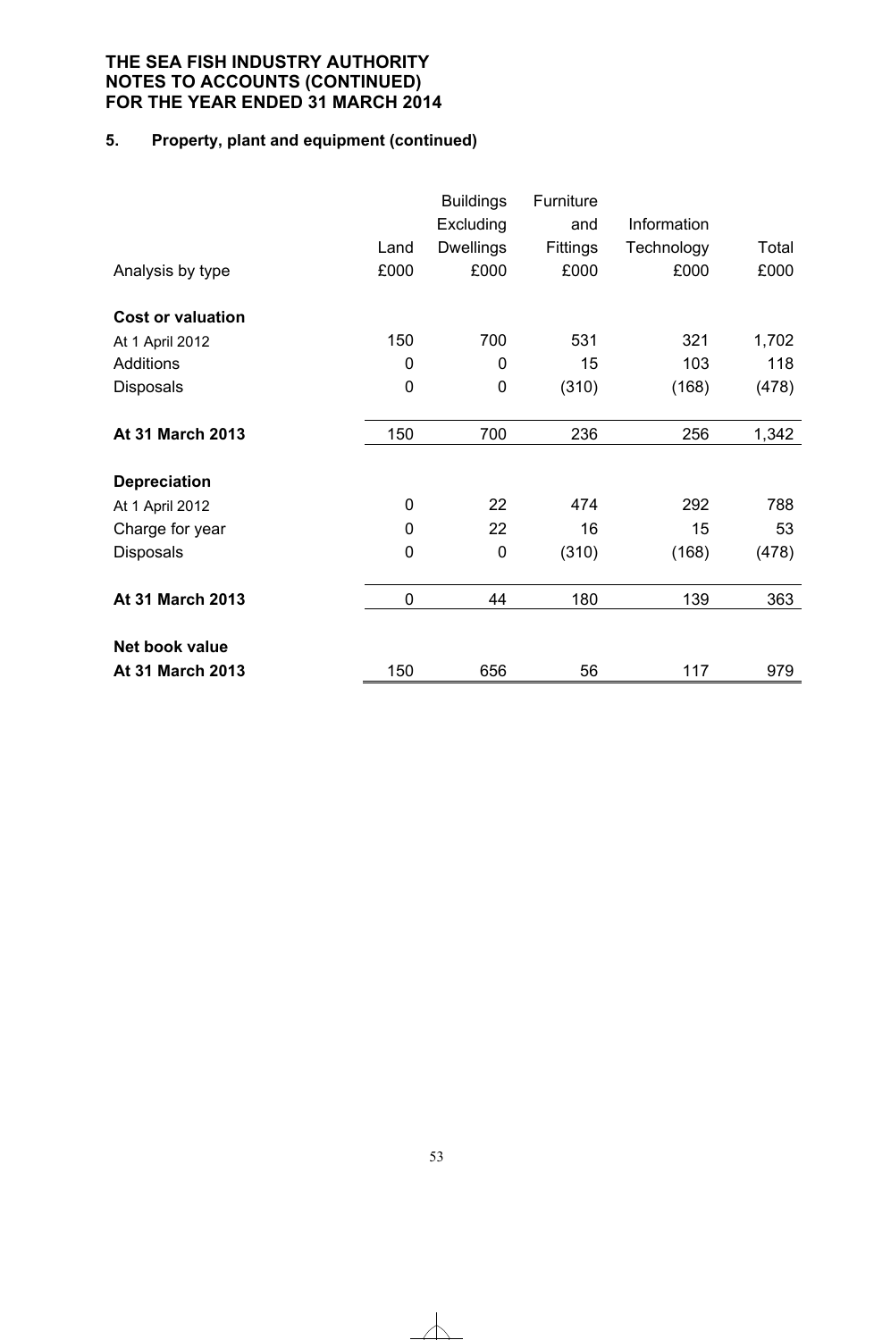**THE SEA FISH INDUSTRY AUTHORITY**
**NOTES TO ACCOUNTS (CONTINUED)**
**FOR THE YEAR ENDED 31 MARCH 2014**

## 5. Property, plant and equipment (continued)

| Analysis by type | Land £000 | Buildings Excluding Dwellings £000 | Furniture and Fittings £000 | Information Technology £000 | Total £000 |
|---|---|---|---|---|---|
| **Cost or valuation** | | | | | |
| At 1 April 2012 | 150 | 700 | 531 | 321 | 1,702 |
| Additions | 0 | 0 | 15 | 103 | 118 |
| Disposals | 0 | 0 | (310) | (168) | (478) |
| **At 31 March 2013** | 150 | 700 | 236 | 256 | 1,342 |
| **Depreciation** | | | | | |
| At 1 April 2012 | 0 | 22 | 474 | 292 | 788 |
| Charge for year | 0 | 22 | 16 | 15 | 53 |
| Disposals | 0 | 0 | (310) | (168) | (478) |
| **At 31 March 2013** | 0 | 44 | 180 | 139 | 363 |
| **Net book value** | | | | | |
| **At 31 March 2013** | 150 | 656 | 56 | 117 | 979 |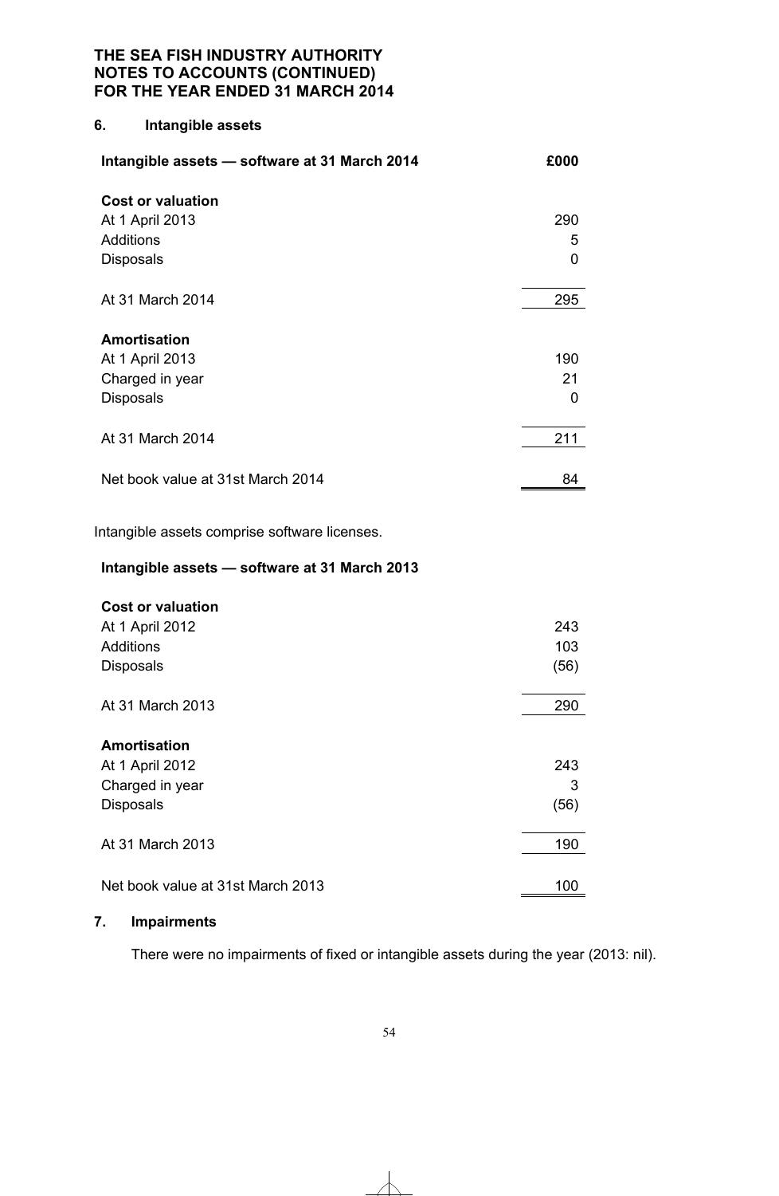**THE SEA FISH INDUSTRY AUTHORITY**
**NOTES TO ACCOUNTS (CONTINUED)**
**FOR THE YEAR ENDED 31 MARCH 2014**

## 6. Intangible assets

| **Intangible assets — software at 31 March 2014** | **£000** |
|---|---|
| **Cost or valuation** | |
| At 1 April 2013 | 290 |
| Additions | 5 |
| Disposals | 0 |
| At 31 March 2014 | 295 |
| **Amortisation** | |
| At 1 April 2013 | 190 |
| Charged in year | 21 |
| Disposals | 0 |
| At 31 March 2014 | 211 |
| Net book value at 31st March 2014 | 84 |

Intangible assets comprise software licenses.

| **Intangible assets — software at 31 March 2013** | |
|---|---|
| **Cost or valuation** | |
| At 1 April 2012 | 243 |
| Additions | 103 |
| Disposals | (56) |
| At 31 March 2013 | 290 |
| **Amortisation** | |
| At 1 April 2012 | 243 |
| Charged in year | 3 |
| Disposals | (56) |
| At 31 March 2013 | 190 |
| Net book value at 31st March 2013 | 100 |

## 7. Impairments

There were no impairments of fixed or intangible assets during the year (2013: nil).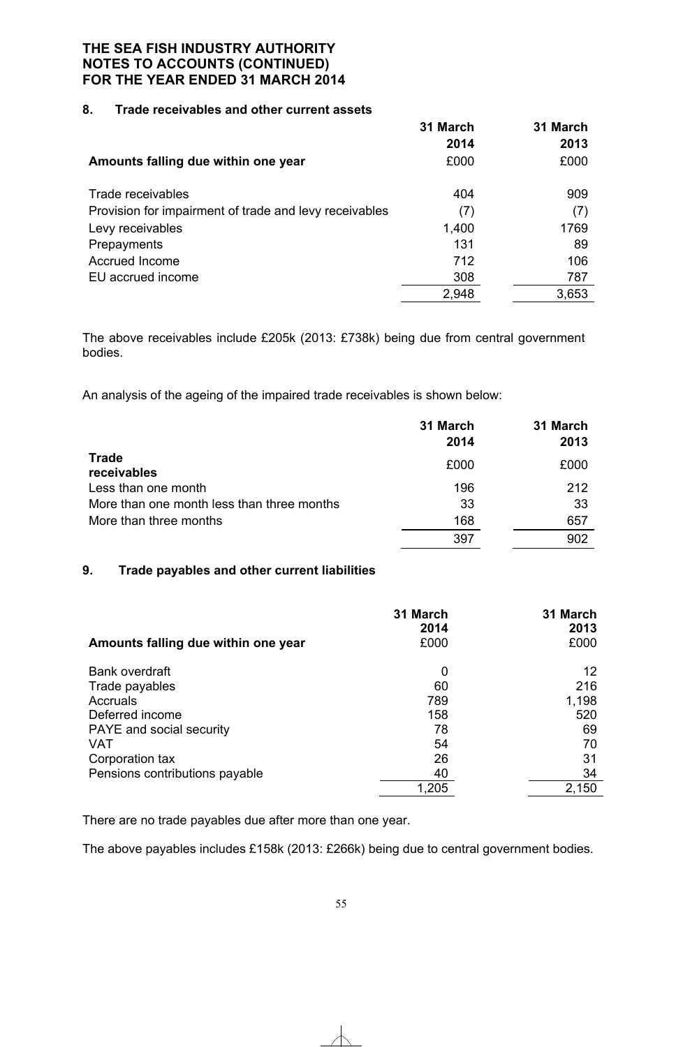# THE SEA FISH INDUSTRY AUTHORITY
# NOTES TO ACCOUNTS (CONTINUED)
# FOR THE YEAR ENDED 31 MARCH 2014

## 8. Trade receivables and other current assets

| | 31 March 2014 | 31 March 2013 |
|---|---|---|
| **Amounts falling due within one year** | £000 | £000 |
| Trade receivables | 404 | 909 |
| Provision for impairment of trade and levy receivables | (7) | (7) |
| Levy receivables | 1,400 | 1769 |
| Prepayments | 131 | 89 |
| Accrued Income | 712 | 106 |
| EU accrued income | 308 | 787 |
| | 2,948 | 3,653 |

The above receivables include £205k (2013: £738k) being due from central government bodies.

An analysis of the ageing of the impaired trade receivables is shown below:

| | 31 March 2014 | 31 March 2013 |
|---|---|---|
| **Trade receivables** | £000 | £000 |
| Less than one month | 196 | 212 |
| More than one month less than three months | 33 | 33 |
| More than three months | 168 | 657 |
| | 397 | 902 |

## 9. Trade payables and other current liabilities

| | 31 March 2014 | 31 March 2013 |
|---|---|---|
| **Amounts falling due within one year** | £000 | £000 |
| Bank overdraft | 0 | 12 |
| Trade payables | 60 | 216 |
| Accruals | 789 | 1,198 |
| Deferred income | 158 | 520 |
| PAYE and social security | 78 | 69 |
| VAT | 54 | 70 |
| Corporation tax | 26 | 31 |
| Pensions contributions payable | 40 | 34 |
| | 1,205 | 2,150 |

There are no trade payables due after more than one year.

The above payables includes £158k (2013: £266k) being due to central government bodies.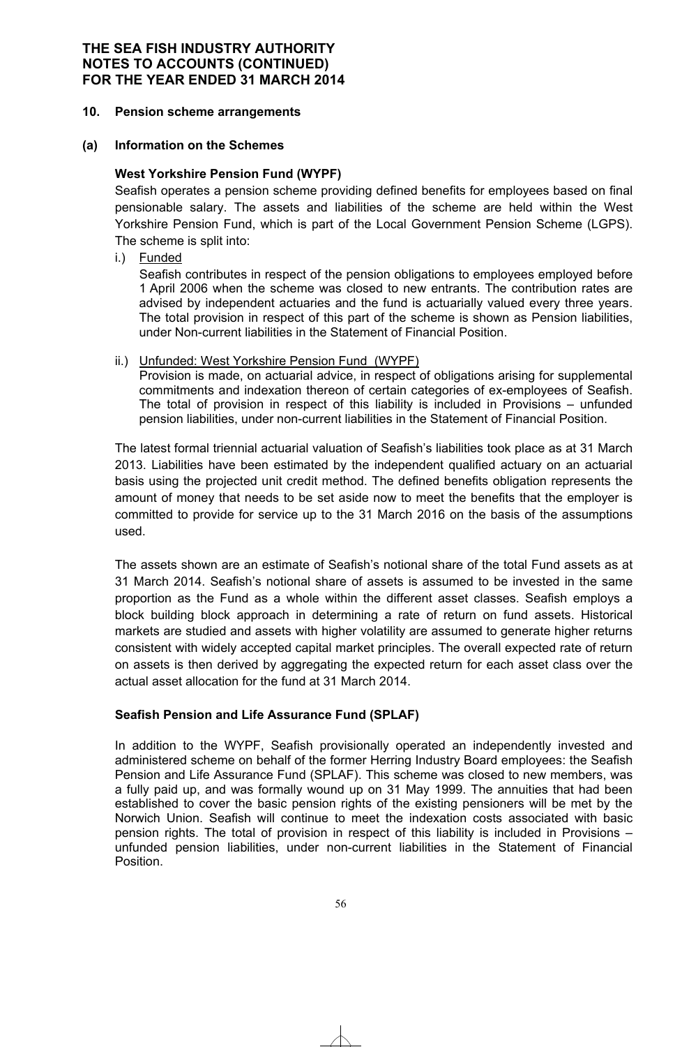# THE SEA FISH INDUSTRY AUTHORITY
# NOTES TO ACCOUNTS (CONTINUED)
# FOR THE YEAR ENDED 31 MARCH 2014

## 10. Pension scheme arrangements

### (a) Information on the Schemes

**West Yorkshire Pension Fund (WYPF)**

Seafish operates a pension scheme providing defined benefits for employees based on final pensionable salary. The assets and liabilities of the scheme are held within the West Yorkshire Pension Fund, which is part of the Local Government Pension Scheme (LGPS). The scheme is split into:

i.) Funded

Seafish contributes in respect of the pension obligations to employees employed before 1 April 2006 when the scheme was closed to new entrants. The contribution rates are advised by independent actuaries and the fund is actuarially valued every three years. The total provision in respect of this part of the scheme is shown as Pension liabilities, under Non-current liabilities in the Statement of Financial Position.

ii.) Unfunded: West Yorkshire Pension Fund (WYPF)

Provision is made, on actuarial advice, in respect of obligations arising for supplemental commitments and indexation thereon of certain categories of ex-employees of Seafish. The total of provision in respect of this liability is included in Provisions – unfunded pension liabilities, under non-current liabilities in the Statement of Financial Position.

The latest formal triennial actuarial valuation of Seafish's liabilities took place as at 31 March 2013. Liabilities have been estimated by the independent qualified actuary on an actuarial basis using the projected unit credit method. The defined benefits obligation represents the amount of money that needs to be set aside now to meet the benefits that the employer is committed to provide for service up to the 31 March 2016 on the basis of the assumptions used.

The assets shown are an estimate of Seafish's notional share of the total Fund assets as at 31 March 2014. Seafish's notional share of assets is assumed to be invested in the same proportion as the Fund as a whole within the different asset classes. Seafish employs a block building block approach in determining a rate of return on fund assets. Historical markets are studied and assets with higher volatility are assumed to generate higher returns consistent with widely accepted capital market principles. The overall expected rate of return on assets is then derived by aggregating the expected return for each asset class over the actual asset allocation for the fund at 31 March 2014.

**Seafish Pension and Life Assurance Fund (SPLAF)**

In addition to the WYPF, Seafish provisionally operated an independently invested and administered scheme on behalf of the former Herring Industry Board employees: the Seafish Pension and Life Assurance Fund (SPLAF). This scheme was closed to new members, was a fully paid up, and was formally wound up on 31 May 1999. The annuities that had been established to cover the basic pension rights of the existing pensioners will be met by the Norwich Union. Seafish will continue to meet the indexation costs associated with basic pension rights. The total of provision in respect of this liability is included in Provisions – unfunded pension liabilities, under non-current liabilities in the Statement of Financial Position.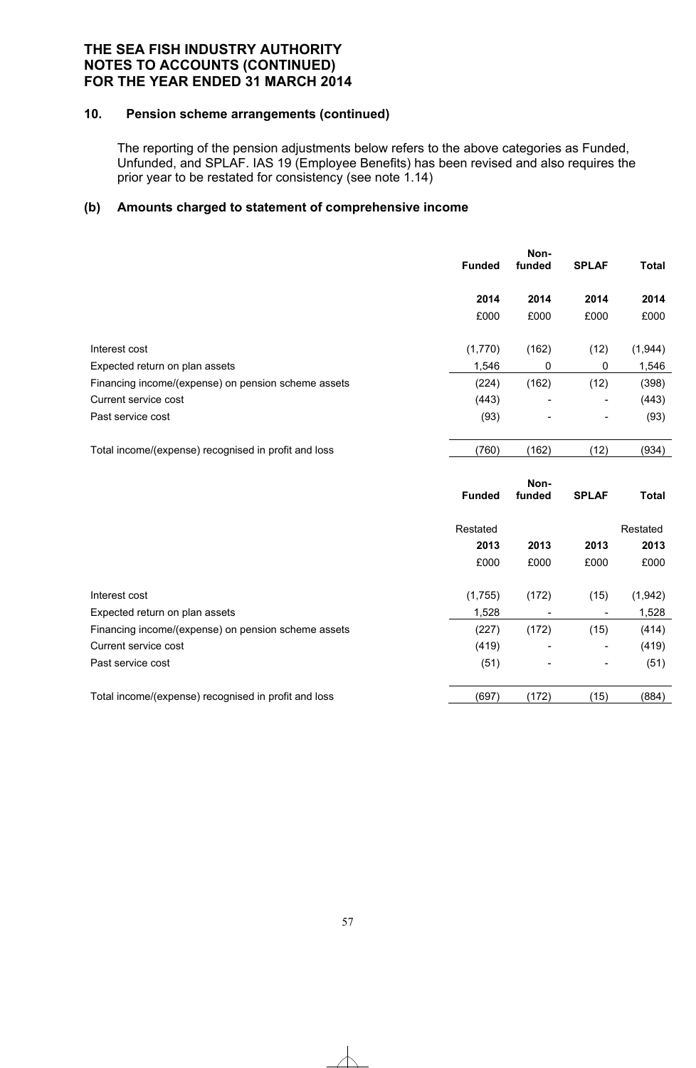**THE SEA FISH INDUSTRY AUTHORITY**
**NOTES TO ACCOUNTS (CONTINUED)**
**FOR THE YEAR ENDED 31 MARCH 2014**

## 10. Pension scheme arrangements (continued)

The reporting of the pension adjustments below refers to the above categories as Funded, Unfunded, and SPLAF. IAS 19 (Employee Benefits) has been revised and also requires the prior year to be restated for consistency (see note 1.14)

### (b) Amounts charged to statement of comprehensive income

| | **Funded** | **Non-funded** | **SPLAF** | **Total** |
|---|---|---|---|---|
| | **2014** | **2014** | **2014** | **2014** |
| | £000 | £000 | £000 | £000 |
| Interest cost | (1,770) | (162) | (12) | (1,944) |
| Expected return on plan assets | 1,546 | 0 | 0 | 1,546 |
| Financing income/(expense) on pension scheme assets | (224) | (162) | (12) | (398) |
| Current service cost | (443) | - | - | (443) |
| Past service cost | (93) | - | - | (93) |
| Total income/(expense) recognised in profit and loss | (760) | (162) | (12) | (934) |

| | **Funded** | **Non-funded** | **SPLAF** | **Total** |
|---|---|---|---|---|
| | Restated | | | Restated |
| | **2013** | **2013** | **2013** | **2013** |
| | £000 | £000 | £000 | £000 |
| Interest cost | (1,755) | (172) | (15) | (1,942) |
| Expected return on plan assets | 1,528 | - | - | 1,528 |
| Financing income/(expense) on pension scheme assets | (227) | (172) | (15) | (414) |
| Current service cost | (419) | - | - | (419) |
| Past service cost | (51) | - | - | (51) |
| Total income/(expense) recognised in profit and loss | (697) | (172) | (15) | (884) |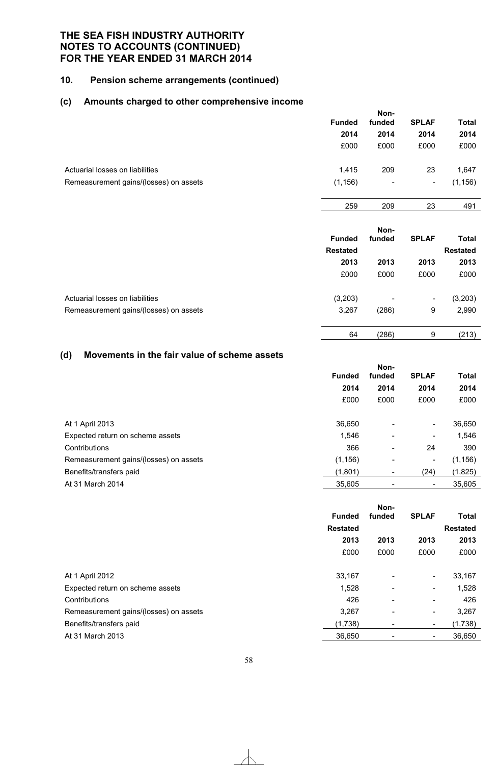# THE SEA FISH INDUSTRY AUTHORITY
# NOTES TO ACCOUNTS (CONTINUED)
# FOR THE YEAR ENDED 31 MARCH 2014

## 10. Pension scheme arrangements (continued)

### (c) Amounts charged to other comprehensive income

| | Funded 2014 £000 | Non-funded 2014 £000 | SPLAF 2014 £000 | Total 2014 £000 |
|---|---|---|---|---|
| Actuarial losses on liabilities | 1,415 | 209 | 23 | 1,647 |
| Remeasurement gains/(losses) on assets | (1,156) | - | - | (1,156) |
| | 259 | 209 | 23 | 491 |

| | Funded Restated 2013 £000 | Non-funded 2013 £000 | SPLAF 2013 £000 | Total Restated 2013 £000 |
|---|---|---|---|---|
| Actuarial losses on liabilities | (3,203) | - | - | (3,203) |
| Remeasurement gains/(losses) on assets | 3,267 | (286) | 9 | 2,990 |
| | 64 | (286) | 9 | (213) |

### (d) Movements in the fair value of scheme assets

| | Funded 2014 £000 | Non-funded 2014 £000 | SPLAF 2014 £000 | Total 2014 £000 |
|---|---|---|---|---|
| At 1 April 2013 | 36,650 | - | - | 36,650 |
| Expected return on scheme assets | 1,546 | - | - | 1,546 |
| Contributions | 366 | - | 24 | 390 |
| Remeasurement gains/(losses) on assets | (1,156) | - | - | (1,156) |
| Benefits/transfers paid | (1,801) | - | (24) | (1,825) |
| At 31 March 2014 | 35,605 | - | - | 35,605 |

| | Funded Restated 2013 £000 | Non-funded 2013 £000 | SPLAF 2013 £000 | Total Restated 2013 £000 |
|---|---|---|---|---|
| At 1 April 2012 | 33,167 | - | - | 33,167 |
| Expected return on scheme assets | 1,528 | - | - | 1,528 |
| Contributions | 426 | - | - | 426 |
| Remeasurement gains/(losses) on assets | 3,267 | - | - | 3,267 |
| Benefits/transfers paid | (1,738) | - | - | (1,738) |
| At 31 March 2013 | 36,650 | - | - | 36,650 |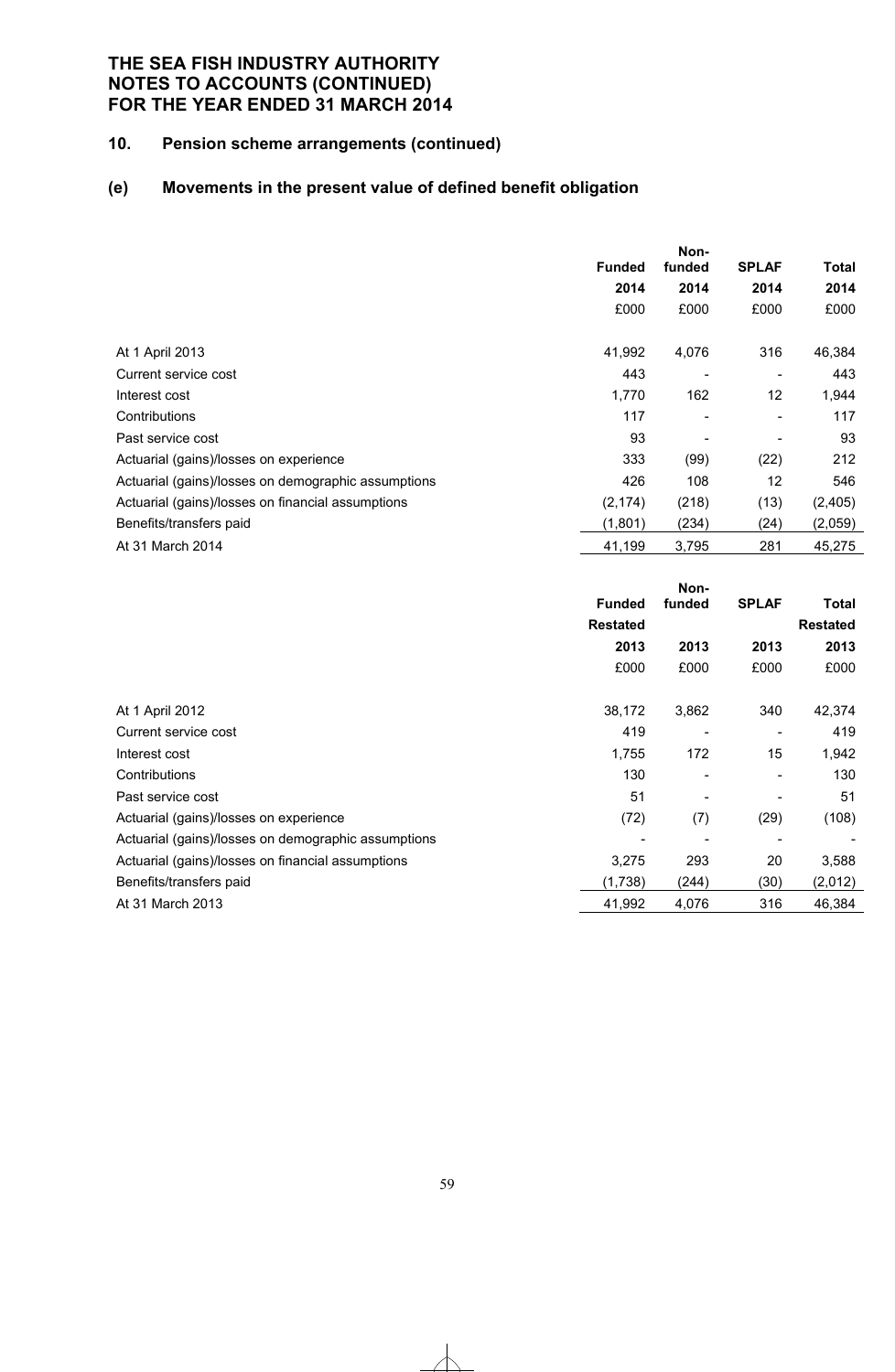# THE SEA FISH INDUSTRY AUTHORITY
# NOTES TO ACCOUNTS (CONTINUED)
# FOR THE YEAR ENDED 31 MARCH 2014

## 10. Pension scheme arrangements (continued)

### (e) Movements in the present value of defined benefit obligation

| | Funded 2014 £000 | Non-funded 2014 £000 | SPLAF 2014 £000 | Total 2014 £000 |
|---|---|---|---|---|
| At 1 April 2013 | 41,992 | 4,076 | 316 | 46,384 |
| Current service cost | 443 | - | - | 443 |
| Interest cost | 1,770 | 162 | 12 | 1,944 |
| Contributions | 117 | - | - | 117 |
| Past service cost | 93 | - | - | 93 |
| Actuarial (gains)/losses on experience | 333 | (99) | (22) | 212 |
| Actuarial (gains)/losses on demographic assumptions | 426 | 108 | 12 | 546 |
| Actuarial (gains)/losses on financial assumptions | (2,174) | (218) | (13) | (2,405) |
| Benefits/transfers paid | (1,801) | (234) | (24) | (2,059) |
| At 31 March 2014 | 41,199 | 3,795 | 281 | 45,275 |

| | Funded Restated 2013 £000 | Non-funded 2013 £000 | SPLAF 2013 £000 | Total Restated 2013 £000 |
|---|---|---|---|---|
| At 1 April 2012 | 38,172 | 3,862 | 340 | 42,374 |
| Current service cost | 419 | - | - | 419 |
| Interest cost | 1,755 | 172 | 15 | 1,942 |
| Contributions | 130 | - | - | 130 |
| Past service cost | 51 | - | - | 51 |
| Actuarial (gains)/losses on experience | (72) | (7) | (29) | (108) |
| Actuarial (gains)/losses on demographic assumptions | - | - | - | - |
| Actuarial (gains)/losses on financial assumptions | 3,275 | 293 | 20 | 3,588 |
| Benefits/transfers paid | (1,738) | (244) | (30) | (2,012) |
| At 31 March 2013 | 41,992 | 4,076 | 316 | 46,384 |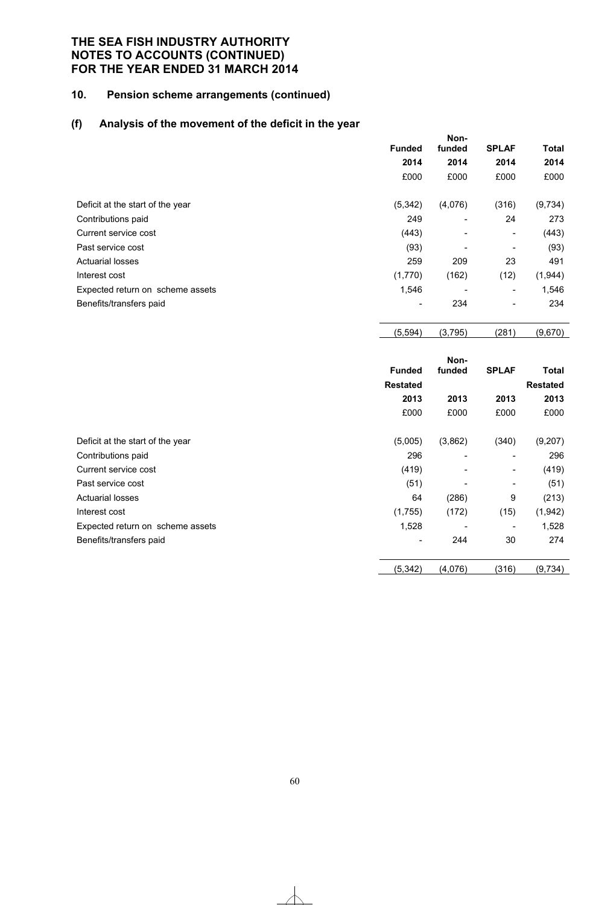**THE SEA FISH INDUSTRY AUTHORITY**
**NOTES TO ACCOUNTS (CONTINUED)**
**FOR THE YEAR ENDED 31 MARCH 2014**

## 10. Pension scheme arrangements (continued)

### (f) Analysis of the movement of the deficit in the year

| | Funded | Non-funded | SPLAF | Total |
|---|---|---|---|---|
| | 2014 | 2014 | 2014 | 2014 |
| | £000 | £000 | £000 | £000 |
| Deficit at the start of the year | (5,342) | (4,076) | (316) | (9,734) |
| Contributions paid | 249 | - | 24 | 273 |
| Current service cost | (443) | - | - | (443) |
| Past service cost | (93) | - | - | (93) |
| Actuarial losses | 259 | 209 | 23 | 491 |
| Interest cost | (1,770) | (162) | (12) | (1,944) |
| Expected return on scheme assets | 1,546 | - | - | 1,546 |
| Benefits/transfers paid | - | 234 | - | 234 |
| | (5,594) | (3,795) | (281) | (9,670) |

| | Funded | Non-funded | SPLAF | Total |
|---|---|---|---|---|
| | Restated | | | Restated |
| | 2013 | 2013 | 2013 | 2013 |
| | £000 | £000 | £000 | £000 |
| Deficit at the start of the year | (5,005) | (3,862) | (340) | (9,207) |
| Contributions paid | 296 | - | - | 296 |
| Current service cost | (419) | - | - | (419) |
| Past service cost | (51) | - | - | (51) |
| Actuarial losses | 64 | (286) | 9 | (213) |
| Interest cost | (1,755) | (172) | (15) | (1,942) |
| Expected return on scheme assets | 1,528 | - | - | 1,528 |
| Benefits/transfers paid | - | 244 | 30 | 274 |
| | (5,342) | (4,076) | (316) | (9,734) |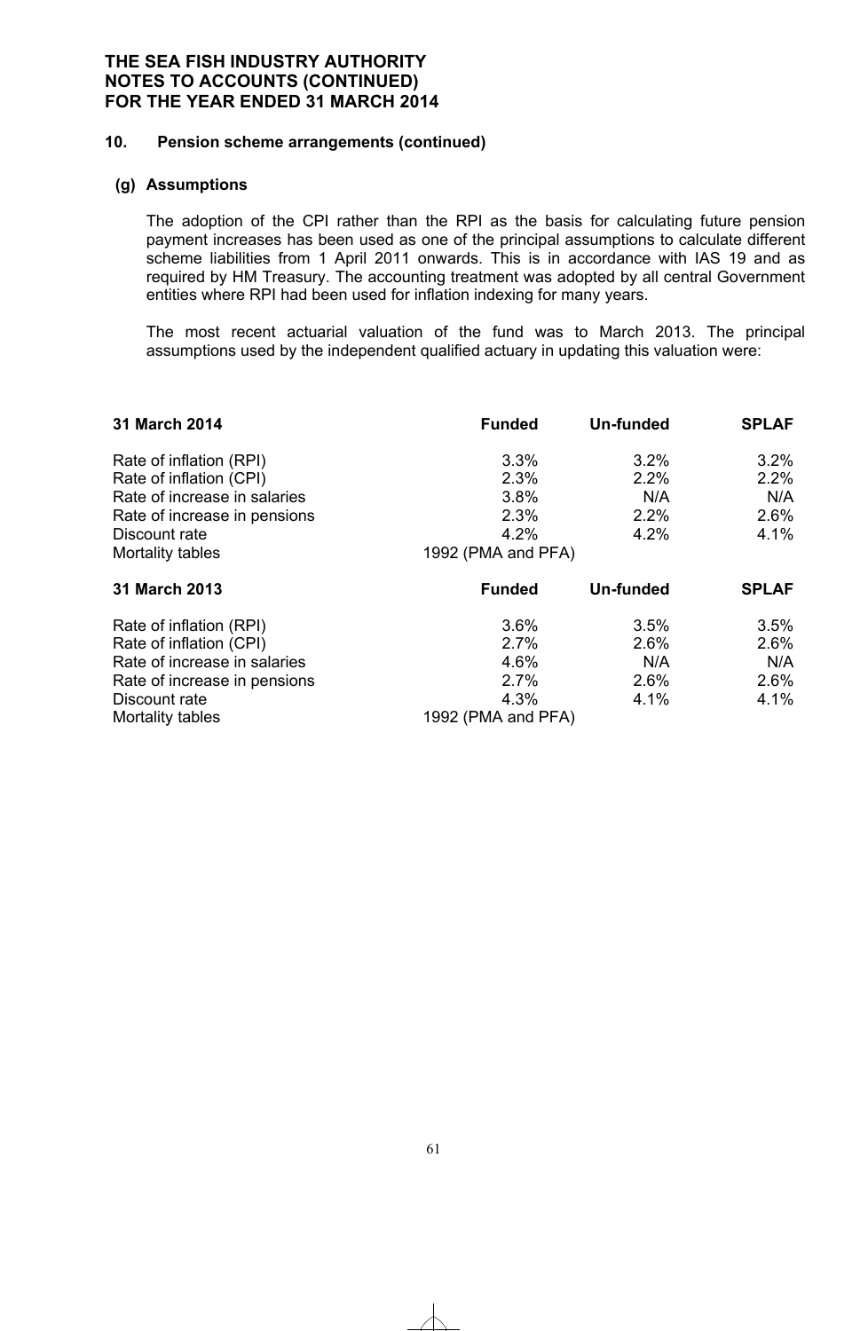**THE SEA FISH INDUSTRY AUTHORITY**
**NOTES TO ACCOUNTS (CONTINUED)**
**FOR THE YEAR ENDED 31 MARCH 2014**

## 10. Pension scheme arrangements (continued)

### (g) Assumptions

The adoption of the CPI rather than the RPI as the basis for calculating future pension payment increases has been used as one of the principal assumptions to calculate different scheme liabilities from 1 April 2011 onwards. This is in accordance with IAS 19 and as required by HM Treasury. The accounting treatment was adopted by all central Government entities where RPI had been used for inflation indexing for many years.

The most recent actuarial valuation of the fund was to March 2013. The principal assumptions used by the independent qualified actuary in updating this valuation were:

| **31 March 2014** | **Funded** | **Un-funded** | **SPLAF** |
|---|---|---|---|
| Rate of inflation (RPI) | 3.3% | 3.2% | 3.2% |
| Rate of inflation (CPI) | 2.3% | 2.2% | 2.2% |
| Rate of increase in salaries | 3.8% | N/A | N/A |
| Rate of increase in pensions | 2.3% | 2.2% | 2.6% |
| Discount rate | 4.2% | 4.2% | 4.1% |
| Mortality tables | 1992 (PMA and PFA) | | |

| **31 March 2013** | **Funded** | **Un-funded** | **SPLAF** |
|---|---|---|---|
| Rate of inflation (RPI) | 3.6% | 3.5% | 3.5% |
| Rate of inflation (CPI) | 2.7% | 2.6% | 2.6% |
| Rate of increase in salaries | 4.6% | N/A | N/A |
| Rate of increase in pensions | 2.7% | 2.6% | 2.6% |
| Discount rate | 4.3% | 4.1% | 4.1% |
| Mortality tables | 1992 (PMA and PFA) | | |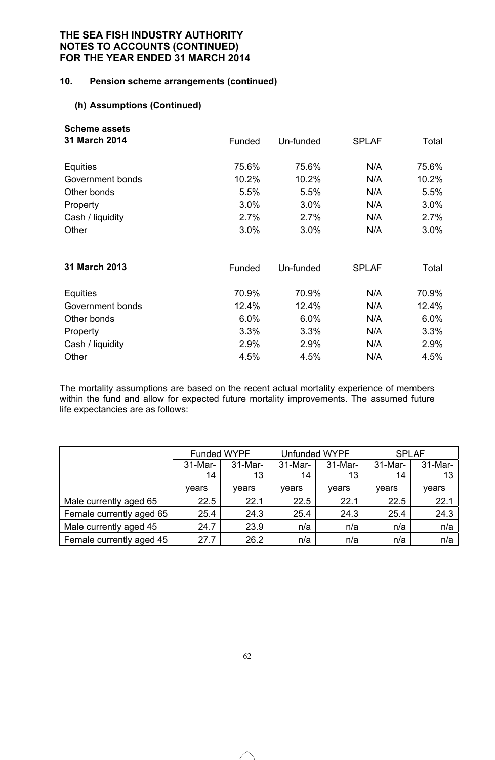**THE SEA FISH INDUSTRY AUTHORITY**
**NOTES TO ACCOUNTS (CONTINUED)**
**FOR THE YEAR ENDED 31 MARCH 2014**

## 10. Pension scheme arrangements (continued)

### (h) Assumptions (Continued)

| **Scheme assets 31 March 2014** | Funded | Un-funded | SPLAF | Total |
|---|---|---|---|---|
| Equities | 75.6% | 75.6% | N/A | 75.6% |
| Government bonds | 10.2% | 10.2% | N/A | 10.2% |
| Other bonds | 5.5% | 5.5% | N/A | 5.5% |
| Property | 3.0% | 3.0% | N/A | 3.0% |
| Cash / liquidity | 2.7% | 2.7% | N/A | 2.7% |
| Other | 3.0% | 3.0% | N/A | 3.0% |

| **31 March 2013** | Funded | Un-funded | SPLAF | Total |
|---|---|---|---|---|
| Equities | 70.9% | 70.9% | N/A | 70.9% |
| Government bonds | 12.4% | 12.4% | N/A | 12.4% |
| Other bonds | 6.0% | 6.0% | N/A | 6.0% |
| Property | 3.3% | 3.3% | N/A | 3.3% |
| Cash / liquidity | 2.9% | 2.9% | N/A | 2.9% |
| Other | 4.5% | 4.5% | N/A | 4.5% |

The mortality assumptions are based on the recent actual mortality experience of members within the fund and allow for expected future mortality improvements. The assumed future life expectancies are as follows:

| | Funded WYPF | | Unfunded WYPF | | SPLAF | |
|---|---|---|---|---|---|---|
| | 31-Mar-14 | 31-Mar-13 | 31-Mar-14 | 31-Mar-13 | 31-Mar-14 | 31-Mar-13 |
| | years | years | years | years | years | years |
| Male currently aged 65 | 22.5 | 22.1 | 22.5 | 22.1 | 22.5 | 22.1 |
| Female currently aged 65 | 25.4 | 24.3 | 25.4 | 24.3 | 25.4 | 24.3 |
| Male currently aged 45 | 24.7 | 23.9 | n/a | n/a | n/a | n/a |
| Female currently aged 45 | 27.7 | 26.2 | n/a | n/a | n/a | n/a |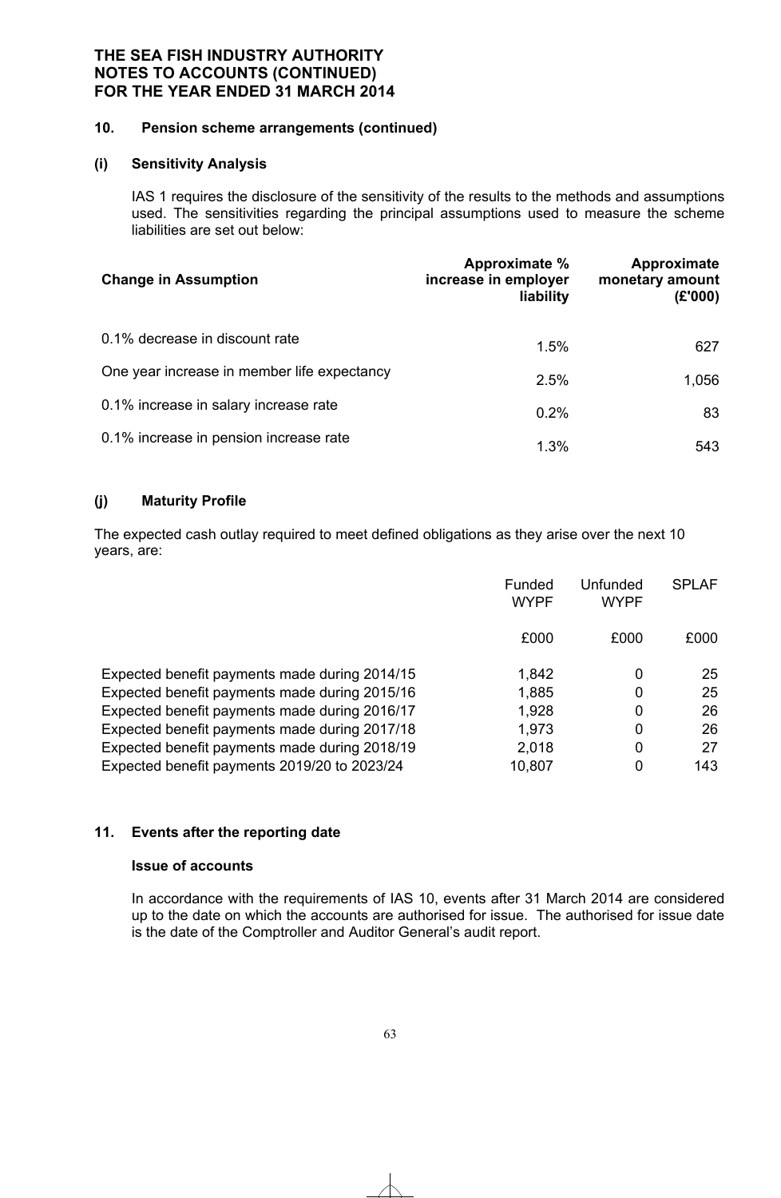# THE SEA FISH INDUSTRY AUTHORITY
# NOTES TO ACCOUNTS (CONTINUED)
# FOR THE YEAR ENDED 31 MARCH 2014

## 10. Pension scheme arrangements (continued)

### (i) Sensitivity Analysis

IAS 1 requires the disclosure of the sensitivity of the results to the methods and assumptions used. The sensitivities regarding the principal assumptions used to measure the scheme liabilities are set out below:

| Change in Assumption | Approximate % increase in employer liability | Approximate monetary amount (£'000) |
|---|---|---|
| 0.1% decrease in discount rate | 1.5% | 627 |
| One year increase in member life expectancy | 2.5% | 1,056 |
| 0.1% increase in salary increase rate | 0.2% | 83 |
| 0.1% increase in pension increase rate | 1.3% | 543 |

### (j) Maturity Profile

The expected cash outlay required to meet defined obligations as they arise over the next 10 years, are:

| | Funded WYPF | Unfunded WYPF | SPLAF |
|---|---|---|---|
| | £000 | £000 | £000 |
| Expected benefit payments made during 2014/15 | 1,842 | 0 | 25 |
| Expected benefit payments made during 2015/16 | 1,885 | 0 | 25 |
| Expected benefit payments made during 2016/17 | 1,928 | 0 | 26 |
| Expected benefit payments made during 2017/18 | 1,973 | 0 | 26 |
| Expected benefit payments made during 2018/19 | 2,018 | 0 | 27 |
| Expected benefit payments 2019/20 to 2023/24 | 10,807 | 0 | 143 |

## 11. Events after the reporting date

### Issue of accounts

In accordance with the requirements of IAS 10, events after 31 March 2014 are considered up to the date on which the accounts are authorised for issue. The authorised for issue date is the date of the Comptroller and Auditor General's audit report.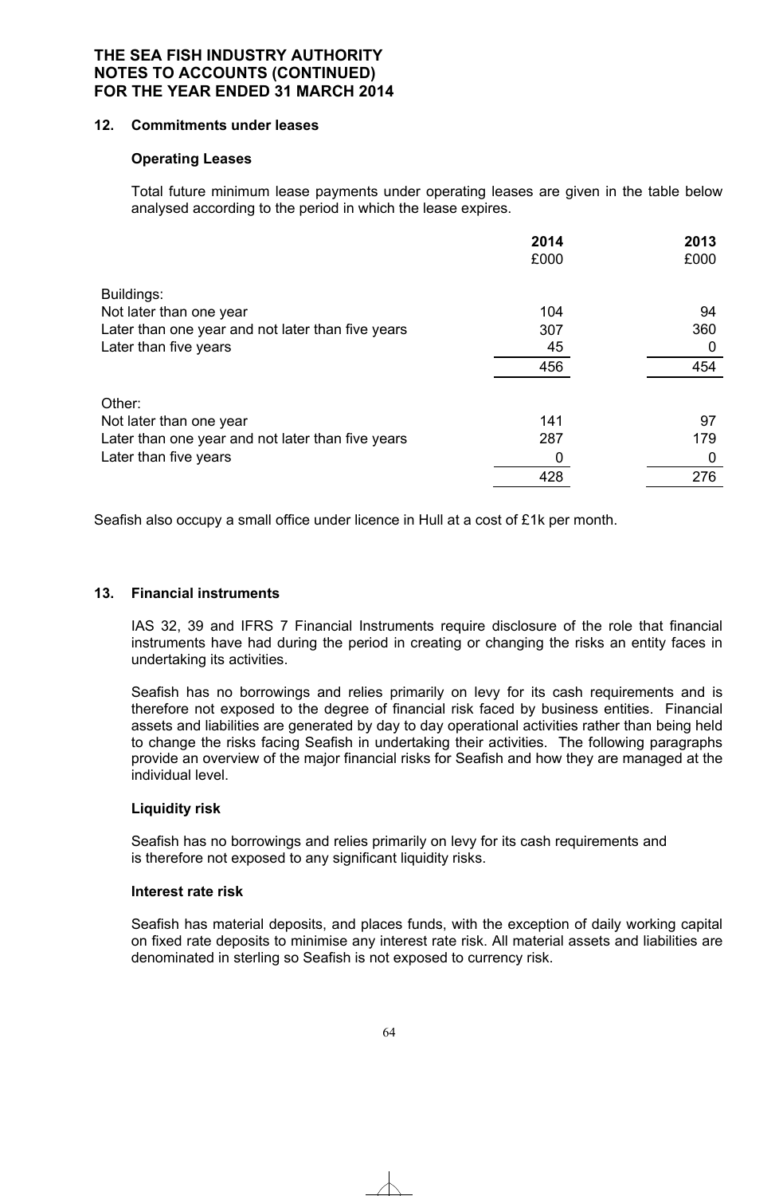**THE SEA FISH INDUSTRY AUTHORITY**
**NOTES TO ACCOUNTS (CONTINUED)**
**FOR THE YEAR ENDED 31 MARCH 2014**

## 12. Commitments under leases

### Operating Leases

Total future minimum lease payments under operating leases are given in the table below analysed according to the period in which the lease expires.

| | 2014 £000 | 2013 £000 |
|---|---|---|
| Buildings: | | |
| Not later than one year | 104 | 94 |
| Later than one year and not later than five years | 307 | 360 |
| Later than five years | 45 | 0 |
| | 456 | 454 |
| Other: | | |
| Not later than one year | 141 | 97 |
| Later than one year and not later than five years | 287 | 179 |
| Later than five years | 0 | 0 |
| | 428 | 276 |

Seafish also occupy a small office under licence in Hull at a cost of £1k per month.

## 13. Financial instruments

IAS 32, 39 and IFRS 7 Financial Instruments require disclosure of the role that financial instruments have had during the period in creating or changing the risks an entity faces in undertaking its activities.

Seafish has no borrowings and relies primarily on levy for its cash requirements and is therefore not exposed to the degree of financial risk faced by business entities. Financial assets and liabilities are generated by day to day operational activities rather than being held to change the risks facing Seafish in undertaking their activities. The following paragraphs provide an overview of the major financial risks for Seafish and how they are managed at the individual level.

### Liquidity risk

Seafish has no borrowings and relies primarily on levy for its cash requirements and is therefore not exposed to any significant liquidity risks.

### Interest rate risk

Seafish has material deposits, and places funds, with the exception of daily working capital on fixed rate deposits to minimise any interest rate risk. All material assets and liabilities are denominated in sterling so Seafish is not exposed to currency risk.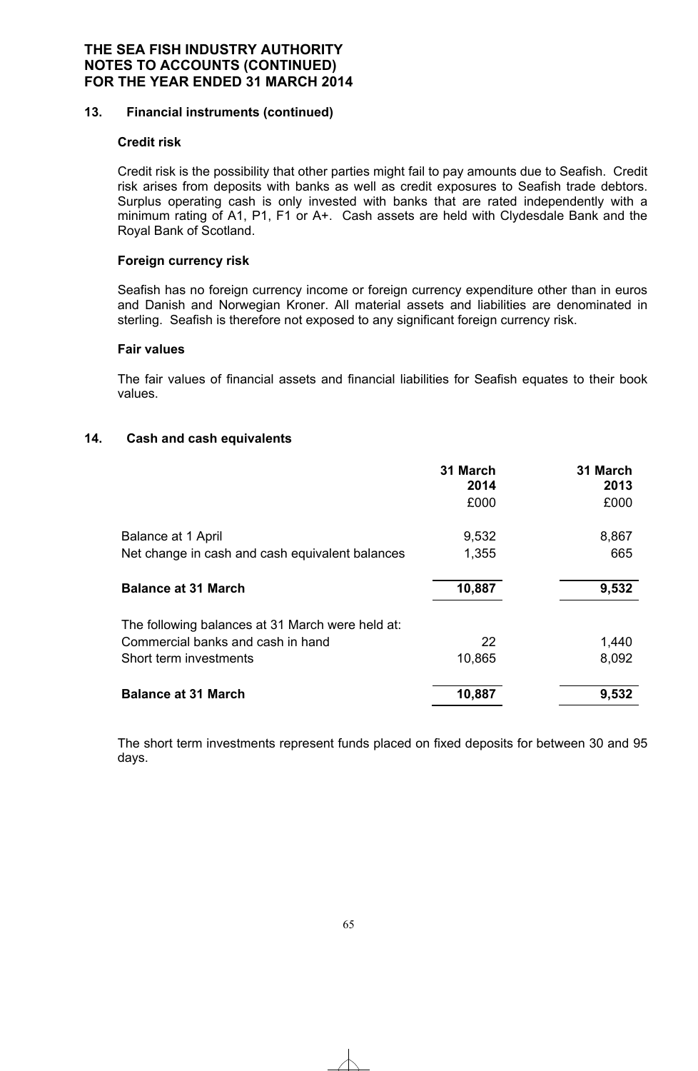**THE SEA FISH INDUSTRY AUTHORITY**
**NOTES TO ACCOUNTS (CONTINUED)**
**FOR THE YEAR ENDED 31 MARCH 2014**

## 13. Financial instruments (continued)

### Credit risk

Credit risk is the possibility that other parties might fail to pay amounts due to Seafish. Credit risk arises from deposits with banks as well as credit exposures to Seafish trade debtors. Surplus operating cash is only invested with banks that are rated independently with a minimum rating of A1, P1, F1 or A+. Cash assets are held with Clydesdale Bank and the Royal Bank of Scotland.

### Foreign currency risk

Seafish has no foreign currency income or foreign currency expenditure other than in euros and Danish and Norwegian Kroner. All material assets and liabilities are denominated in sterling. Seafish is therefore not exposed to any significant foreign currency risk.

### Fair values

The fair values of financial assets and financial liabilities for Seafish equates to their book values.

## 14. Cash and cash equivalents

| | 31 March 2014 | 31 March 2013 |
|---|---|---|
| | £000 | £000 |
| Balance at 1 April | 9,532 | 8,867 |
| Net change in cash and cash equivalent balances | 1,355 | 665 |
| **Balance at 31 March** | **10,887** | **9,532** |
| The following balances at 31 March were held at: | | |
| Commercial banks and cash in hand | 22 | 1,440 |
| Short term investments | 10,865 | 8,092 |
| **Balance at 31 March** | **10,887** | **9,532** |

The short term investments represent funds placed on fixed deposits for between 30 and 95 days.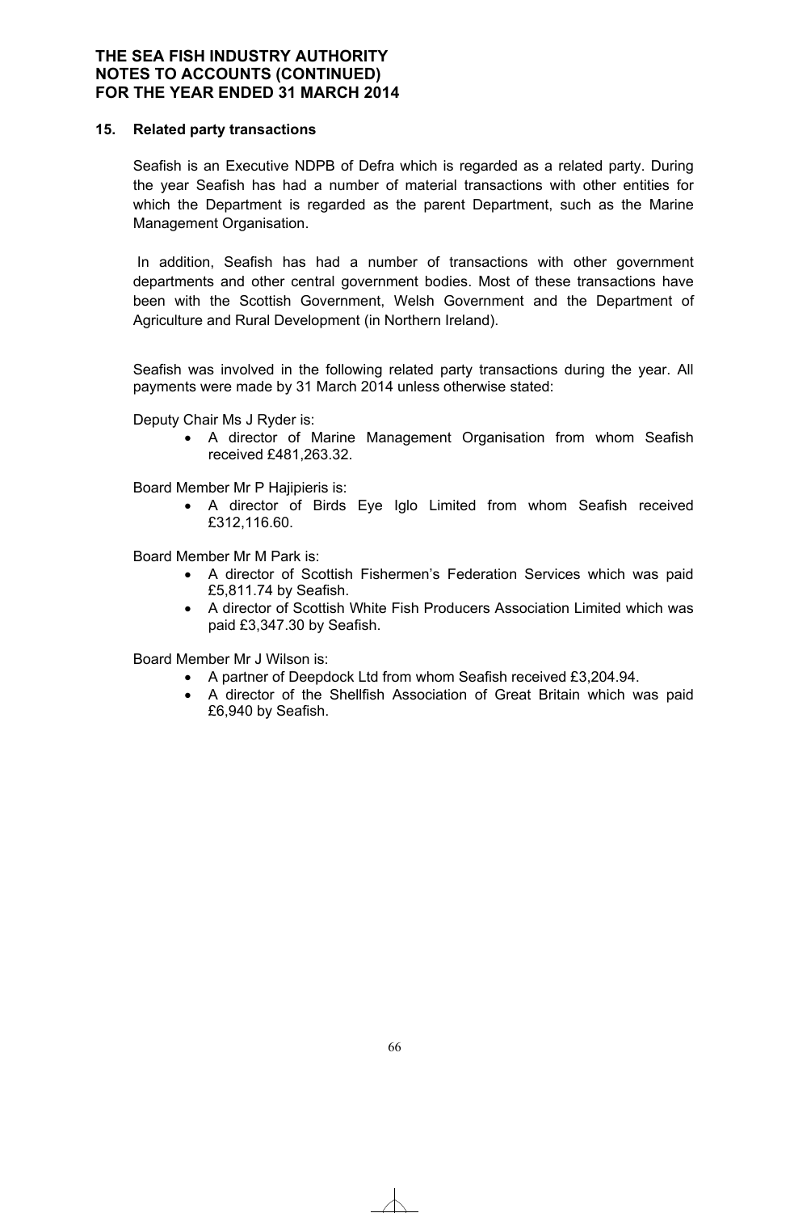## 15. Related party transactions

Seafish is an Executive NDPB of Defra which is regarded as a related party. During the year Seafish has had a number of material transactions with other entities for which the Department is regarded as the parent Department, such as the Marine Management Organisation.

In addition, Seafish has had a number of transactions with other government departments and other central government bodies. Most of these transactions have been with the Scottish Government, Welsh Government and the Department of Agriculture and Rural Development (in Northern Ireland).

Seafish was involved in the following related party transactions during the year. All payments were made by 31 March 2014 unless otherwise stated:

Deputy Chair Ms J Ryder is:

- A director of Marine Management Organisation from whom Seafish received £481,263.32.

Board Member Mr P Hajipieris is:

- A director of Birds Eye Iglo Limited from whom Seafish received £312,116.60.

Board Member Mr M Park is:

- A director of Scottish Fishermen's Federation Services which was paid £5,811.74 by Seafish.
- A director of Scottish White Fish Producers Association Limited which was paid £3,347.30 by Seafish.

Board Member Mr J Wilson is:

- A partner of Deepdock Ltd from whom Seafish received £3,204.94.
- A director of the Shellfish Association of Great Britain which was paid £6,940 by Seafish.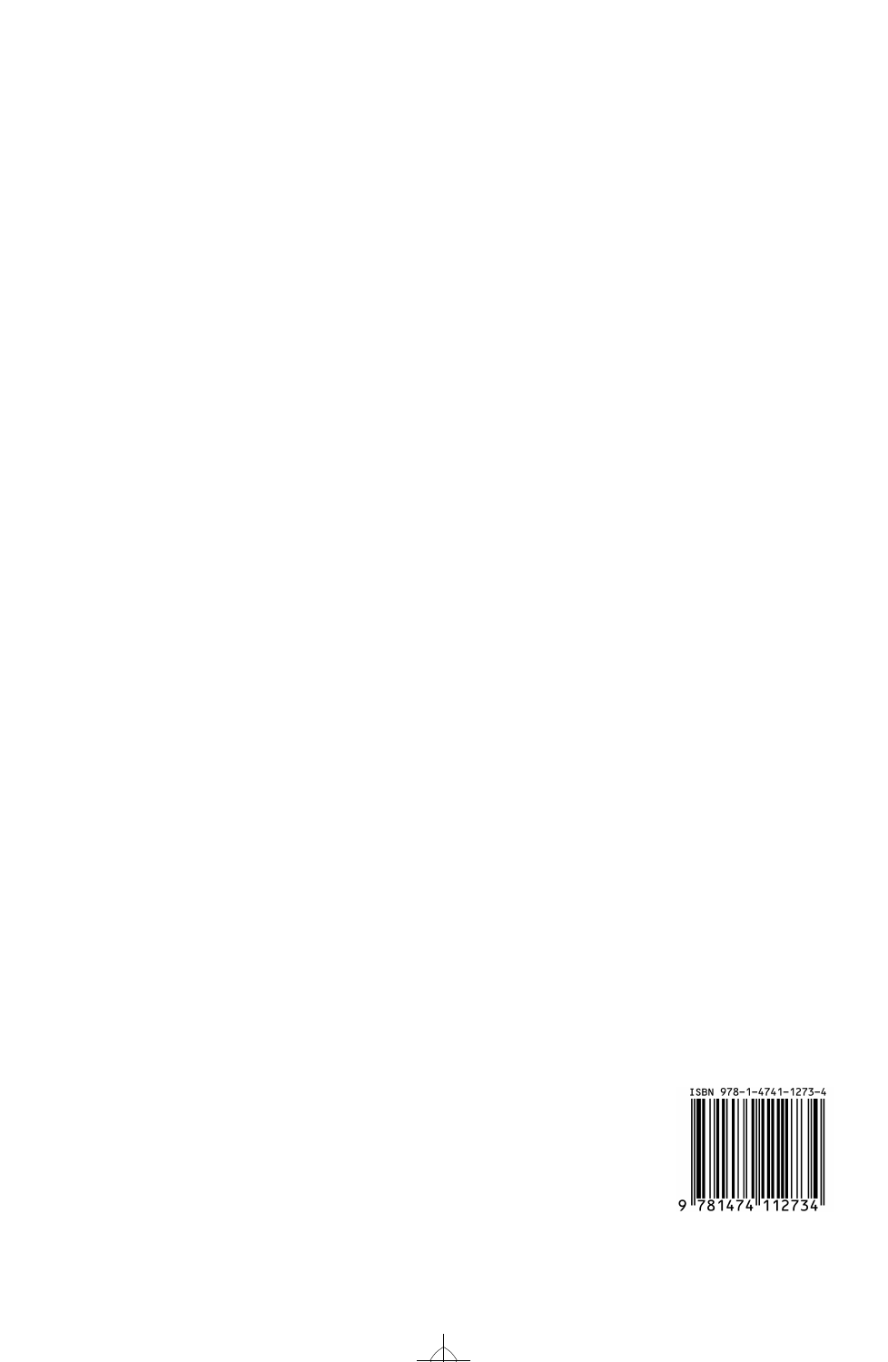ISBN 978-1-4741-1273-4

9 781474 112734